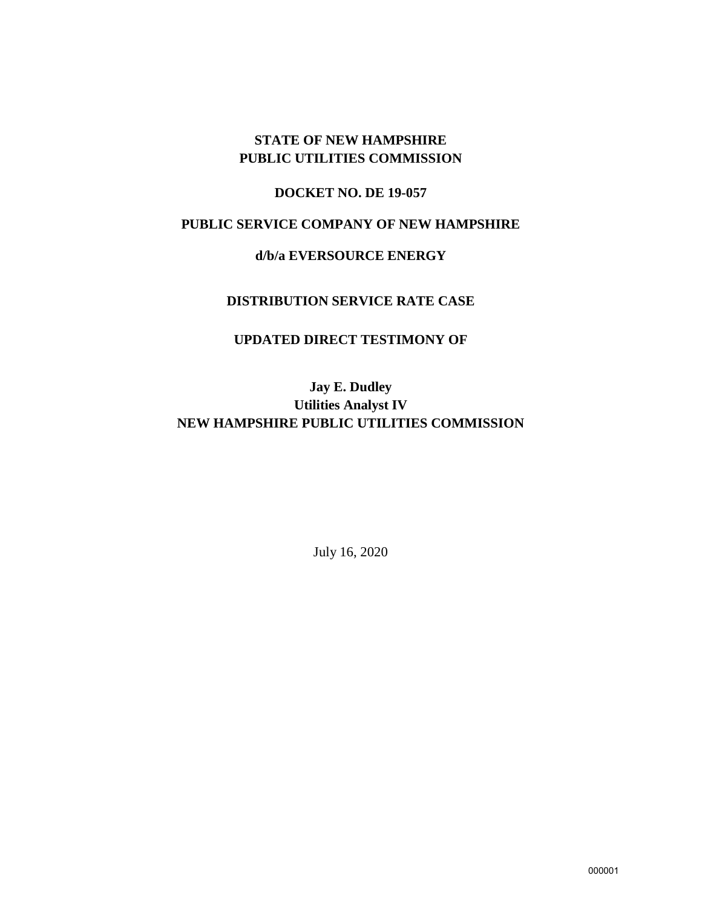**STATE OF NEW HAMPSHIRE**
**PUBLIC UTILITIES COMMISSION**

**DOCKET NO. DE 19-057**

**PUBLIC SERVICE COMPANY OF NEW HAMPSHIRE**

**d/b/a EVERSOURCE ENERGY**

**DISTRIBUTION SERVICE RATE CASE**

**UPDATED DIRECT TESTIMONY OF**

**Jay E. Dudley**
**Utilities Analyst IV**
**NEW HAMPSHIRE PUBLIC UTILITIES COMMISSION**

July 16, 2020

000001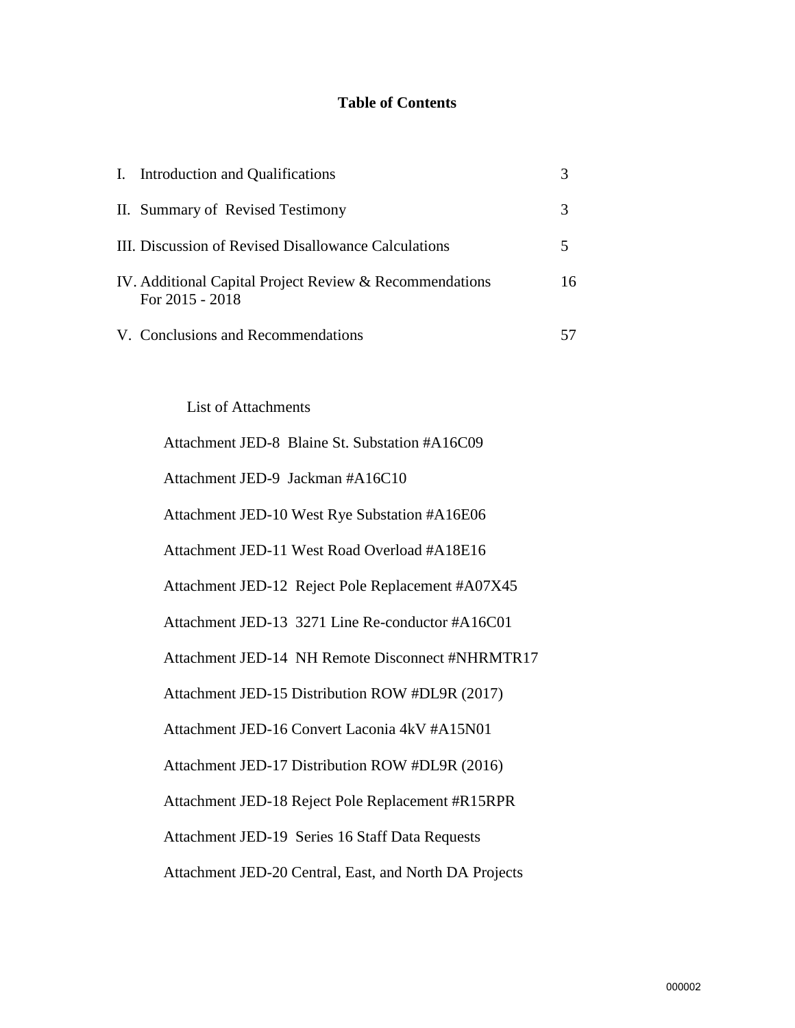# Table of Contents

| | |
|---|---|
| I. Introduction and Qualifications | 3 |
| II. Summary of Revised Testimony | 3 |
| III. Discussion of Revised Disallowance Calculations | 5 |
| IV. Additional Capital Project Review & Recommendations For 2015 - 2018 | 16 |
| V. Conclusions and Recommendations | 57 |

List of Attachments

Attachment JED-8 Blaine St. Substation #A16C09

Attachment JED-9 Jackman #A16C10

Attachment JED-10 West Rye Substation #A16E06

Attachment JED-11 West Road Overload #A18E16

Attachment JED-12 Reject Pole Replacement #A07X45

Attachment JED-13 3271 Line Re-conductor #A16C01

Attachment JED-14 NH Remote Disconnect #NHRMTR17

Attachment JED-15 Distribution ROW #DL9R (2017)

Attachment JED-16 Convert Laconia 4kV #A15N01

Attachment JED-17 Distribution ROW #DL9R (2016)

Attachment JED-18 Reject Pole Replacement #R15RPR

Attachment JED-19 Series 16 Staff Data Requests

Attachment JED-20 Central, East, and North DA Projects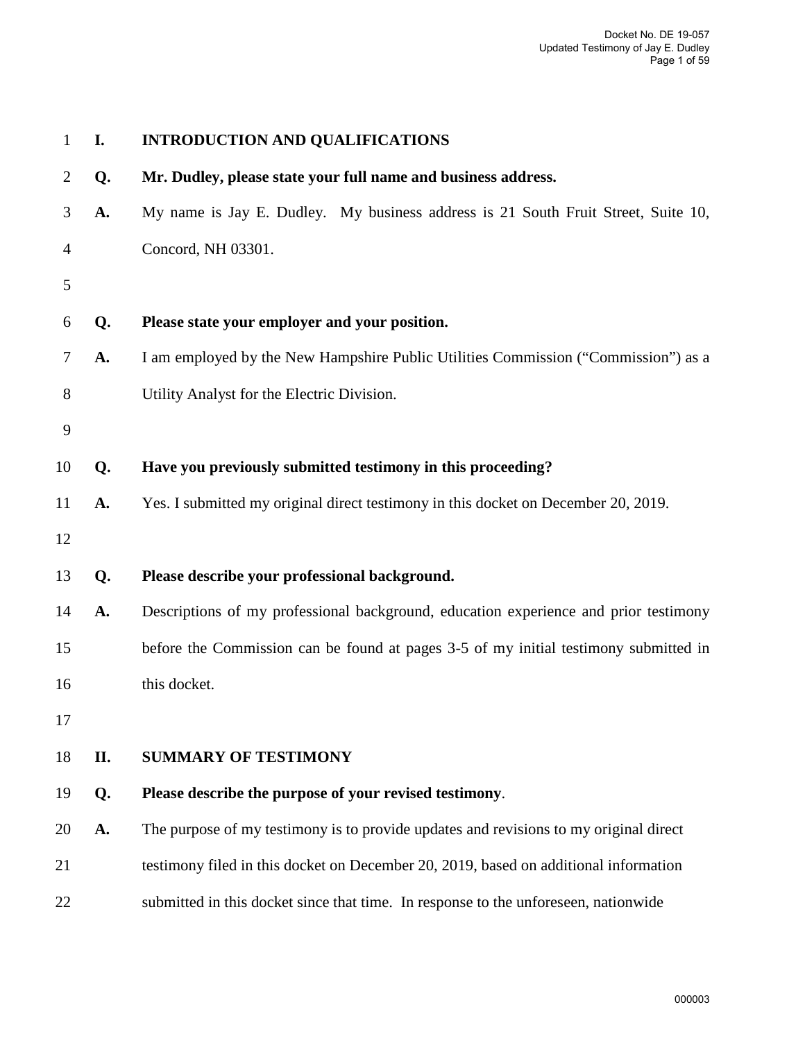## I. INTRODUCTION AND QUALIFICATIONS

**Q. Mr. Dudley, please state your full name and business address.**

A. My name is Jay E. Dudley. My business address is 21 South Fruit Street, Suite 10, Concord, NH 03301.

**Q. Please state your employer and your position.**

A. I am employed by the New Hampshire Public Utilities Commission ("Commission") as a Utility Analyst for the Electric Division.

**Q. Have you previously submitted testimony in this proceeding?**

A. Yes. I submitted my original direct testimony in this docket on December 20, 2019.

**Q. Please describe your professional background.**

A. Descriptions of my professional background, education experience and prior testimony before the Commission can be found at pages 3-5 of my initial testimony submitted in this docket.

## II. SUMMARY OF TESTIMONY

**Q. Please describe the purpose of your revised testimony**.

A. The purpose of my testimony is to provide updates and revisions to my original direct testimony filed in this docket on December 20, 2019, based on additional information submitted in this docket since that time. In response to the unforeseen, nationwide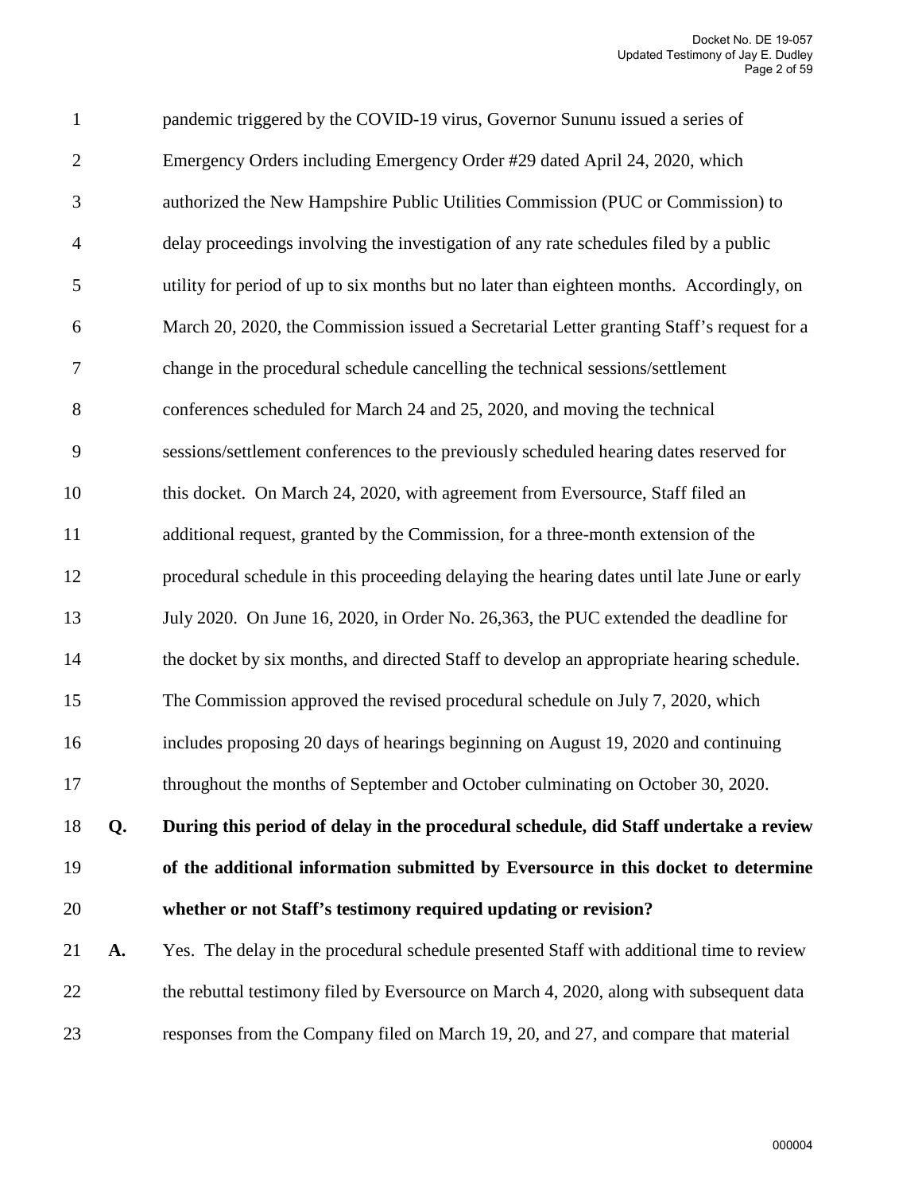pandemic triggered by the COVID-19 virus, Governor Sununu issued a series of Emergency Orders including Emergency Order #29 dated April 24, 2020, which authorized the New Hampshire Public Utilities Commission (PUC or Commission) to delay proceedings involving the investigation of any rate schedules filed by a public utility for period of up to six months but no later than eighteen months. Accordingly, on March 20, 2020, the Commission issued a Secretarial Letter granting Staff's request for a change in the procedural schedule cancelling the technical sessions/settlement conferences scheduled for March 24 and 25, 2020, and moving the technical sessions/settlement conferences to the previously scheduled hearing dates reserved for this docket. On March 24, 2020, with agreement from Eversource, Staff filed an additional request, granted by the Commission, for a three-month extension of the procedural schedule in this proceeding delaying the hearing dates until late June or early July 2020. On June 16, 2020, in Order No. 26,363, the PUC extended the deadline for the docket by six months, and directed Staff to develop an appropriate hearing schedule. The Commission approved the revised procedural schedule on July 7, 2020, which includes proposing 20 days of hearings beginning on August 19, 2020 and continuing throughout the months of September and October culminating on October 30, 2020.

**Q. During this period of delay in the procedural schedule, did Staff undertake a review of the additional information submitted by Eversource in this docket to determine whether or not Staff's testimony required updating or revision?**

**A.** Yes. The delay in the procedural schedule presented Staff with additional time to review the rebuttal testimony filed by Eversource on March 4, 2020, along with subsequent data responses from the Company filed on March 19, 20, and 27, and compare that material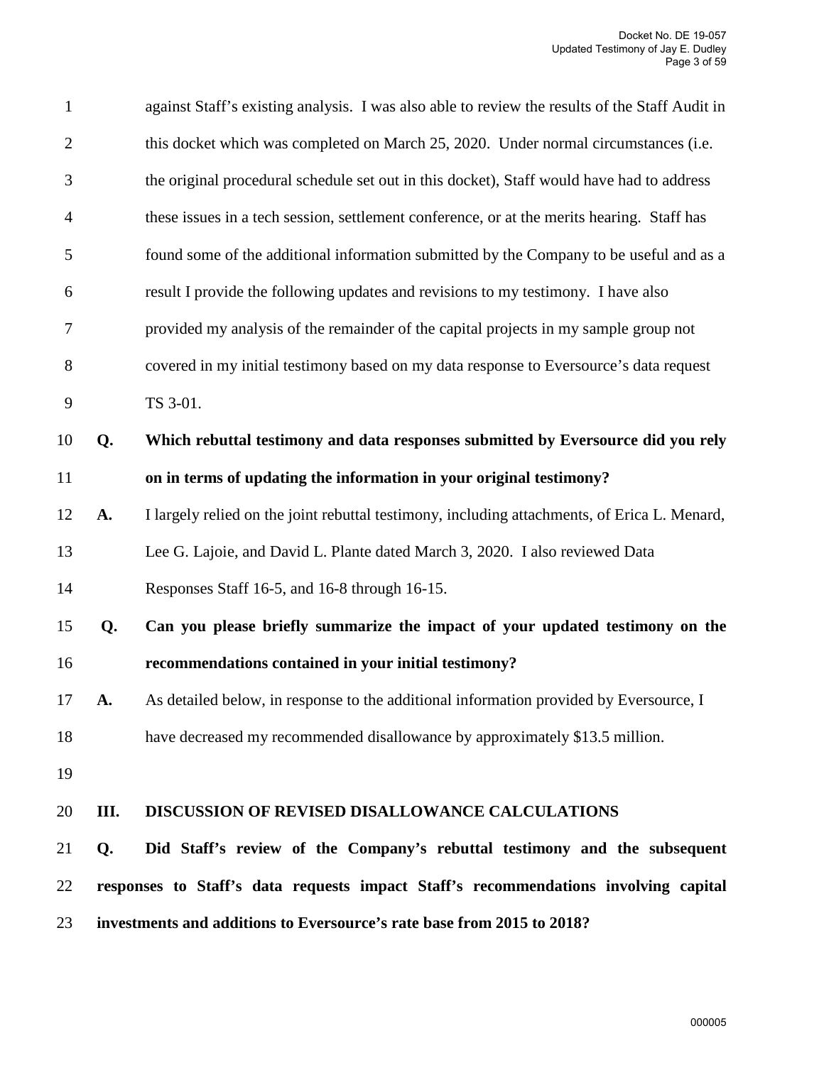against Staff's existing analysis. I was also able to review the results of the Staff Audit in this docket which was completed on March 25, 2020. Under normal circumstances (i.e. the original procedural schedule set out in this docket), Staff would have had to address these issues in a tech session, settlement conference, or at the merits hearing. Staff has found some of the additional information submitted by the Company to be useful and as a result I provide the following updates and revisions to my testimony. I have also provided my analysis of the remainder of the capital projects in my sample group not covered in my initial testimony based on my data response to Eversource's data request TS 3-01.

**Q. Which rebuttal testimony and data responses submitted by Eversource did you rely on in terms of updating the information in your original testimony?**

**A.** I largely relied on the joint rebuttal testimony, including attachments, of Erica L. Menard, Lee G. Lajoie, and David L. Plante dated March 3, 2020. I also reviewed Data Responses Staff 16-5, and 16-8 through 16-15.

**Q. Can you please briefly summarize the impact of your updated testimony on the recommendations contained in your initial testimony?**

**A.** As detailed below, in response to the additional information provided by Eversource, I have decreased my recommended disallowance by approximately $13.5 million.

## III. DISCUSSION OF REVISED DISALLOWANCE CALCULATIONS

**Q. Did Staff's review of the Company's rebuttal testimony and the subsequent responses to Staff's data requests impact Staff's recommendations involving capital investments and additions to Eversource's rate base from 2015 to 2018?**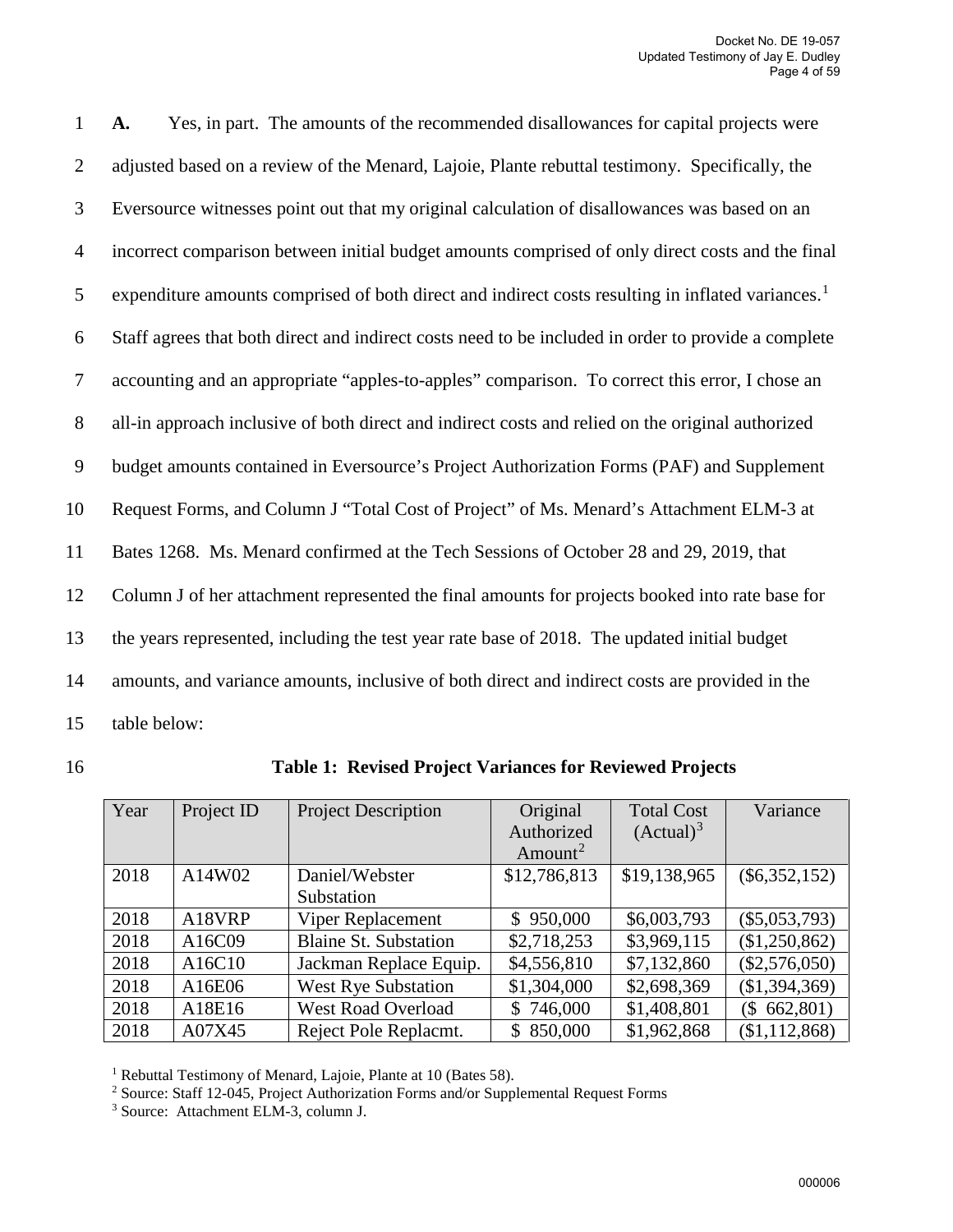**A.** Yes, in part. The amounts of the recommended disallowances for capital projects were adjusted based on a review of the Menard, Lajoie, Plante rebuttal testimony. Specifically, the Eversource witnesses point out that my original calculation of disallowances was based on an incorrect comparison between initial budget amounts comprised of only direct costs and the final expenditure amounts comprised of both direct and indirect costs resulting in inflated variances.[1] Staff agrees that both direct and indirect costs need to be included in order to provide a complete accounting and an appropriate "apples-to-apples" comparison. To correct this error, I chose an all-in approach inclusive of both direct and indirect costs and relied on the original authorized budget amounts contained in Eversource's Project Authorization Forms (PAF) and Supplement Request Forms, and Column J "Total Cost of Project" of Ms. Menard's Attachment ELM-3 at Bates 1268. Ms. Menard confirmed at the Tech Sessions of October 28 and 29, 2019, that Column J of her attachment represented the final amounts for projects booked into rate base for the years represented, including the test year rate base of 2018. The updated initial budget amounts, and variance amounts, inclusive of both direct and indirect costs are provided in the table below:

**Table 1: Revised Project Variances for Reviewed Projects**

| Year | Project ID | Project Description | Original Authorized Amount[2] | Total Cost (Actual)[3] | Variance |
|---|---|---|---|---|---|
| 2018 | A14W02 | Daniel/Webster Substation | $12,786,813 | $19,138,965 | ($6,352,152) |
| 2018 | A18VRP | Viper Replacement | $ 950,000 | $6,003,793 | ($5,053,793) |
| 2018 | A16C09 | Blaine St. Substation | $2,718,253 | $3,969,115 | ($1,250,862) |
| 2018 | A16C10 | Jackman Replace Equip. | $4,556,810 | $7,132,860 | ($2,576,050) |
| 2018 | A16E06 | West Rye Substation | $1,304,000 | $2,698,369 | ($1,394,369) |
| 2018 | A18E16 | West Road Overload | $ 746,000 | $1,408,801 | ($ 662,801) |
| 2018 | A07X45 | Reject Pole Replacmt. | $ 850,000 | $1,962,868 | ($1,112,868) |

[1] Rebuttal Testimony of Menard, Lajoie, Plante at 10 (Bates 58).
[2] Source: Staff 12-045, Project Authorization Forms and/or Supplemental Request Forms
[3] Source: Attachment ELM-3, column J.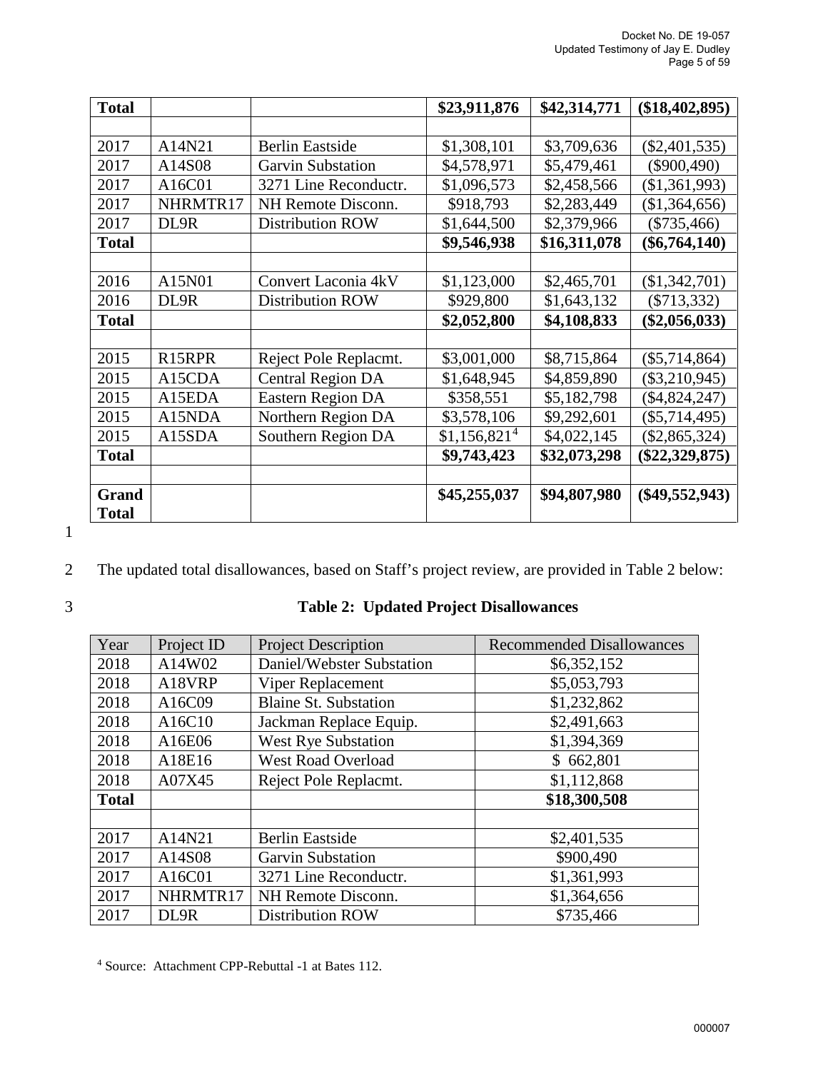| Total | | | $23,911,876 | $42,314,771 | ($18,402,895) |
|---|---|---|---|---|---|
| | | | | | |
| 2017 | A14N21 | Berlin Eastside | $1,308,101 | $3,709,636 | ($2,401,535) |
| 2017 | A14S08 | Garvin Substation | $4,578,971 | $5,479,461 | ($900,490) |
| 2017 | A16C01 | 3271 Line Reconductr. | $1,096,573 | $2,458,566 | ($1,361,993) |
| 2017 | NHRMTR17 | NH Remote Disconn. | $918,793 | $2,283,449 | ($1,364,656) |
| 2017 | DL9R | Distribution ROW | $1,644,500 | $2,379,966 | ($735,466) |
| **Total** | | | **$9,546,938** | **$16,311,078** | **($6,764,140)** |
| | | | | | |
| 2016 | A15N01 | Convert Laconia 4kV | $1,123,000 | $2,465,701 | ($1,342,701) |
| 2016 | DL9R | Distribution ROW | $929,800 | $1,643,132 | ($713,332) |
| **Total** | | | **$2,052,800** | **$4,108,833** | **($2,056,033)** |
| | | | | | |
| 2015 | R15RPR | Reject Pole Replacmt. | $3,001,000 | $8,715,864 | ($5,714,864) |
| 2015 | A15CDA | Central Region DA | $1,648,945 | $4,859,890 | ($3,210,945) |
| 2015 | A15EDA | Eastern Region DA | $358,551 | $5,182,798 | ($4,824,247) |
| 2015 | A15NDA | Northern Region DA | $3,578,106 | $9,292,601 | ($5,714,495) |
| 2015 | A15SDA | Southern Region DA | $1,156,821[4] | $4,022,145 | ($2,865,324) |
| **Total** | | | **$9,743,423** | **$32,073,298** | **($22,329,875)** |
| | | | | | |
| **Grand Total** | | | **$45,255,037** | **$94,807,980** | **($49,552,943)** |

The updated total disallowances, based on Staff's project review, are provided in Table 2 below:

**Table 2: Updated Project Disallowances**

| Year | Project ID | Project Description | Recommended Disallowances |
|---|---|---|---|
| 2018 | A14W02 | Daniel/Webster Substation | $6,352,152 |
| 2018 | A18VRP | Viper Replacement | $5,053,793 |
| 2018 | A16C09 | Blaine St. Substation | $1,232,862 |
| 2018 | A16C10 | Jackman Replace Equip. | $2,491,663 |
| 2018 | A16E06 | West Rye Substation | $1,394,369 |
| 2018 | A18E16 | West Road Overload | $ 662,801 |
| 2018 | A07X45 | Reject Pole Replacmt. | $1,112,868 |
| **Total** | | | **$18,300,508** |
| | | | |
| 2017 | A14N21 | Berlin Eastside | $2,401,535 |
| 2017 | A14S08 | Garvin Substation | $900,490 |
| 2017 | A16C01 | 3271 Line Reconductr. | $1,361,993 |
| 2017 | NHRMTR17 | NH Remote Disconn. | $1,364,656 |
| 2017 | DL9R | Distribution ROW | $735,466 |

[4] Source: Attachment CPP-Rebuttal -1 at Bates 112.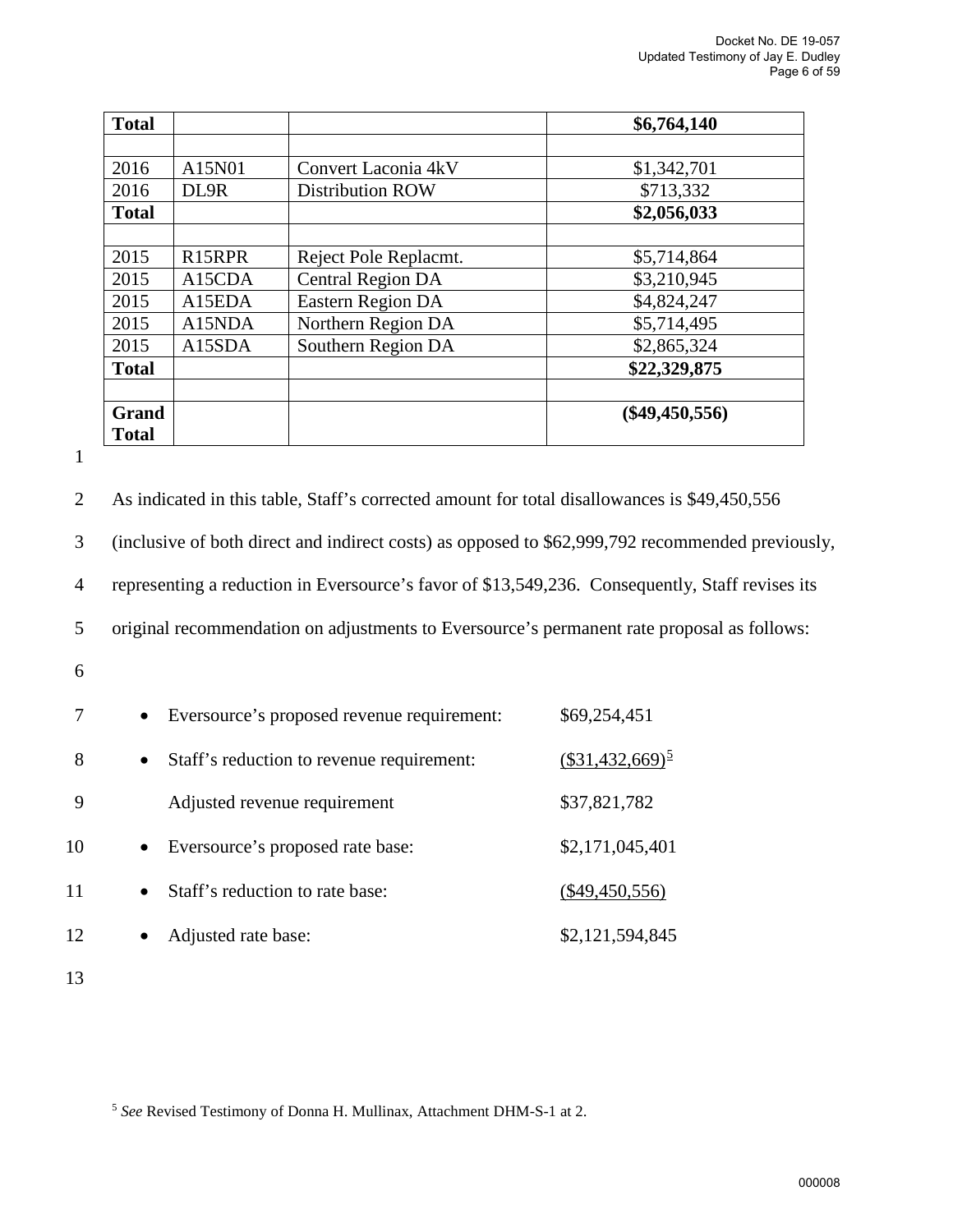| **Total** | | | **$6,764,140** |
|---|---|---|---|
| | | | |
| 2016 | A15N01 | Convert Laconia 4kV | $1,342,701 |
| 2016 | DL9R | Distribution ROW | $713,332 |
| **Total** | | | **$2,056,033** |
| | | | |
| 2015 | R15RPR | Reject Pole Replacmt. | $5,714,864 |
| 2015 | A15CDA | Central Region DA | $3,210,945 |
| 2015 | A15EDA | Eastern Region DA | $4,824,247 |
| 2015 | A15NDA | Northern Region DA | $5,714,495 |
| 2015 | A15SDA | Southern Region DA | $2,865,324 |
| **Total** | | | **$22,329,875** |
| | | | |
| **Grand Total** | | | **($49,450,556)** |

As indicated in this table, Staff's corrected amount for total disallowances is $49,450,556 (inclusive of both direct and indirect costs) as opposed to $62,999,792 recommended previously, representing a reduction in Eversource's favor of $13,549,236. Consequently, Staff revises its original recommendation on adjustments to Eversource's permanent rate proposal as follows:

- Eversource's proposed revenue requirement: $69,254,451
- Staff's reduction to revenue requirement: ($31,432,669)[5]

  Adjusted revenue requirement $37,821,782
- Eversource's proposed rate base: $2,171,045,401
- Staff's reduction to rate base: ($49,450,556)
- Adjusted rate base: $2,121,594,845

[5] *See* Revised Testimony of Donna H. Mullinax, Attachment DHM-S-1 at 2.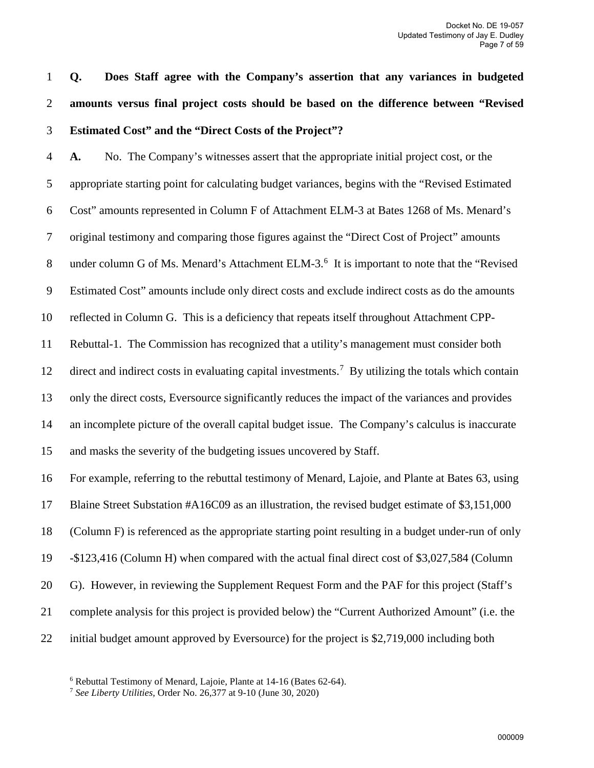**Q. Does Staff agree with the Company's assertion that any variances in budgeted amounts versus final project costs should be based on the difference between "Revised Estimated Cost" and the "Direct Costs of the Project"?**

**A.** No. The Company's witnesses assert that the appropriate initial project cost, or the appropriate starting point for calculating budget variances, begins with the "Revised Estimated Cost" amounts represented in Column F of Attachment ELM-3 at Bates 1268 of Ms. Menard's original testimony and comparing those figures against the "Direct Cost of Project" amounts under column G of Ms. Menard's Attachment ELM-3.[6] It is important to note that the "Revised Estimated Cost" amounts include only direct costs and exclude indirect costs as do the amounts reflected in Column G. This is a deficiency that repeats itself throughout Attachment CPP-Rebuttal-1. The Commission has recognized that a utility's management must consider both direct and indirect costs in evaluating capital investments.[7] By utilizing the totals which contain only the direct costs, Eversource significantly reduces the impact of the variances and provides an incomplete picture of the overall capital budget issue. The Company's calculus is inaccurate and masks the severity of the budgeting issues uncovered by Staff.

For example, referring to the rebuttal testimony of Menard, Lajoie, and Plante at Bates 63, using Blaine Street Substation #A16C09 as an illustration, the revised budget estimate of $3,151,000 (Column F) is referenced as the appropriate starting point resulting in a budget under-run of only -$123,416 (Column H) when compared with the actual final direct cost of $3,027,584 (Column G). However, in reviewing the Supplement Request Form and the PAF for this project (Staff's complete analysis for this project is provided below) the "Current Authorized Amount" (i.e. the initial budget amount approved by Eversource) for the project is $2,719,000 including both

[6] Rebuttal Testimony of Menard, Lajoie, Plante at 14-16 (Bates 62-64).

[7] *See Liberty Utilities*, Order No. 26,377 at 9-10 (June 30, 2020)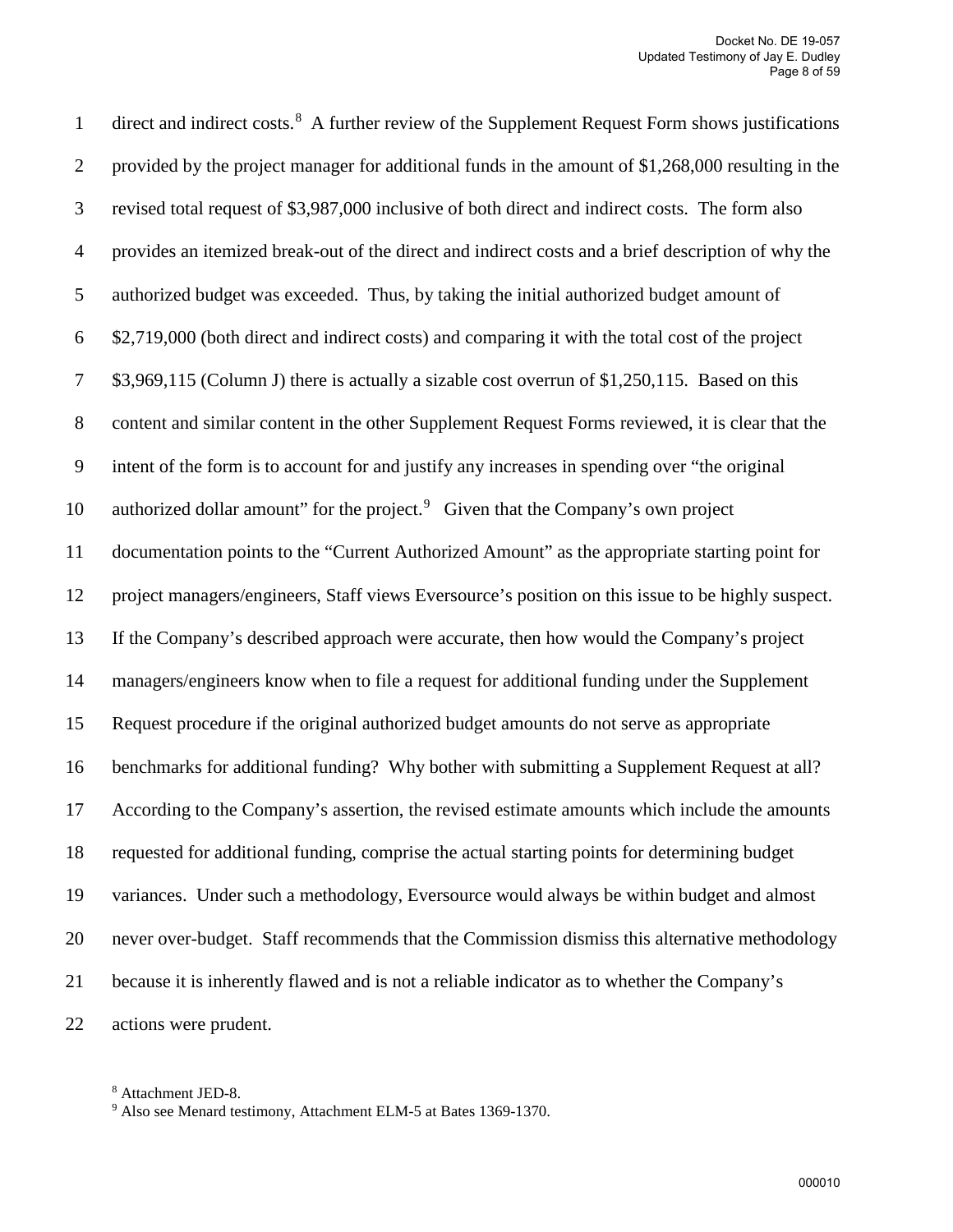direct and indirect costs.[8] A further review of the Supplement Request Form shows justifications provided by the project manager for additional funds in the amount of $1,268,000 resulting in the revised total request of $3,987,000 inclusive of both direct and indirect costs. The form also provides an itemized break-out of the direct and indirect costs and a brief description of why the authorized budget was exceeded. Thus, by taking the initial authorized budget amount of $2,719,000 (both direct and indirect costs) and comparing it with the total cost of the project $3,969,115 (Column J) there is actually a sizable cost overrun of $1,250,115. Based on this content and similar content in the other Supplement Request Forms reviewed, it is clear that the intent of the form is to account for and justify any increases in spending over "the original authorized dollar amount" for the project.[9] Given that the Company's own project documentation points to the "Current Authorized Amount" as the appropriate starting point for project managers/engineers, Staff views Eversource's position on this issue to be highly suspect. If the Company's described approach were accurate, then how would the Company's project managers/engineers know when to file a request for additional funding under the Supplement Request procedure if the original authorized budget amounts do not serve as appropriate benchmarks for additional funding? Why bother with submitting a Supplement Request at all? According to the Company's assertion, the revised estimate amounts which include the amounts requested for additional funding, comprise the actual starting points for determining budget variances. Under such a methodology, Eversource would always be within budget and almost never over-budget. Staff recommends that the Commission dismiss this alternative methodology because it is inherently flawed and is not a reliable indicator as to whether the Company's actions were prudent.

[8] Attachment JED-8.

[9] Also see Menard testimony, Attachment ELM-5 at Bates 1369-1370.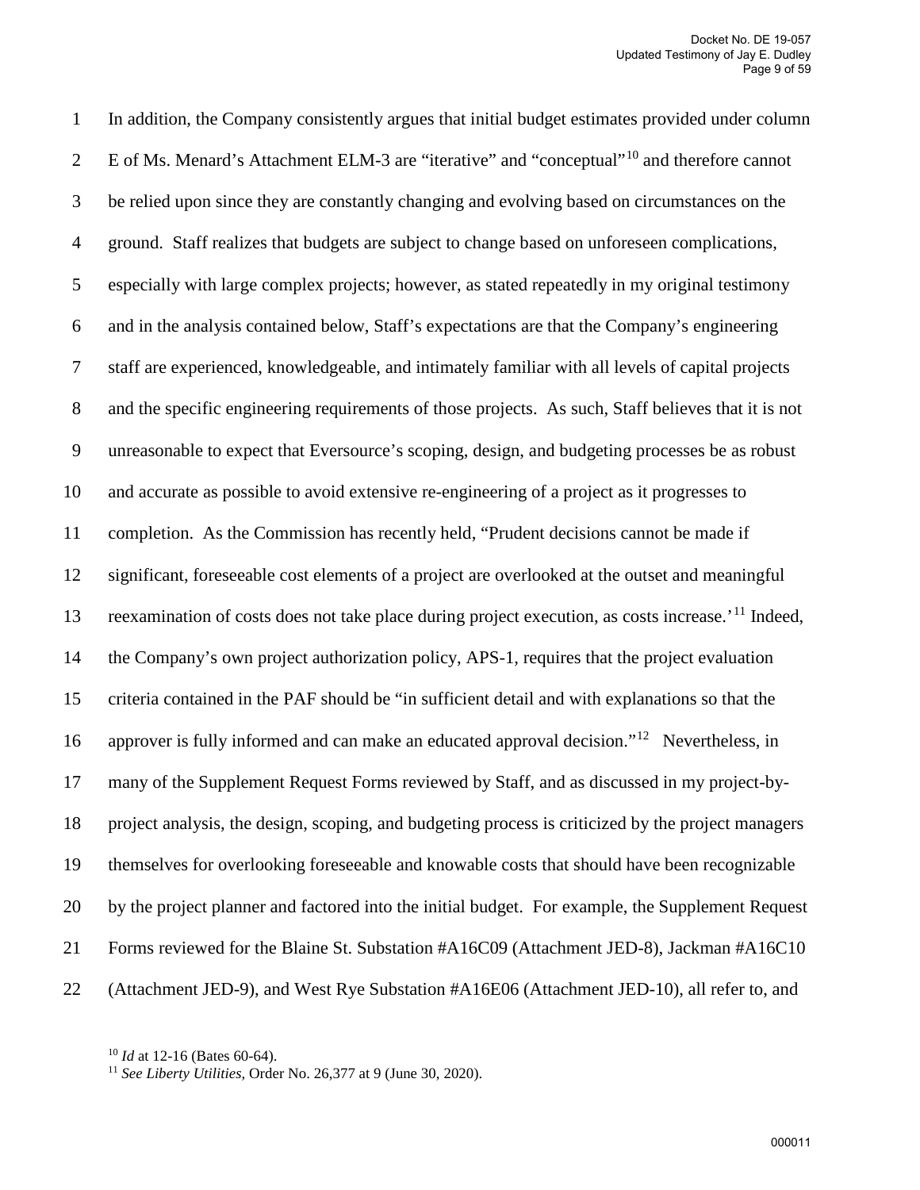In addition, the Company consistently argues that initial budget estimates provided under column E of Ms. Menard's Attachment ELM-3 are "iterative" and "conceptual"[10] and therefore cannot be relied upon since they are constantly changing and evolving based on circumstances on the ground. Staff realizes that budgets are subject to change based on unforeseen complications, especially with large complex projects; however, as stated repeatedly in my original testimony and in the analysis contained below, Staff's expectations are that the Company's engineering staff are experienced, knowledgeable, and intimately familiar with all levels of capital projects and the specific engineering requirements of those projects. As such, Staff believes that it is not unreasonable to expect that Eversource's scoping, design, and budgeting processes be as robust and accurate as possible to avoid extensive re-engineering of a project as it progresses to completion. As the Commission has recently held, "Prudent decisions cannot be made if significant, foreseeable cost elements of a project are overlooked at the outset and meaningful reexamination of costs does not take place during project execution, as costs increase.'[11] Indeed, the Company's own project authorization policy, APS-1, requires that the project evaluation criteria contained in the PAF should be "in sufficient detail and with explanations so that the approver is fully informed and can make an educated approval decision."[12] Nevertheless, in many of the Supplement Request Forms reviewed by Staff, and as discussed in my project-by-project analysis, the design, scoping, and budgeting process is criticized by the project managers themselves for overlooking foreseeable and knowable costs that should have been recognizable by the project planner and factored into the initial budget. For example, the Supplement Request Forms reviewed for the Blaine St. Substation #A16C09 (Attachment JED-8), Jackman #A16C10 (Attachment JED-9), and West Rye Substation #A16E06 (Attachment JED-10), all refer to, and

[10] *Id* at 12-16 (Bates 60-64).

[11] *See Liberty Utilities*, Order No. 26,377 at 9 (June 30, 2020).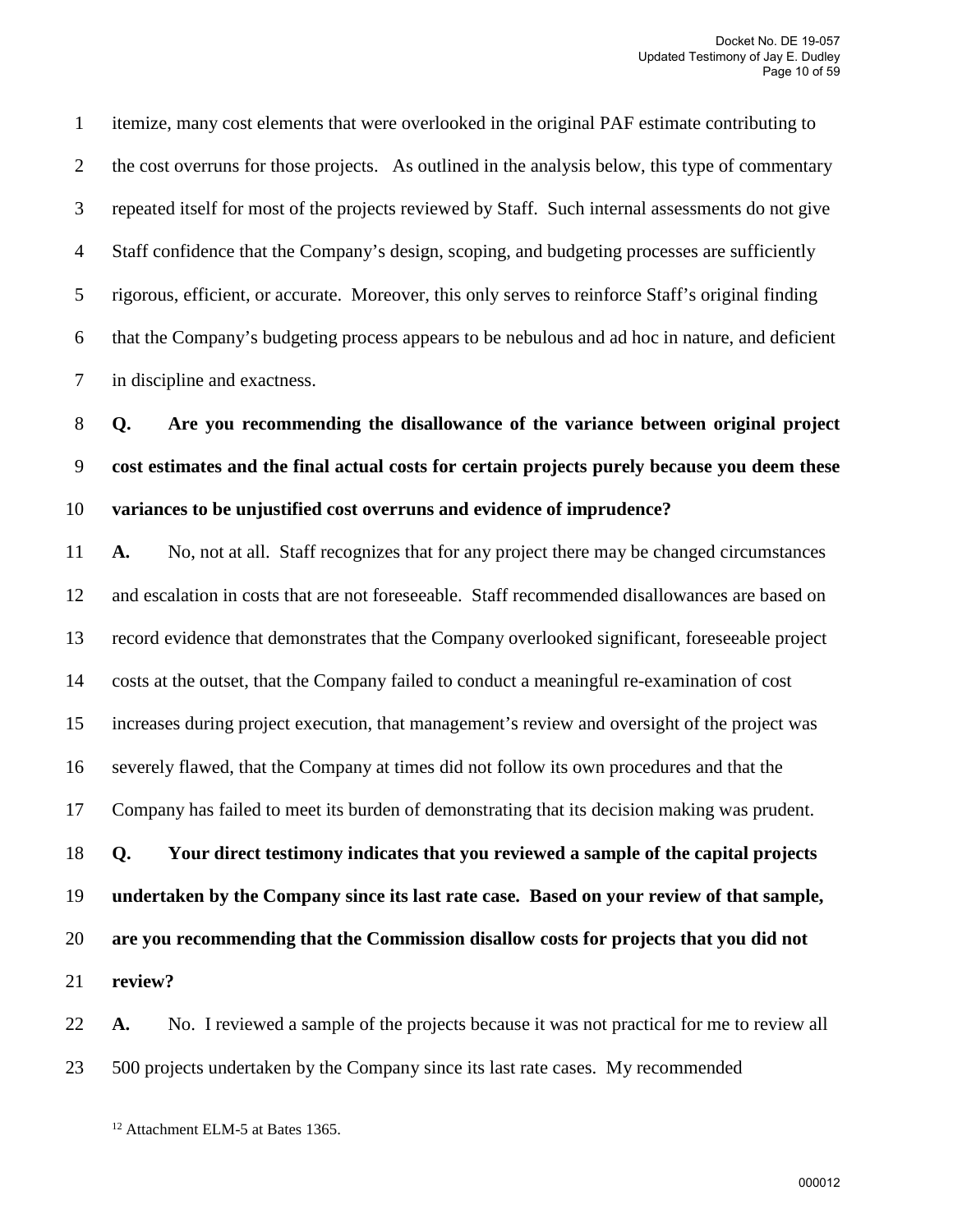itemize, many cost elements that were overlooked in the original PAF estimate contributing to the cost overruns for those projects. As outlined in the analysis below, this type of commentary repeated itself for most of the projects reviewed by Staff. Such internal assessments do not give Staff confidence that the Company's design, scoping, and budgeting processes are sufficiently rigorous, efficient, or accurate. Moreover, this only serves to reinforce Staff's original finding that the Company's budgeting process appears to be nebulous and ad hoc in nature, and deficient in discipline and exactness.

**Q. Are you recommending the disallowance of the variance between original project cost estimates and the final actual costs for certain projects purely because you deem these variances to be unjustified cost overruns and evidence of imprudence?**

**A.** No, not at all. Staff recognizes that for any project there may be changed circumstances and escalation in costs that are not foreseeable. Staff recommended disallowances are based on record evidence that demonstrates that the Company overlooked significant, foreseeable project costs at the outset, that the Company failed to conduct a meaningful re-examination of cost increases during project execution, that management's review and oversight of the project was severely flawed, that the Company at times did not follow its own procedures and that the Company has failed to meet its burden of demonstrating that its decision making was prudent.

**Q. Your direct testimony indicates that you reviewed a sample of the capital projects undertaken by the Company since its last rate case. Based on your review of that sample, are you recommending that the Commission disallow costs for projects that you did not review?**

**A.** No. I reviewed a sample of the projects because it was not practical for me to review all 500 projects undertaken by the Company since its last rate cases. My recommended

[12] Attachment ELM-5 at Bates 1365.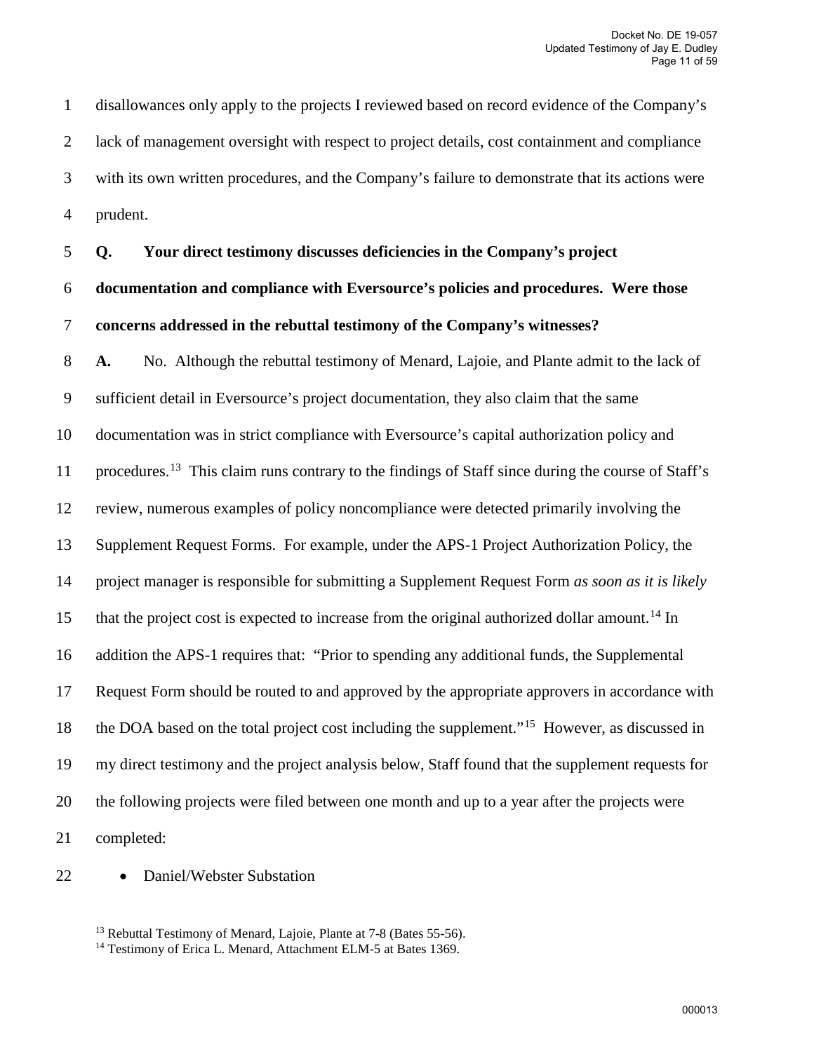disallowances only apply to the projects I reviewed based on record evidence of the Company's lack of management oversight with respect to project details, cost containment and compliance with its own written procedures, and the Company's failure to demonstrate that its actions were prudent.

**Q. Your direct testimony discusses deficiencies in the Company's project documentation and compliance with Eversource's policies and procedures. Were those concerns addressed in the rebuttal testimony of the Company's witnesses?**

**A.** No. Although the rebuttal testimony of Menard, Lajoie, and Plante admit to the lack of sufficient detail in Eversource's project documentation, they also claim that the same documentation was in strict compliance with Eversource's capital authorization policy and procedures.[13] This claim runs contrary to the findings of Staff since during the course of Staff's review, numerous examples of policy noncompliance were detected primarily involving the Supplement Request Forms. For example, under the APS-1 Project Authorization Policy, the project manager is responsible for submitting a Supplement Request Form *as soon as it is likely* that the project cost is expected to increase from the original authorized dollar amount.[14] In addition the APS-1 requires that: "Prior to spending any additional funds, the Supplemental Request Form should be routed to and approved by the appropriate approvers in accordance with the DOA based on the total project cost including the supplement."[15] However, as discussed in my direct testimony and the project analysis below, Staff found that the supplement requests for the following projects were filed between one month and up to a year after the projects were completed:

- Daniel/Webster Substation

[13] Rebuttal Testimony of Menard, Lajoie, Plante at 7-8 (Bates 55-56).
[14] Testimony of Erica L. Menard, Attachment ELM-5 at Bates 1369.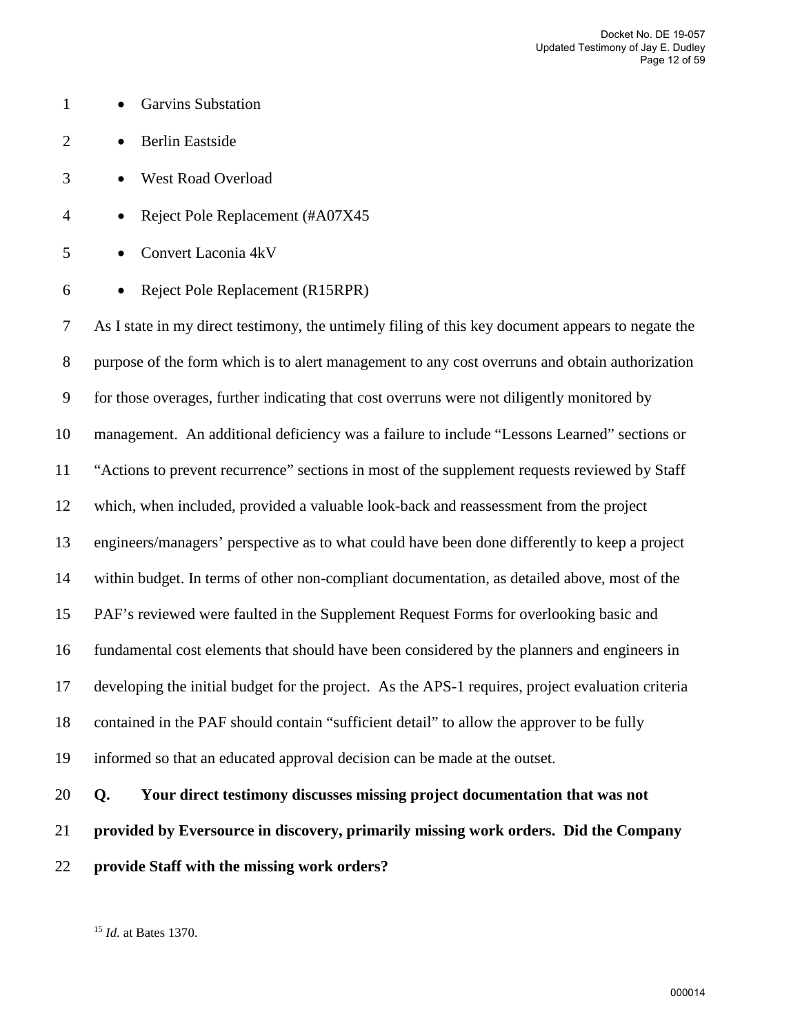- Garvins Substation
- Berlin Eastside
- West Road Overload
- Reject Pole Replacement (#A07X45
- Convert Laconia 4kV
- Reject Pole Replacement (R15RPR)

As I state in my direct testimony, the untimely filing of this key document appears to negate the purpose of the form which is to alert management to any cost overruns and obtain authorization for those overages, further indicating that cost overruns were not diligently monitored by management. An additional deficiency was a failure to include "Lessons Learned" sections or "Actions to prevent recurrence" sections in most of the supplement requests reviewed by Staff which, when included, provided a valuable look-back and reassessment from the project engineers/managers' perspective as to what could have been done differently to keep a project within budget. In terms of other non-compliant documentation, as detailed above, most of the PAF's reviewed were faulted in the Supplement Request Forms for overlooking basic and fundamental cost elements that should have been considered by the planners and engineers in developing the initial budget for the project. As the APS-1 requires, project evaluation criteria contained in the PAF should contain "sufficient detail" to allow the approver to be fully informed so that an educated approval decision can be made at the outset.

**Q. Your direct testimony discusses missing project documentation that was not provided by Eversource in discovery, primarily missing work orders. Did the Company provide Staff with the missing work orders?**

[15] *Id.* at Bates 1370.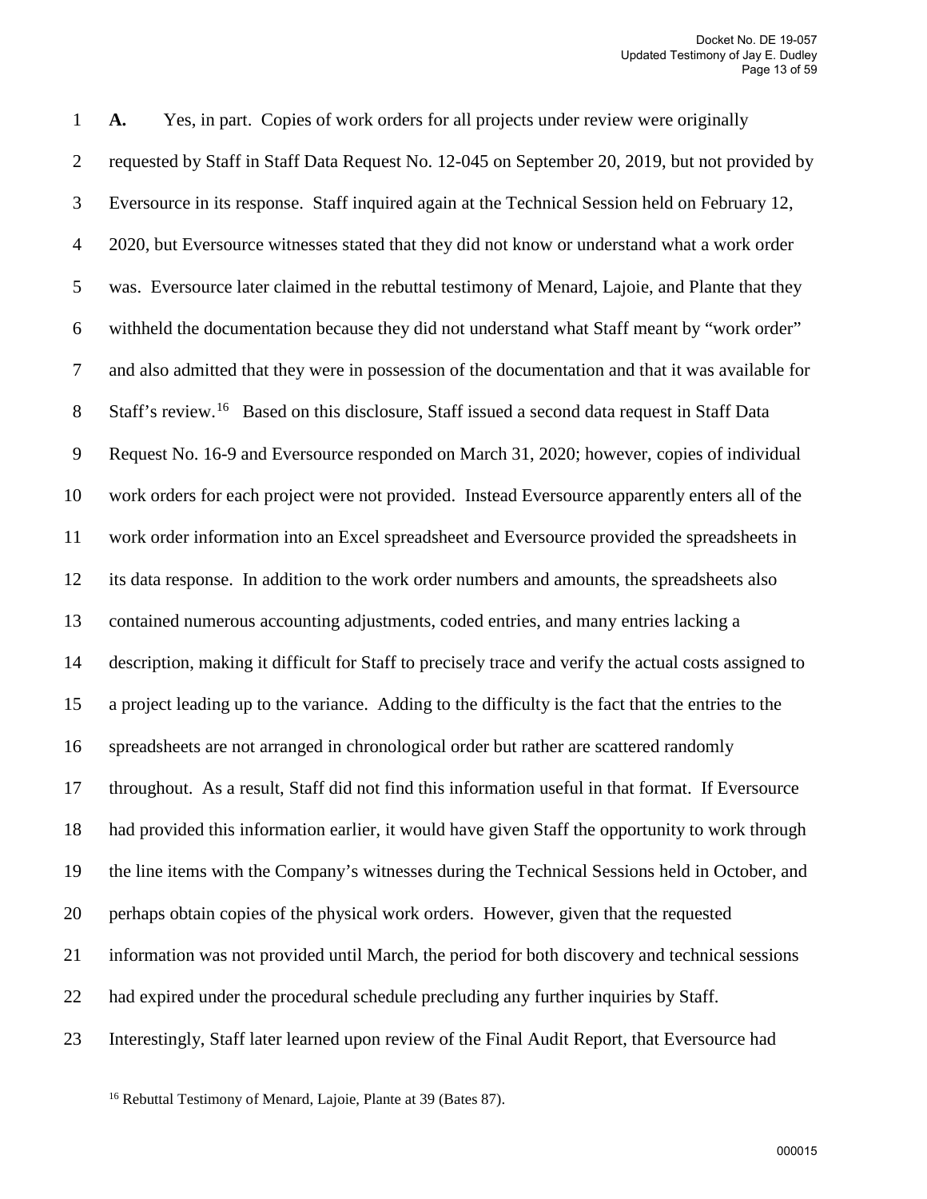**A.** Yes, in part. Copies of work orders for all projects under review were originally requested by Staff in Staff Data Request No. 12-045 on September 20, 2019, but not provided by Eversource in its response. Staff inquired again at the Technical Session held on February 12, 2020, but Eversource witnesses stated that they did not know or understand what a work order was. Eversource later claimed in the rebuttal testimony of Menard, Lajoie, and Plante that they withheld the documentation because they did not understand what Staff meant by "work order" and also admitted that they were in possession of the documentation and that it was available for Staff's review.[16] Based on this disclosure, Staff issued a second data request in Staff Data Request No. 16-9 and Eversource responded on March 31, 2020; however, copies of individual work orders for each project were not provided. Instead Eversource apparently enters all of the work order information into an Excel spreadsheet and Eversource provided the spreadsheets in its data response. In addition to the work order numbers and amounts, the spreadsheets also contained numerous accounting adjustments, coded entries, and many entries lacking a description, making it difficult for Staff to precisely trace and verify the actual costs assigned to a project leading up to the variance. Adding to the difficulty is the fact that the entries to the spreadsheets are not arranged in chronological order but rather are scattered randomly throughout. As a result, Staff did not find this information useful in that format. If Eversource had provided this information earlier, it would have given Staff the opportunity to work through the line items with the Company's witnesses during the Technical Sessions held in October, and perhaps obtain copies of the physical work orders. However, given that the requested information was not provided until March, the period for both discovery and technical sessions had expired under the procedural schedule precluding any further inquiries by Staff. Interestingly, Staff later learned upon review of the Final Audit Report, that Eversource had

[16] Rebuttal Testimony of Menard, Lajoie, Plante at 39 (Bates 87).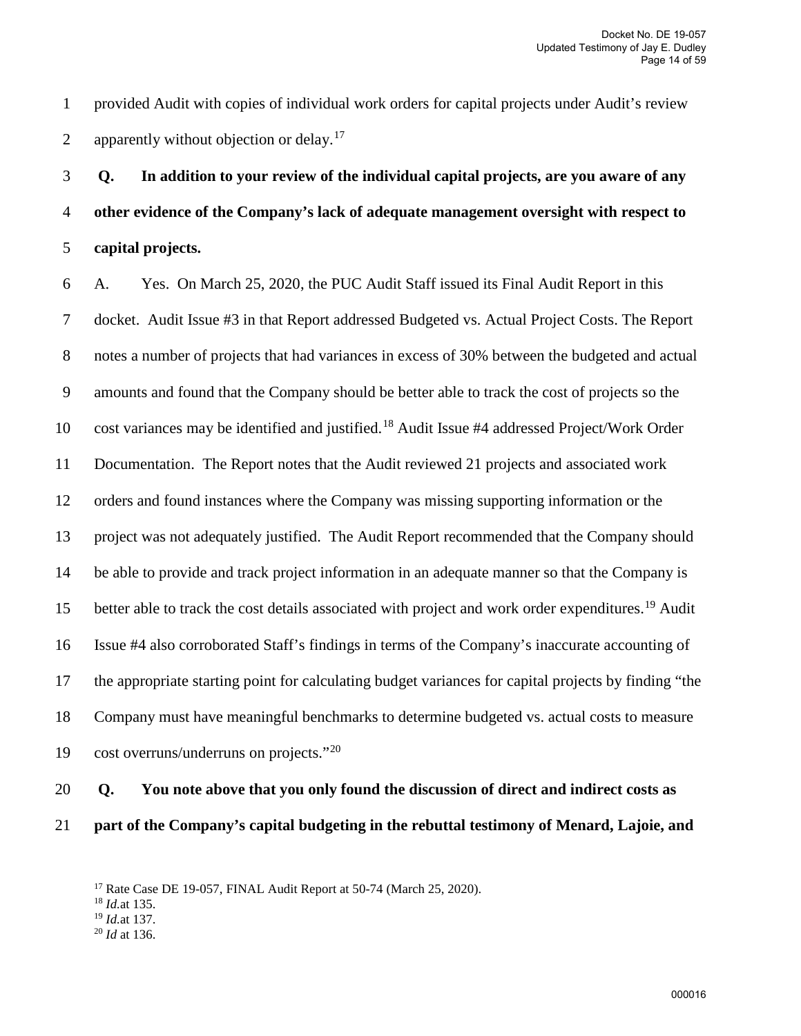provided Audit with copies of individual work orders for capital projects under Audit's review apparently without objection or delay.[17]

**Q. In addition to your review of the individual capital projects, are you aware of any other evidence of the Company's lack of adequate management oversight with respect to capital projects.**

A. Yes. On March 25, 2020, the PUC Audit Staff issued its Final Audit Report in this docket. Audit Issue #3 in that Report addressed Budgeted vs. Actual Project Costs. The Report notes a number of projects that had variances in excess of 30% between the budgeted and actual amounts and found that the Company should be better able to track the cost of projects so the cost variances may be identified and justified.[18] Audit Issue #4 addressed Project/Work Order Documentation. The Report notes that the Audit reviewed 21 projects and associated work orders and found instances where the Company was missing supporting information or the project was not adequately justified. The Audit Report recommended that the Company should be able to provide and track project information in an adequate manner so that the Company is better able to track the cost details associated with project and work order expenditures.[19] Audit Issue #4 also corroborated Staff's findings in terms of the Company's inaccurate accounting of the appropriate starting point for calculating budget variances for capital projects by finding "the Company must have meaningful benchmarks to determine budgeted vs. actual costs to measure cost overruns/underruns on projects."[20]

**Q. You note above that you only found the discussion of direct and indirect costs as part of the Company's capital budgeting in the rebuttal testimony of Menard, Lajoie, and**

---

[17] Rate Case DE 19-057, FINAL Audit Report at 50-74 (March 25, 2020).
[18] *Id.*at 135.
[19] *Id.*at 137.
[20] *Id* at 136.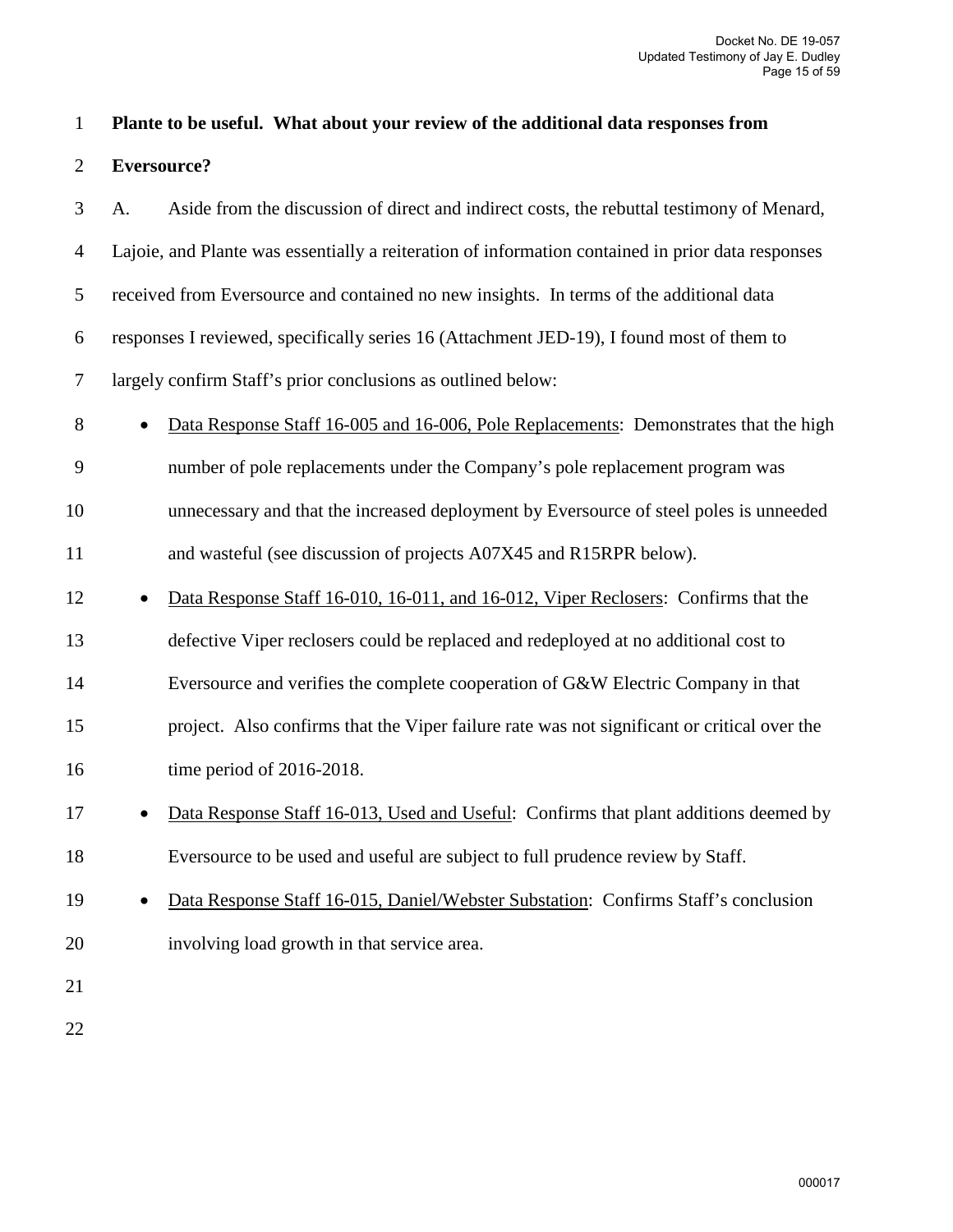**Plante to be useful. What about your review of the additional data responses from Eversource?**

A. Aside from the discussion of direct and indirect costs, the rebuttal testimony of Menard, Lajoie, and Plante was essentially a reiteration of information contained in prior data responses received from Eversource and contained no new insights. In terms of the additional data responses I reviewed, specifically series 16 (Attachment JED-19), I found most of them to largely confirm Staff's prior conclusions as outlined below:

- Data Response Staff 16-005 and 16-006, Pole Replacements: Demonstrates that the high number of pole replacements under the Company's pole replacement program was unnecessary and that the increased deployment by Eversource of steel poles is unneeded and wasteful (see discussion of projects A07X45 and R15RPR below).
- Data Response Staff 16-010, 16-011, and 16-012, Viper Reclosers: Confirms that the defective Viper reclosers could be replaced and redeployed at no additional cost to Eversource and verifies the complete cooperation of G&W Electric Company in that project. Also confirms that the Viper failure rate was not significant or critical over the time period of 2016-2018.
- Data Response Staff 16-013, Used and Useful: Confirms that plant additions deemed by Eversource to be used and useful are subject to full prudence review by Staff.
- Data Response Staff 16-015, Daniel/Webster Substation: Confirms Staff's conclusion involving load growth in that service area.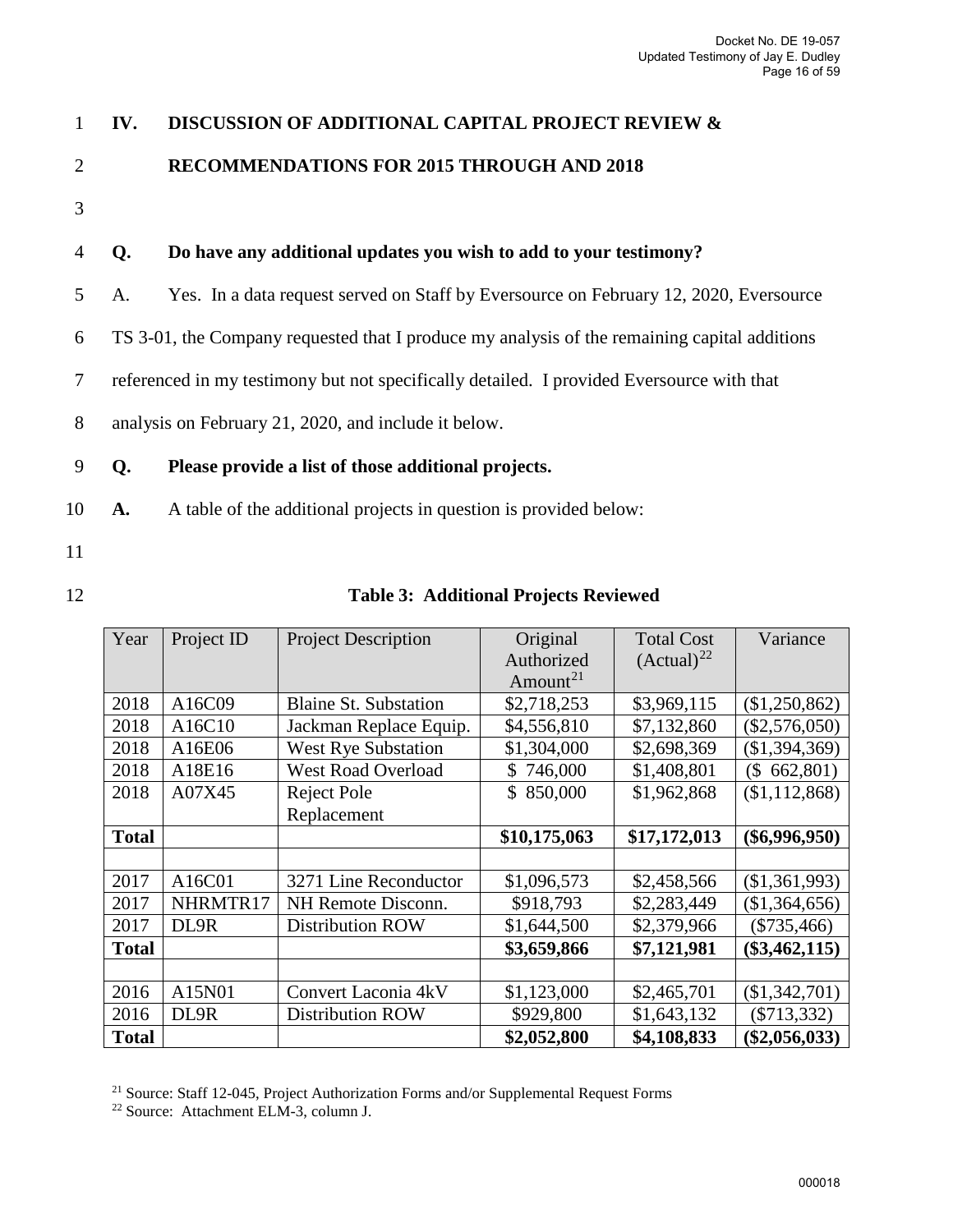## IV. DISCUSSION OF ADDITIONAL CAPITAL PROJECT REVIEW & RECOMMENDATIONS FOR 2015 THROUGH AND 2018

**Q. Do have any additional updates you wish to add to your testimony?**

A. Yes. In a data request served on Staff by Eversource on February 12, 2020, Eversource TS 3-01, the Company requested that I produce my analysis of the remaining capital additions referenced in my testimony but not specifically detailed. I provided Eversource with that analysis on February 21, 2020, and include it below.

**Q. Please provide a list of those additional projects.**

**A.** A table of the additional projects in question is provided below:

**Table 3: Additional Projects Reviewed**

| Year | Project ID | Project Description | Original Authorized Amount[21] | Total Cost (Actual)[22] | Variance |
|---|---|---|---|---|---|
| 2018 | A16C09 | Blaine St. Substation | $2,718,253 | $3,969,115 | ($1,250,862) |
| 2018 | A16C10 | Jackman Replace Equip. | $4,556,810 | $7,132,860 | ($2,576,050) |
| 2018 | A16E06 | West Rye Substation | $1,304,000 | $2,698,369 | ($1,394,369) |
| 2018 | A18E16 | West Road Overload | $ 746,000 | $1,408,801 | ($ 662,801) |
| 2018 | A07X45 | Reject Pole Replacement | $ 850,000 | $1,962,868 | ($1,112,868) |
| **Total** | | | **$10,175,063** | **$17,172,013** | **($6,996,950)** |
| | | | | | |
| 2017 | A16C01 | 3271 Line Reconductor | $1,096,573 | $2,458,566 | ($1,361,993) |
| 2017 | NHRMTR17 | NH Remote Disconn. | $918,793 | $2,283,449 | ($1,364,656) |
| 2017 | DL9R | Distribution ROW | $1,644,500 | $2,379,966 | ($735,466) |
| **Total** | | | **$3,659,866** | **$7,121,981** | **($3,462,115)** |
| | | | | | |
| 2016 | A15N01 | Convert Laconia 4kV | $1,123,000 | $2,465,701 | ($1,342,701) |
| 2016 | DL9R | Distribution ROW | $929,800 | $1,643,132 | ($713,332) |
| **Total** | | | **$2,052,800** | **$4,108,833** | **($2,056,033)** |

[21] Source: Staff 12-045, Project Authorization Forms and/or Supplemental Request Forms

[22] Source: Attachment ELM-3, column J.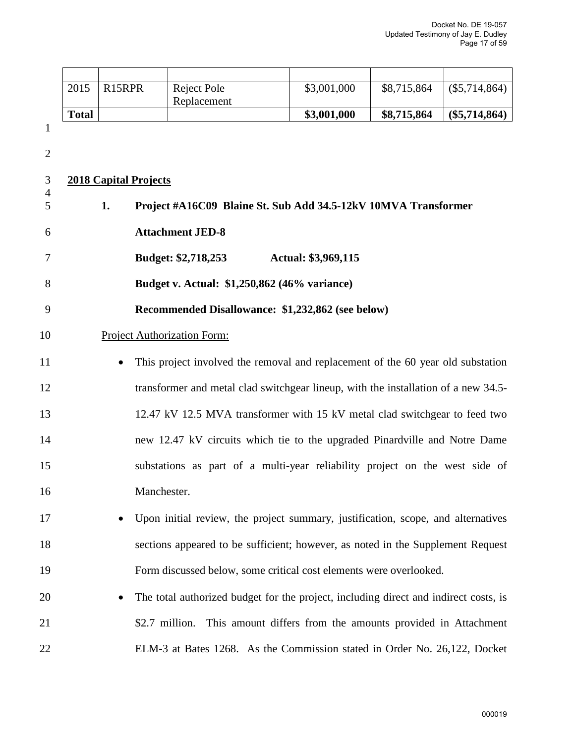| | | | | | |
|---|---|---|---|---|---|
| 2015 | R15RPR | Reject Pole Replacement | $3,001,000 | $8,715,864 | ($5,714,864) |
| **Total** | | | **$3,001,000** | **$8,715,864** | **($5,714,864)** |

**2018 Capital Projects**

**1. Project #A16C09 Blaine St. Sub Add 34.5-12kV 10MVA Transformer**

**Attachment JED-8**

**Budget: $2,718,253 Actual: $3,969,115**

**Budget v. Actual: $1,250,862 (46% variance)**

**Recommended Disallowance: $1,232,862 (see below)**

Project Authorization Form:

- This project involved the removal and replacement of the 60 year old substation transformer and metal clad switchgear lineup, with the installation of a new 34.5-12.47 kV 12.5 MVA transformer with 15 kV metal clad switchgear to feed two new 12.47 kV circuits which tie to the upgraded Pinardville and Notre Dame substations as part of a multi-year reliability project on the west side of Manchester.
- Upon initial review, the project summary, justification, scope, and alternatives sections appeared to be sufficient; however, as noted in the Supplement Request Form discussed below, some critical cost elements were overlooked.
- The total authorized budget for the project, including direct and indirect costs, is $2.7 million. This amount differs from the amounts provided in Attachment ELM-3 at Bates 1268. As the Commission stated in Order No. 26,122, Docket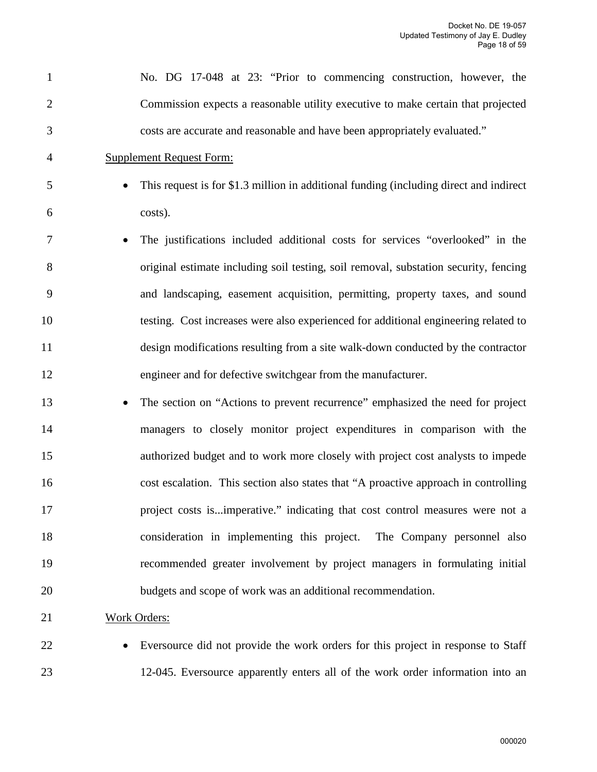No. DG 17-048 at 23: "Prior to commencing construction, however, the Commission expects a reasonable utility executive to make certain that projected costs are accurate and reasonable and have been appropriately evaluated."

<u>Supplement Request Form:</u>

- This request is for $1.3 million in additional funding (including direct and indirect costs).
- The justifications included additional costs for services "overlooked" in the original estimate including soil testing, soil removal, substation security, fencing and landscaping, easement acquisition, permitting, property taxes, and sound testing. Cost increases were also experienced for additional engineering related to design modifications resulting from a site walk-down conducted by the contractor engineer and for defective switchgear from the manufacturer.
- The section on "Actions to prevent recurrence" emphasized the need for project managers to closely monitor project expenditures in comparison with the authorized budget and to work more closely with project cost analysts to impede cost escalation. This section also states that "A proactive approach in controlling project costs is...imperative." indicating that cost control measures were not a consideration in implementing this project. The Company personnel also recommended greater involvement by project managers in formulating initial budgets and scope of work was an additional recommendation.

<u>Work Orders:</u>

- Eversource did not provide the work orders for this project in response to Staff 12-045. Eversource apparently enters all of the work order information into an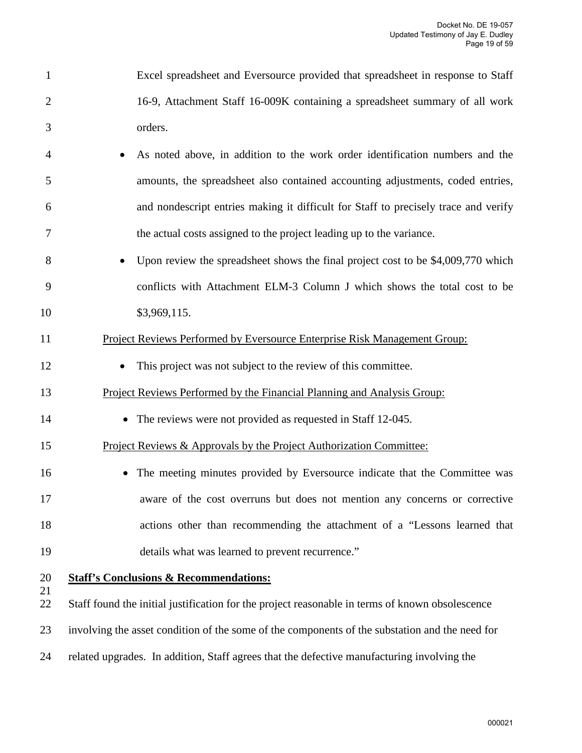Excel spreadsheet and Eversource provided that spreadsheet in response to Staff 16-9, Attachment Staff 16-009K containing a spreadsheet summary of all work orders.

- As noted above, in addition to the work order identification numbers and the amounts, the spreadsheet also contained accounting adjustments, coded entries, and nondescript entries making it difficult for Staff to precisely trace and verify the actual costs assigned to the project leading up to the variance.
- Upon review the spreadsheet shows the final project cost to be $4,009,770 which conflicts with Attachment ELM-3 Column J which shows the total cost to be $3,969,115.

<u>Project Reviews Performed by Eversource Enterprise Risk Management Group:</u>

- This project was not subject to the review of this committee.

<u>Project Reviews Performed by the Financial Planning and Analysis Group:</u>

- The reviews were not provided as requested in Staff 12-045.

<u>Project Reviews & Approvals by the Project Authorization Committee:</u>

- The meeting minutes provided by Eversource indicate that the Committee was aware of the cost overruns but does not mention any concerns or corrective actions other than recommending the attachment of a "Lessons learned that details what was learned to prevent recurrence."

**<u>Staff's Conclusions & Recommendations:</u>**

Staff found the initial justification for the project reasonable in terms of known obsolescence involving the asset condition of the some of the components of the substation and the need for related upgrades. In addition, Staff agrees that the defective manufacturing involving the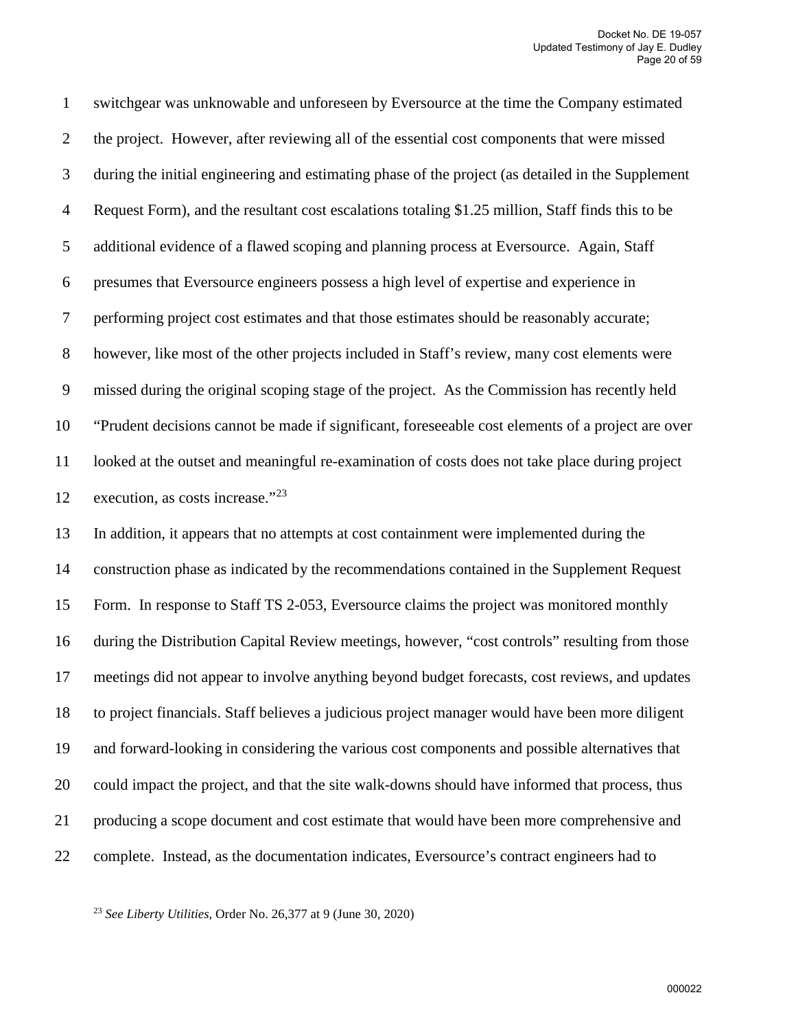switchgear was unknowable and unforeseen by Eversource at the time the Company estimated the project. However, after reviewing all of the essential cost components that were missed during the initial engineering and estimating phase of the project (as detailed in the Supplement Request Form), and the resultant cost escalations totaling $1.25 million, Staff finds this to be additional evidence of a flawed scoping and planning process at Eversource. Again, Staff presumes that Eversource engineers possess a high level of expertise and experience in performing project cost estimates and that those estimates should be reasonably accurate; however, like most of the other projects included in Staff's review, many cost elements were missed during the original scoping stage of the project. As the Commission has recently held "Prudent decisions cannot be made if significant, foreseeable cost elements of a project are over looked at the outset and meaningful re-examination of costs does not take place during project execution, as costs increase."[23]

In addition, it appears that no attempts at cost containment were implemented during the construction phase as indicated by the recommendations contained in the Supplement Request Form. In response to Staff TS 2-053, Eversource claims the project was monitored monthly during the Distribution Capital Review meetings, however, "cost controls" resulting from those meetings did not appear to involve anything beyond budget forecasts, cost reviews, and updates to project financials. Staff believes a judicious project manager would have been more diligent and forward-looking in considering the various cost components and possible alternatives that could impact the project, and that the site walk-downs should have informed that process, thus producing a scope document and cost estimate that would have been more comprehensive and complete. Instead, as the documentation indicates, Eversource's contract engineers had to

[23] *See Liberty Utilities,* Order No. 26,377 at 9 (June 30, 2020)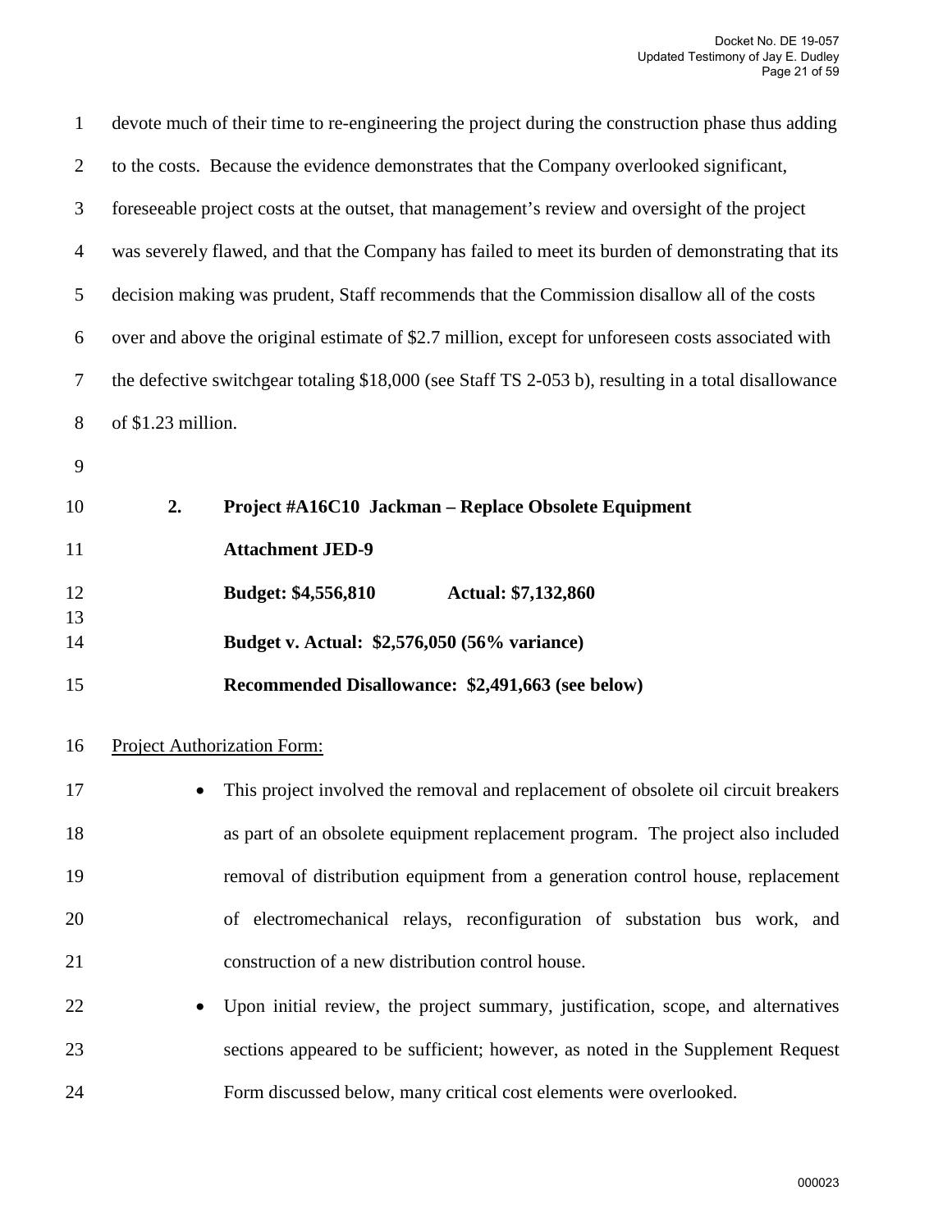devote much of their time to re-engineering the project during the construction phase thus adding to the costs. Because the evidence demonstrates that the Company overlooked significant, foreseeable project costs at the outset, that management's review and oversight of the project was severely flawed, and that the Company has failed to meet its burden of demonstrating that its decision making was prudent, Staff recommends that the Commission disallow all of the costs over and above the original estimate of $2.7 million, except for unforeseen costs associated with the defective switchgear totaling $18,000 (see Staff TS 2-053 b), resulting in a total disallowance of $1.23 million.

**2. Project #A16C10 Jackman – Replace Obsolete Equipment**

**Attachment JED-9**

**Budget: $4,556,810 Actual: $7,132,860**

**Budget v. Actual: $2,576,050 (56% variance)**

**Recommended Disallowance: $2,491,663 (see below)**

Project Authorization Form:

- This project involved the removal and replacement of obsolete oil circuit breakers as part of an obsolete equipment replacement program. The project also included removal of distribution equipment from a generation control house, replacement of electromechanical relays, reconfiguration of substation bus work, and construction of a new distribution control house.
- Upon initial review, the project summary, justification, scope, and alternatives sections appeared to be sufficient; however, as noted in the Supplement Request Form discussed below, many critical cost elements were overlooked.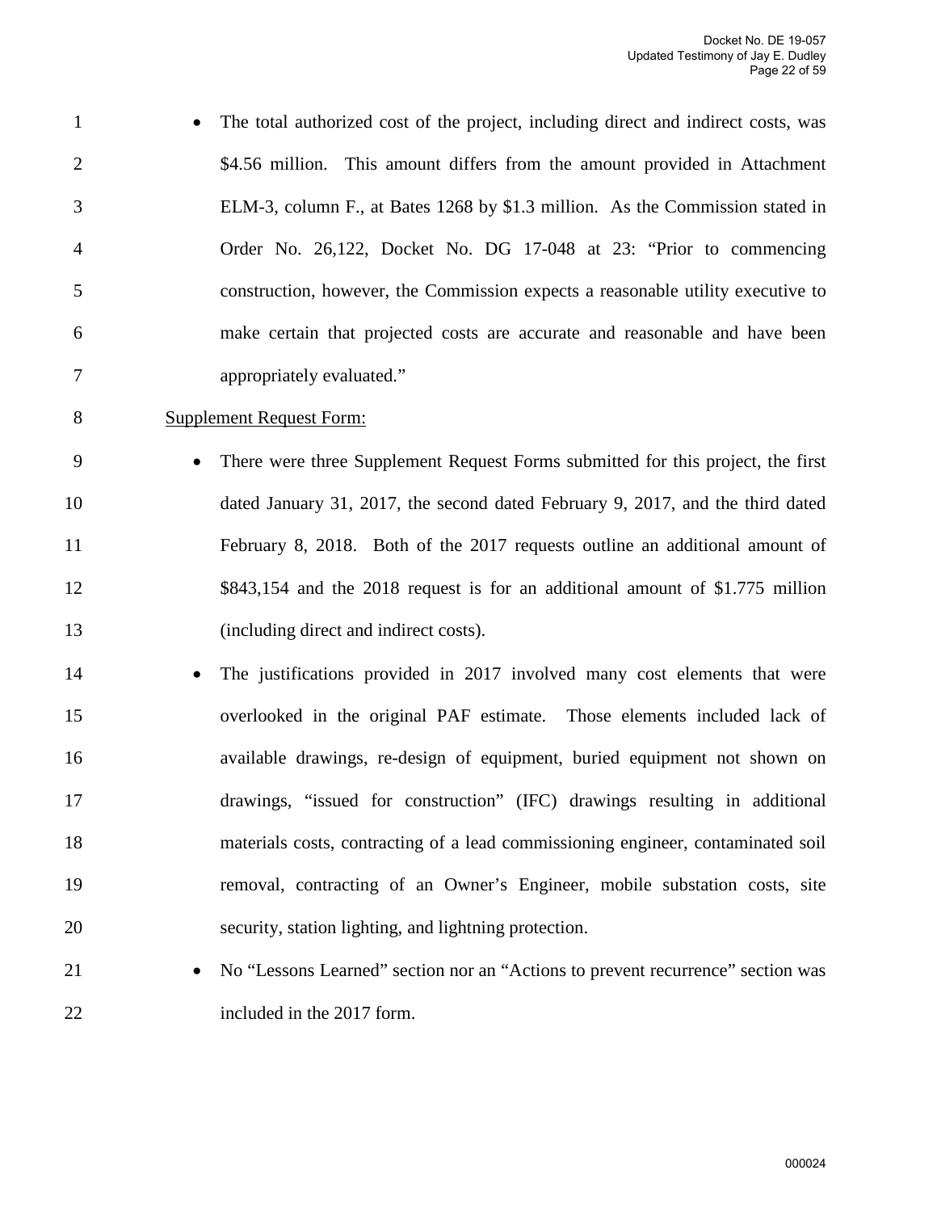- The total authorized cost of the project, including direct and indirect costs, was $4.56 million. This amount differs from the amount provided in Attachment ELM-3, column F., at Bates 1268 by $1.3 million. As the Commission stated in Order No. 26,122, Docket No. DG 17-048 at 23: "Prior to commencing construction, however, the Commission expects a reasonable utility executive to make certain that projected costs are accurate and reasonable and have been appropriately evaluated."

Supplement Request Form:

- There were three Supplement Request Forms submitted for this project, the first dated January 31, 2017, the second dated February 9, 2017, and the third dated February 8, 2018. Both of the 2017 requests outline an additional amount of $843,154 and the 2018 request is for an additional amount of $1.775 million (including direct and indirect costs).
- The justifications provided in 2017 involved many cost elements that were overlooked in the original PAF estimate. Those elements included lack of available drawings, re-design of equipment, buried equipment not shown on drawings, "issued for construction" (IFC) drawings resulting in additional materials costs, contracting of a lead commissioning engineer, contaminated soil removal, contracting of an Owner's Engineer, mobile substation costs, site security, station lighting, and lightning protection.
- No "Lessons Learned" section nor an "Actions to prevent recurrence" section was included in the 2017 form.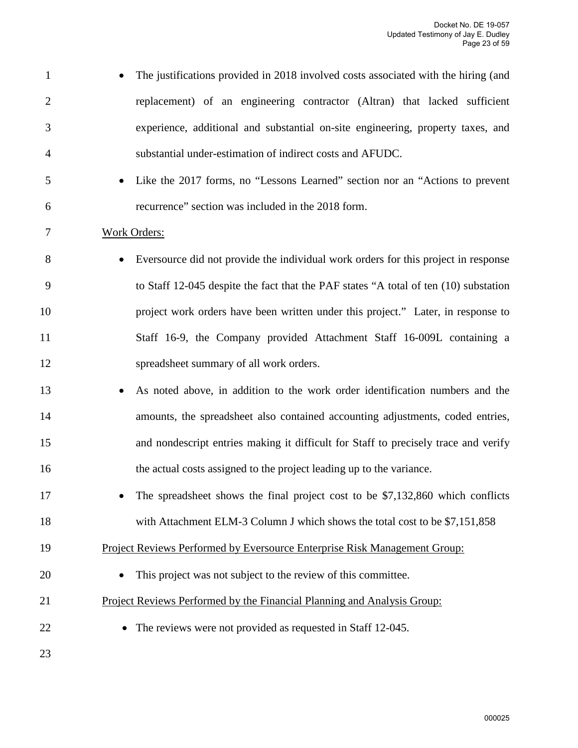- The justifications provided in 2018 involved costs associated with the hiring (and replacement) of an engineering contractor (Altran) that lacked sufficient experience, additional and substantial on-site engineering, property taxes, and substantial under-estimation of indirect costs and AFUDC.
- Like the 2017 forms, no "Lessons Learned" section nor an "Actions to prevent recurrence" section was included in the 2018 form.

Work Orders:

- Eversource did not provide the individual work orders for this project in response to Staff 12-045 despite the fact that the PAF states "A total of ten (10) substation project work orders have been written under this project." Later, in response to Staff 16-9, the Company provided Attachment Staff 16-009L containing a spreadsheet summary of all work orders.
- As noted above, in addition to the work order identification numbers and the amounts, the spreadsheet also contained accounting adjustments, coded entries, and nondescript entries making it difficult for Staff to precisely trace and verify the actual costs assigned to the project leading up to the variance.
- The spreadsheet shows the final project cost to be $7,132,860 which conflicts with Attachment ELM-3 Column J which shows the total cost to be $7,151,858

Project Reviews Performed by Eversource Enterprise Risk Management Group:

- This project was not subject to the review of this committee.

Project Reviews Performed by the Financial Planning and Analysis Group:

- The reviews were not provided as requested in Staff 12-045.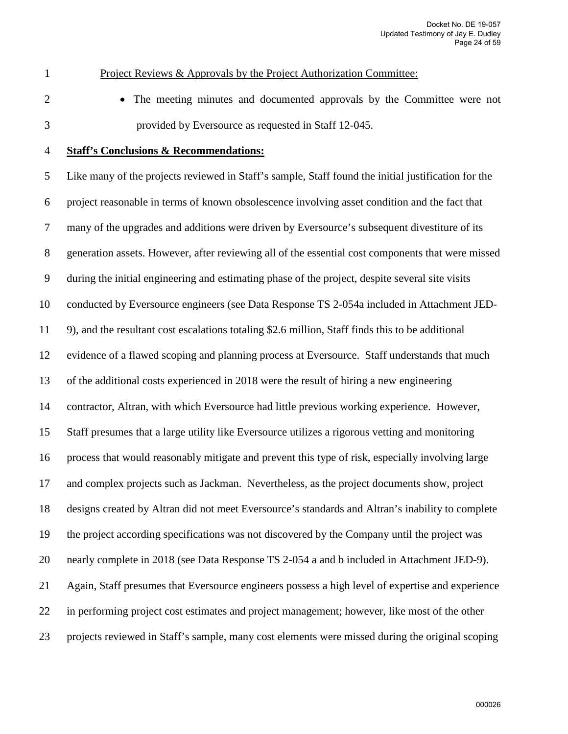Project Reviews & Approvals by the Project Authorization Committee:

- The meeting minutes and documented approvals by the Committee were not provided by Eversource as requested in Staff 12-045.

**Staff's Conclusions & Recommendations:**

Like many of the projects reviewed in Staff's sample, Staff found the initial justification for the project reasonable in terms of known obsolescence involving asset condition and the fact that many of the upgrades and additions were driven by Eversource's subsequent divestiture of its generation assets. However, after reviewing all of the essential cost components that were missed during the initial engineering and estimating phase of the project, despite several site visits conducted by Eversource engineers (see Data Response TS 2-054a included in Attachment JED-9), and the resultant cost escalations totaling $2.6 million, Staff finds this to be additional evidence of a flawed scoping and planning process at Eversource. Staff understands that much of the additional costs experienced in 2018 were the result of hiring a new engineering contractor, Altran, with which Eversource had little previous working experience. However, Staff presumes that a large utility like Eversource utilizes a rigorous vetting and monitoring process that would reasonably mitigate and prevent this type of risk, especially involving large and complex projects such as Jackman. Nevertheless, as the project documents show, project designs created by Altran did not meet Eversource's standards and Altran's inability to complete the project according specifications was not discovered by the Company until the project was nearly complete in 2018 (see Data Response TS 2-054 a and b included in Attachment JED-9). Again, Staff presumes that Eversource engineers possess a high level of expertise and experience in performing project cost estimates and project management; however, like most of the other projects reviewed in Staff's sample, many cost elements were missed during the original scoping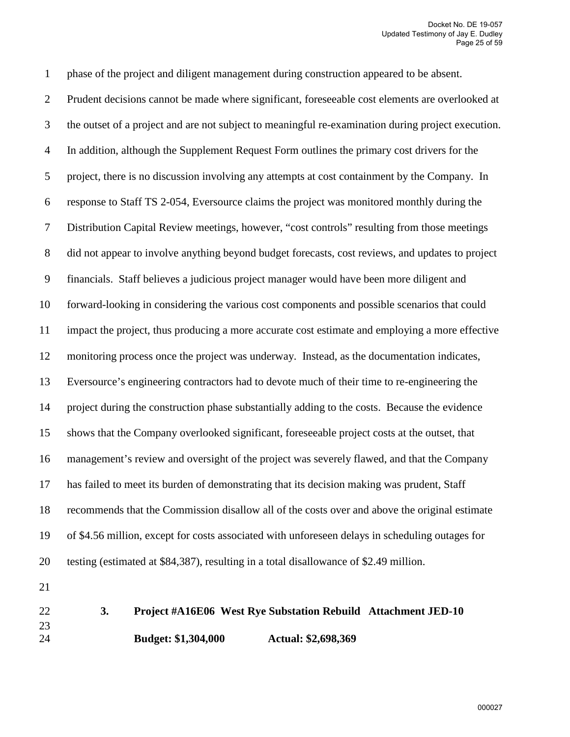phase of the project and diligent management during construction appeared to be absent. Prudent decisions cannot be made where significant, foreseeable cost elements are overlooked at the outset of a project and are not subject to meaningful re-examination during project execution. In addition, although the Supplement Request Form outlines the primary cost drivers for the project, there is no discussion involving any attempts at cost containment by the Company. In response to Staff TS 2-054, Eversource claims the project was monitored monthly during the Distribution Capital Review meetings, however, "cost controls" resulting from those meetings did not appear to involve anything beyond budget forecasts, cost reviews, and updates to project financials. Staff believes a judicious project manager would have been more diligent and forward-looking in considering the various cost components and possible scenarios that could impact the project, thus producing a more accurate cost estimate and employing a more effective monitoring process once the project was underway. Instead, as the documentation indicates, Eversource's engineering contractors had to devote much of their time to re-engineering the project during the construction phase substantially adding to the costs. Because the evidence shows that the Company overlooked significant, foreseeable project costs at the outset, that management's review and oversight of the project was severely flawed, and that the Company has failed to meet its burden of demonstrating that its decision making was prudent, Staff recommends that the Commission disallow all of the costs over and above the original estimate of $4.56 million, except for costs associated with unforeseen delays in scheduling outages for testing (estimated at $84,387), resulting in a total disallowance of $2.49 million.

**3. Project #A16E06 West Rye Substation Rebuild Attachment JED-10**

**Budget: $1,304,000 Actual: $2,698,369**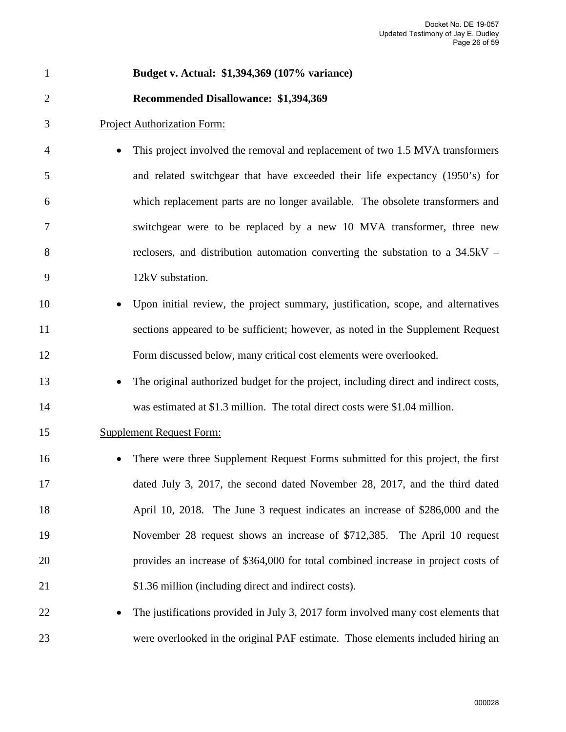**Budget v. Actual: $1,394,369 (107% variance)**

**Recommended Disallowance: $1,394,369**

Project Authorization Form:

- This project involved the removal and replacement of two 1.5 MVA transformers and related switchgear that have exceeded their life expectancy (1950's) for which replacement parts are no longer available. The obsolete transformers and switchgear were to be replaced by a new 10 MVA transformer, three new reclosers, and distribution automation converting the substation to a 34.5kV – 12kV substation.
- Upon initial review, the project summary, justification, scope, and alternatives sections appeared to be sufficient; however, as noted in the Supplement Request Form discussed below, many critical cost elements were overlooked.
- The original authorized budget for the project, including direct and indirect costs, was estimated at $1.3 million. The total direct costs were $1.04 million.

Supplement Request Form:

- There were three Supplement Request Forms submitted for this project, the first dated July 3, 2017, the second dated November 28, 2017, and the third dated April 10, 2018. The June 3 request indicates an increase of $286,000 and the November 28 request shows an increase of $712,385. The April 10 request provides an increase of $364,000 for total combined increase in project costs of $1.36 million (including direct and indirect costs).
- The justifications provided in July 3, 2017 form involved many cost elements that were overlooked in the original PAF estimate. Those elements included hiring an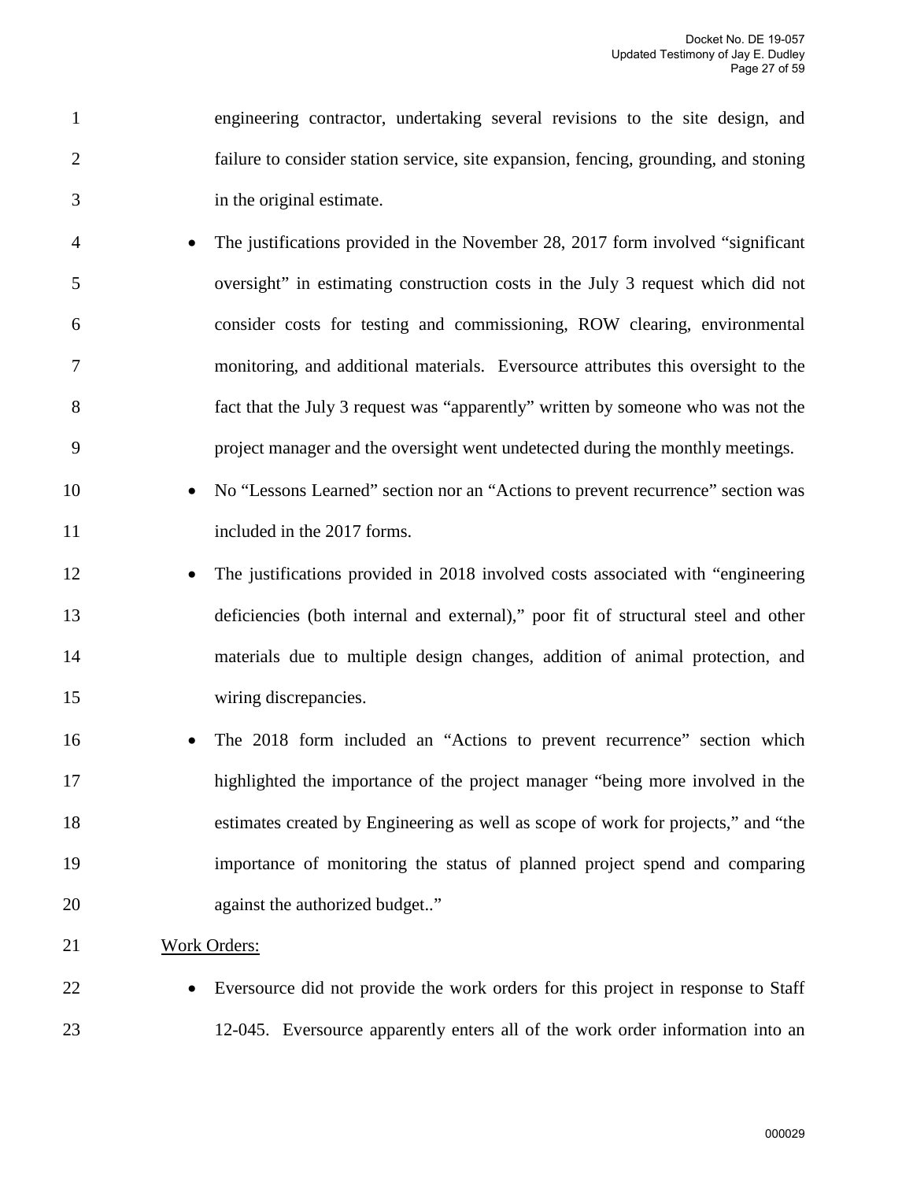engineering contractor, undertaking several revisions to the site design, and failure to consider station service, site expansion, fencing, grounding, and stoning in the original estimate.

- The justifications provided in the November 28, 2017 form involved "significant oversight" in estimating construction costs in the July 3 request which did not consider costs for testing and commissioning, ROW clearing, environmental monitoring, and additional materials. Eversource attributes this oversight to the fact that the July 3 request was "apparently" written by someone who was not the project manager and the oversight went undetected during the monthly meetings.
- No "Lessons Learned" section nor an "Actions to prevent recurrence" section was included in the 2017 forms.
- The justifications provided in 2018 involved costs associated with "engineering deficiencies (both internal and external)," poor fit of structural steel and other materials due to multiple design changes, addition of animal protection, and wiring discrepancies.
- The 2018 form included an "Actions to prevent recurrence" section which highlighted the importance of the project manager "being more involved in the estimates created by Engineering as well as scope of work for projects," and "the importance of monitoring the status of planned project spend and comparing against the authorized budget.."

<u>Work Orders:</u>

- Eversource did not provide the work orders for this project in response to Staff 12-045. Eversource apparently enters all of the work order information into an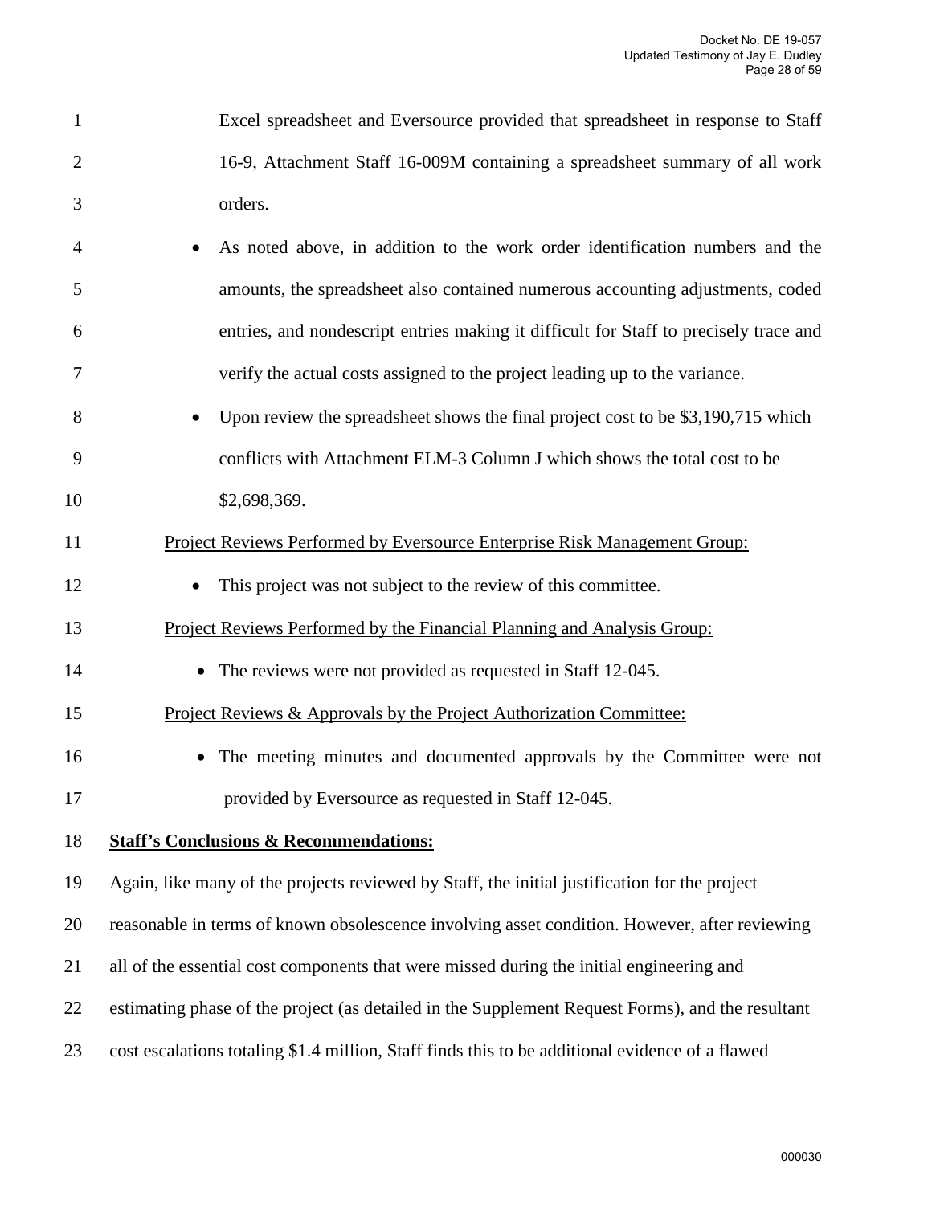Excel spreadsheet and Eversource provided that spreadsheet in response to Staff 16-9, Attachment Staff 16-009M containing a spreadsheet summary of all work orders.

- As noted above, in addition to the work order identification numbers and the amounts, the spreadsheet also contained numerous accounting adjustments, coded entries, and nondescript entries making it difficult for Staff to precisely trace and verify the actual costs assigned to the project leading up to the variance.
- Upon review the spreadsheet shows the final project cost to be $3,190,715 which conflicts with Attachment ELM-3 Column J which shows the total cost to be $2,698,369.

<u>Project Reviews Performed by Eversource Enterprise Risk Management Group:</u>

- This project was not subject to the review of this committee.

<u>Project Reviews Performed by the Financial Planning and Analysis Group:</u>

- The reviews were not provided as requested in Staff 12-045.

<u>Project Reviews & Approvals by the Project Authorization Committee:</u>

- The meeting minutes and documented approvals by the Committee were not provided by Eversource as requested in Staff 12-045.

**<u>Staff's Conclusions & Recommendations:</u>**

Again, like many of the projects reviewed by Staff, the initial justification for the project reasonable in terms of known obsolescence involving asset condition. However, after reviewing all of the essential cost components that were missed during the initial engineering and estimating phase of the project (as detailed in the Supplement Request Forms), and the resultant cost escalations totaling $1.4 million, Staff finds this to be additional evidence of a flawed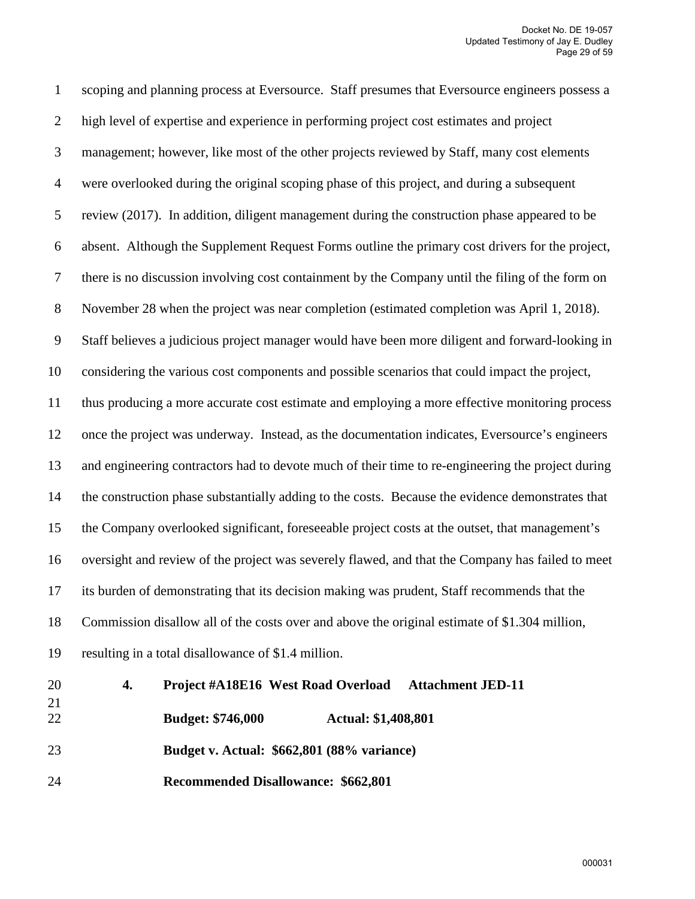scoping and planning process at Eversource. Staff presumes that Eversource engineers possess a high level of expertise and experience in performing project cost estimates and project management; however, like most of the other projects reviewed by Staff, many cost elements were overlooked during the original scoping phase of this project, and during a subsequent review (2017). In addition, diligent management during the construction phase appeared to be absent. Although the Supplement Request Forms outline the primary cost drivers for the project, there is no discussion involving cost containment by the Company until the filing of the form on November 28 when the project was near completion (estimated completion was April 1, 2018). Staff believes a judicious project manager would have been more diligent and forward-looking in considering the various cost components and possible scenarios that could impact the project, thus producing a more accurate cost estimate and employing a more effective monitoring process once the project was underway. Instead, as the documentation indicates, Eversource's engineers and engineering contractors had to devote much of their time to re-engineering the project during the construction phase substantially adding to the costs. Because the evidence demonstrates that the Company overlooked significant, foreseeable project costs at the outset, that management's oversight and review of the project was severely flawed, and that the Company has failed to meet its burden of demonstrating that its decision making was prudent, Staff recommends that the Commission disallow all of the costs over and above the original estimate of $1.304 million, resulting in a total disallowance of $1.4 million.

**4. Project #A18E16 West Road Overload Attachment JED-11**

**Budget: $746,000 Actual: $1,408,801**

**Budget v. Actual: $662,801 (88% variance)**

**Recommended Disallowance: $662,801**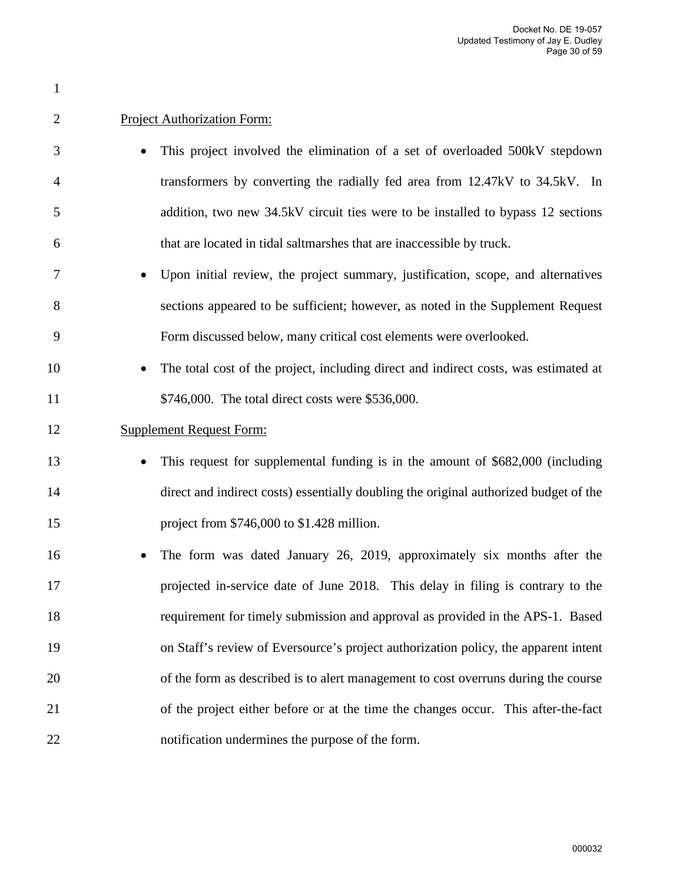Project Authorization Form:

- This project involved the elimination of a set of overloaded 500kV stepdown transformers by converting the radially fed area from 12.47kV to 34.5kV. In addition, two new 34.5kV circuit ties were to be installed to bypass 12 sections that are located in tidal saltmarshes that are inaccessible by truck.
- Upon initial review, the project summary, justification, scope, and alternatives sections appeared to be sufficient; however, as noted in the Supplement Request Form discussed below, many critical cost elements were overlooked.
- The total cost of the project, including direct and indirect costs, was estimated at $746,000. The total direct costs were $536,000.

Supplement Request Form:

- This request for supplemental funding is in the amount of $682,000 (including direct and indirect costs) essentially doubling the original authorized budget of the project from $746,000 to $1.428 million.
- The form was dated January 26, 2019, approximately six months after the projected in-service date of June 2018. This delay in filing is contrary to the requirement for timely submission and approval as provided in the APS-1. Based on Staff's review of Eversource's project authorization policy, the apparent intent of the form as described is to alert management to cost overruns during the course of the project either before or at the time the changes occur. This after-the-fact notification undermines the purpose of the form.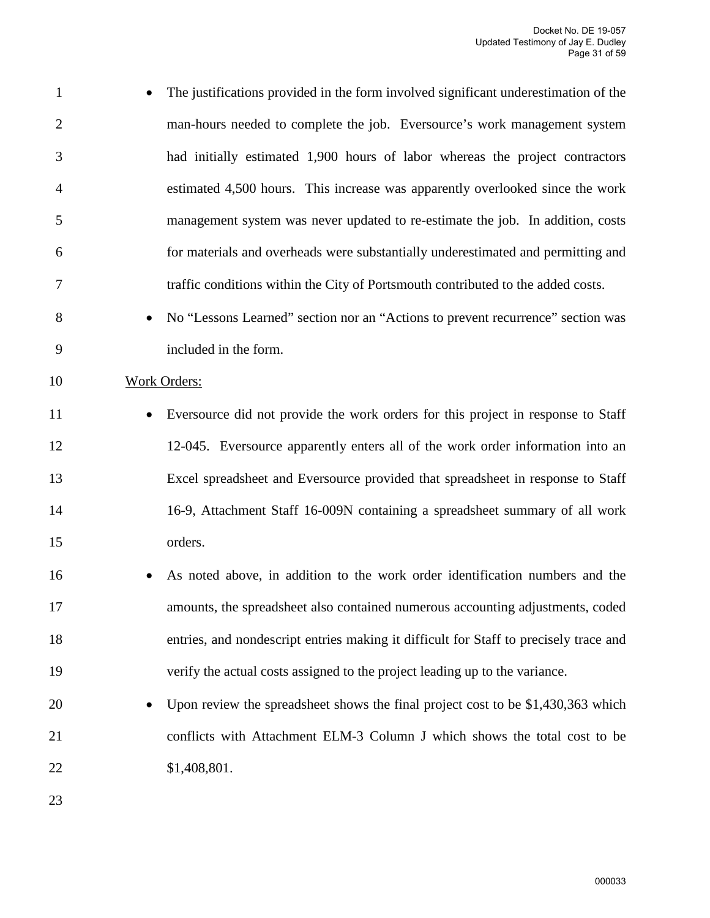- The justifications provided in the form involved significant underestimation of the man-hours needed to complete the job. Eversource's work management system had initially estimated 1,900 hours of labor whereas the project contractors estimated 4,500 hours. This increase was apparently overlooked since the work management system was never updated to re-estimate the job. In addition, costs for materials and overheads were substantially underestimated and permitting and traffic conditions within the City of Portsmouth contributed to the added costs.
- No "Lessons Learned" section nor an "Actions to prevent recurrence" section was included in the form.

<u>Work Orders:</u>

- Eversource did not provide the work orders for this project in response to Staff 12-045. Eversource apparently enters all of the work order information into an Excel spreadsheet and Eversource provided that spreadsheet in response to Staff 16-9, Attachment Staff 16-009N containing a spreadsheet summary of all work orders.
- As noted above, in addition to the work order identification numbers and the amounts, the spreadsheet also contained numerous accounting adjustments, coded entries, and nondescript entries making it difficult for Staff to precisely trace and verify the actual costs assigned to the project leading up to the variance.
- Upon review the spreadsheet shows the final project cost to be $1,430,363 which conflicts with Attachment ELM-3 Column J which shows the total cost to be $1,408,801.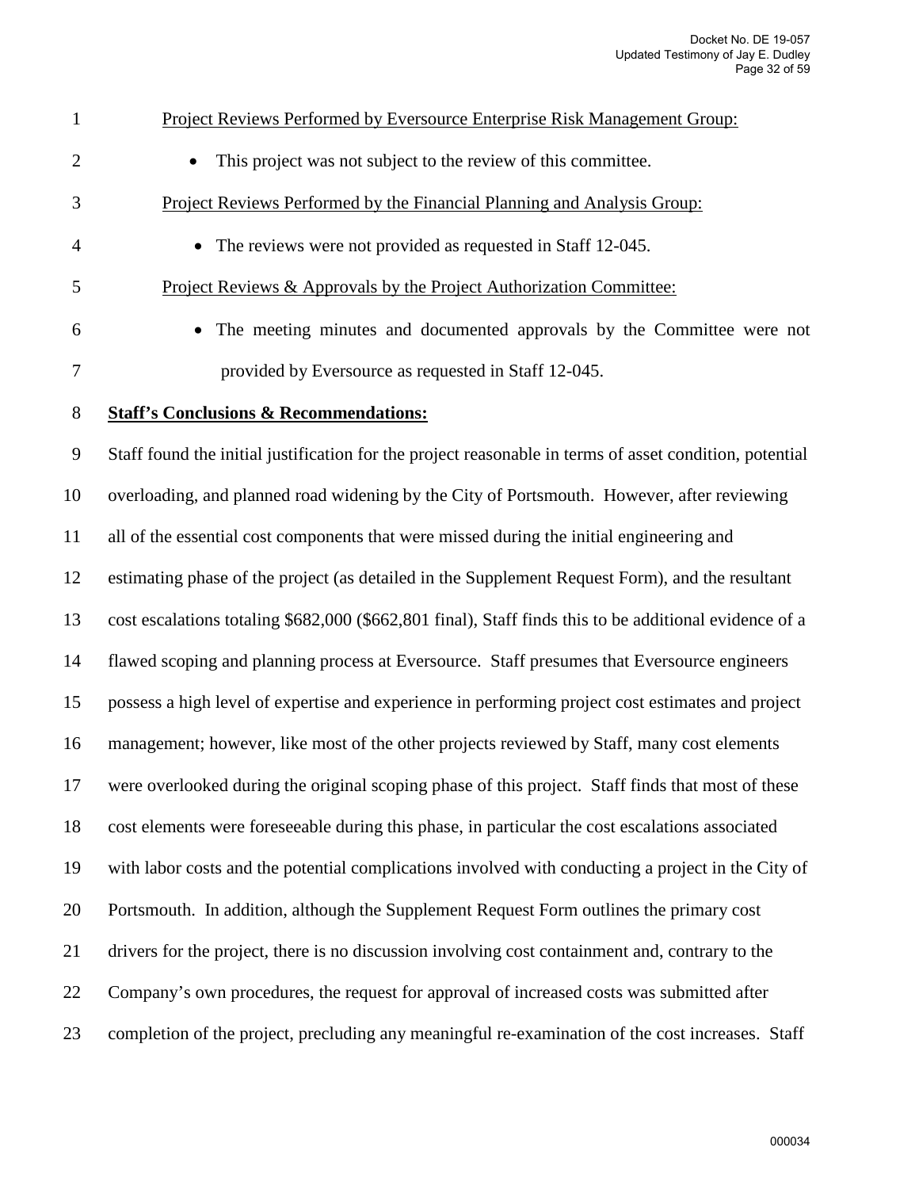Project Reviews Performed by Eversource Enterprise Risk Management Group:

- This project was not subject to the review of this committee.

Project Reviews Performed by the Financial Planning and Analysis Group:

- The reviews were not provided as requested in Staff 12-045.

Project Reviews & Approvals by the Project Authorization Committee:

- The meeting minutes and documented approvals by the Committee were not provided by Eversource as requested in Staff 12-045.

**Staff's Conclusions & Recommendations:**

Staff found the initial justification for the project reasonable in terms of asset condition, potential overloading, and planned road widening by the City of Portsmouth. However, after reviewing all of the essential cost components that were missed during the initial engineering and estimating phase of the project (as detailed in the Supplement Request Form), and the resultant cost escalations totaling $682,000 ($662,801 final), Staff finds this to be additional evidence of a flawed scoping and planning process at Eversource. Staff presumes that Eversource engineers possess a high level of expertise and experience in performing project cost estimates and project management; however, like most of the other projects reviewed by Staff, many cost elements were overlooked during the original scoping phase of this project. Staff finds that most of these cost elements were foreseeable during this phase, in particular the cost escalations associated with labor costs and the potential complications involved with conducting a project in the City of Portsmouth. In addition, although the Supplement Request Form outlines the primary cost drivers for the project, there is no discussion involving cost containment and, contrary to the Company's own procedures, the request for approval of increased costs was submitted after completion of the project, precluding any meaningful re-examination of the cost increases. Staff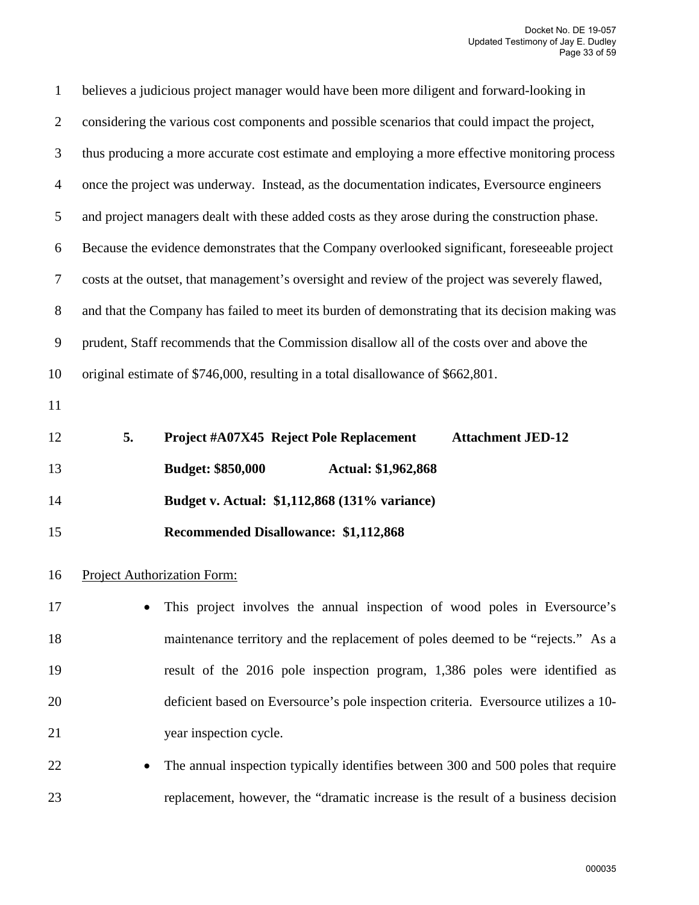believes a judicious project manager would have been more diligent and forward-looking in considering the various cost components and possible scenarios that could impact the project, thus producing a more accurate cost estimate and employing a more effective monitoring process once the project was underway. Instead, as the documentation indicates, Eversource engineers and project managers dealt with these added costs as they arose during the construction phase. Because the evidence demonstrates that the Company overlooked significant, foreseeable project costs at the outset, that management's oversight and review of the project was severely flawed, and that the Company has failed to meet its burden of demonstrating that its decision making was prudent, Staff recommends that the Commission disallow all of the costs over and above the original estimate of $746,000, resulting in a total disallowance of $662,801.

**5. Project #A07X45 Reject Pole Replacement Attachment JED-12**

**Budget: $850,000 Actual: $1,962,868**

**Budget v. Actual: $1,112,868 (131% variance)**

**Recommended Disallowance: $1,112,868**

Project Authorization Form:

- This project involves the annual inspection of wood poles in Eversource's maintenance territory and the replacement of poles deemed to be "rejects." As a result of the 2016 pole inspection program, 1,386 poles were identified as deficient based on Eversource's pole inspection criteria. Eversource utilizes a 10-year inspection cycle.
- The annual inspection typically identifies between 300 and 500 poles that require replacement, however, the "dramatic increase is the result of a business decision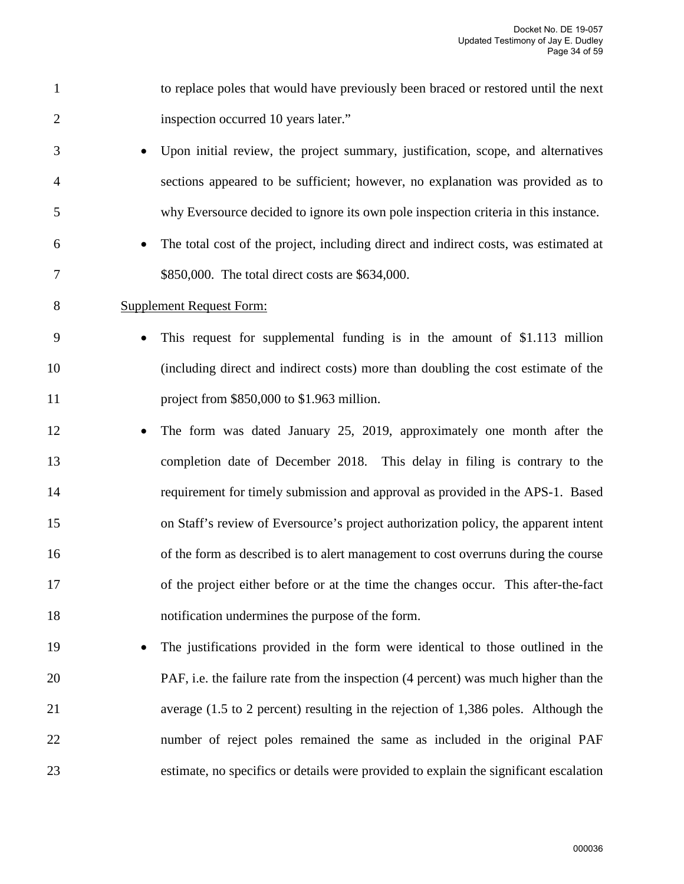to replace poles that would have previously been braced or restored until the next inspection occurred 10 years later."

- Upon initial review, the project summary, justification, scope, and alternatives sections appeared to be sufficient; however, no explanation was provided as to why Eversource decided to ignore its own pole inspection criteria in this instance.
- The total cost of the project, including direct and indirect costs, was estimated at $850,000. The total direct costs are $634,000.

<u>Supplement Request Form:</u>

- This request for supplemental funding is in the amount of $1.113 million (including direct and indirect costs) more than doubling the cost estimate of the project from $850,000 to $1.963 million.
- The form was dated January 25, 2019, approximately one month after the completion date of December 2018. This delay in filing is contrary to the requirement for timely submission and approval as provided in the APS-1. Based on Staff's review of Eversource's project authorization policy, the apparent intent of the form as described is to alert management to cost overruns during the course of the project either before or at the time the changes occur. This after-the-fact notification undermines the purpose of the form.
- The justifications provided in the form were identical to those outlined in the PAF, i.e. the failure rate from the inspection (4 percent) was much higher than the average (1.5 to 2 percent) resulting in the rejection of 1,386 poles. Although the number of reject poles remained the same as included in the original PAF estimate, no specifics or details were provided to explain the significant escalation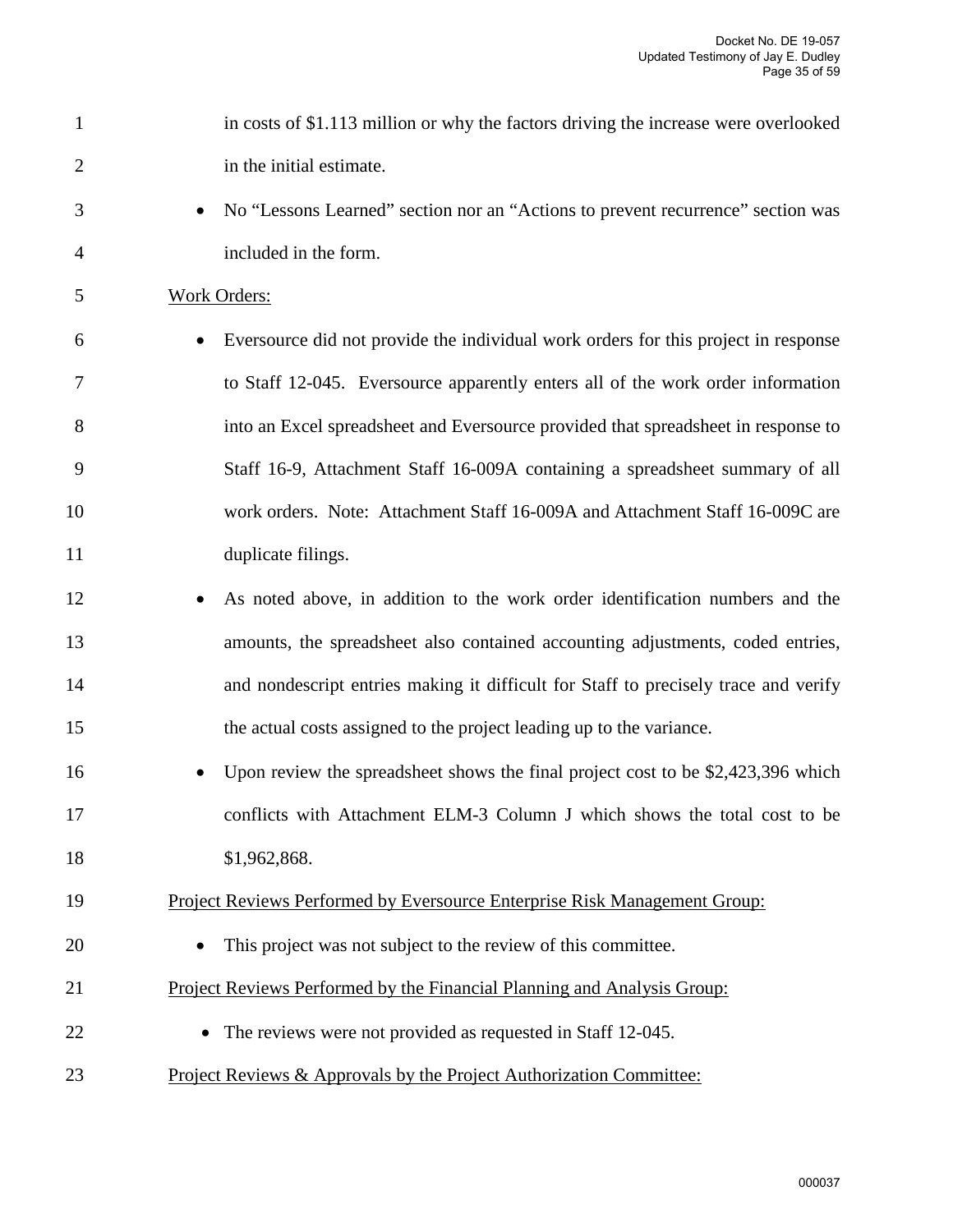in costs of $1.113 million or why the factors driving the increase were overlooked in the initial estimate.

- No "Lessons Learned" section nor an "Actions to prevent recurrence" section was included in the form.

Work Orders:

- Eversource did not provide the individual work orders for this project in response to Staff 12-045. Eversource apparently enters all of the work order information into an Excel spreadsheet and Eversource provided that spreadsheet in response to Staff 16-9, Attachment Staff 16-009A containing a spreadsheet summary of all work orders. Note: Attachment Staff 16-009A and Attachment Staff 16-009C are duplicate filings.
- As noted above, in addition to the work order identification numbers and the amounts, the spreadsheet also contained accounting adjustments, coded entries, and nondescript entries making it difficult for Staff to precisely trace and verify the actual costs assigned to the project leading up to the variance.
- Upon review the spreadsheet shows the final project cost to be $2,423,396 which conflicts with Attachment ELM-3 Column J which shows the total cost to be $1,962,868.

Project Reviews Performed by Eversource Enterprise Risk Management Group:

- This project was not subject to the review of this committee.

Project Reviews Performed by the Financial Planning and Analysis Group:

- The reviews were not provided as requested in Staff 12-045.

Project Reviews & Approvals by the Project Authorization Committee: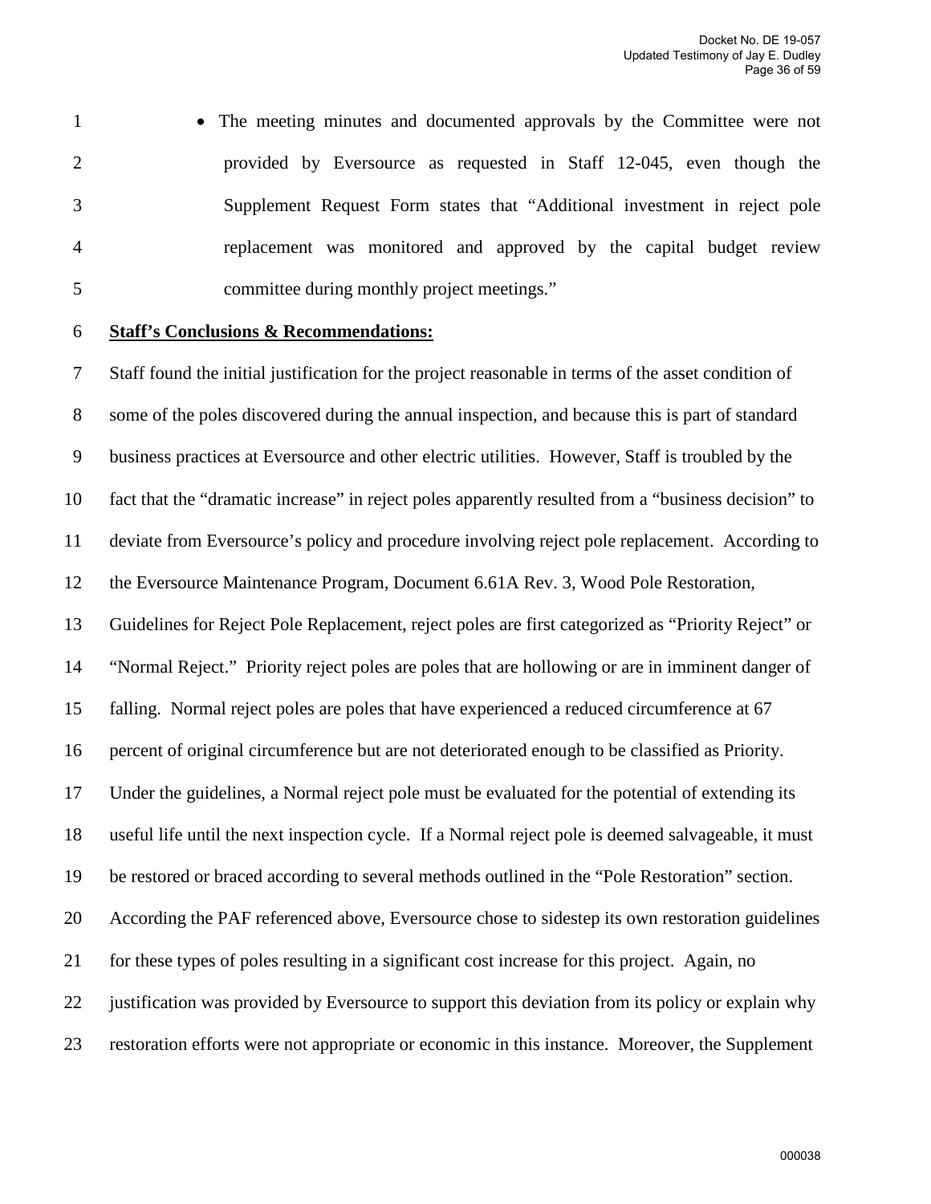- The meeting minutes and documented approvals by the Committee were not provided by Eversource as requested in Staff 12-045, even though the Supplement Request Form states that "Additional investment in reject pole replacement was monitored and approved by the capital budget review committee during monthly project meetings."

**Staff's Conclusions & Recommendations:**

Staff found the initial justification for the project reasonable in terms of the asset condition of some of the poles discovered during the annual inspection, and because this is part of standard business practices at Eversource and other electric utilities. However, Staff is troubled by the fact that the "dramatic increase" in reject poles apparently resulted from a "business decision" to deviate from Eversource's policy and procedure involving reject pole replacement. According to the Eversource Maintenance Program, Document 6.61A Rev. 3, Wood Pole Restoration, Guidelines for Reject Pole Replacement, reject poles are first categorized as "Priority Reject" or "Normal Reject." Priority reject poles are poles that are hollowing or are in imminent danger of falling. Normal reject poles are poles that have experienced a reduced circumference at 67 percent of original circumference but are not deteriorated enough to be classified as Priority. Under the guidelines, a Normal reject pole must be evaluated for the potential of extending its useful life until the next inspection cycle. If a Normal reject pole is deemed salvageable, it must be restored or braced according to several methods outlined in the "Pole Restoration" section. According the PAF referenced above, Eversource chose to sidestep its own restoration guidelines for these types of poles resulting in a significant cost increase for this project. Again, no justification was provided by Eversource to support this deviation from its policy or explain why restoration efforts were not appropriate or economic in this instance. Moreover, the Supplement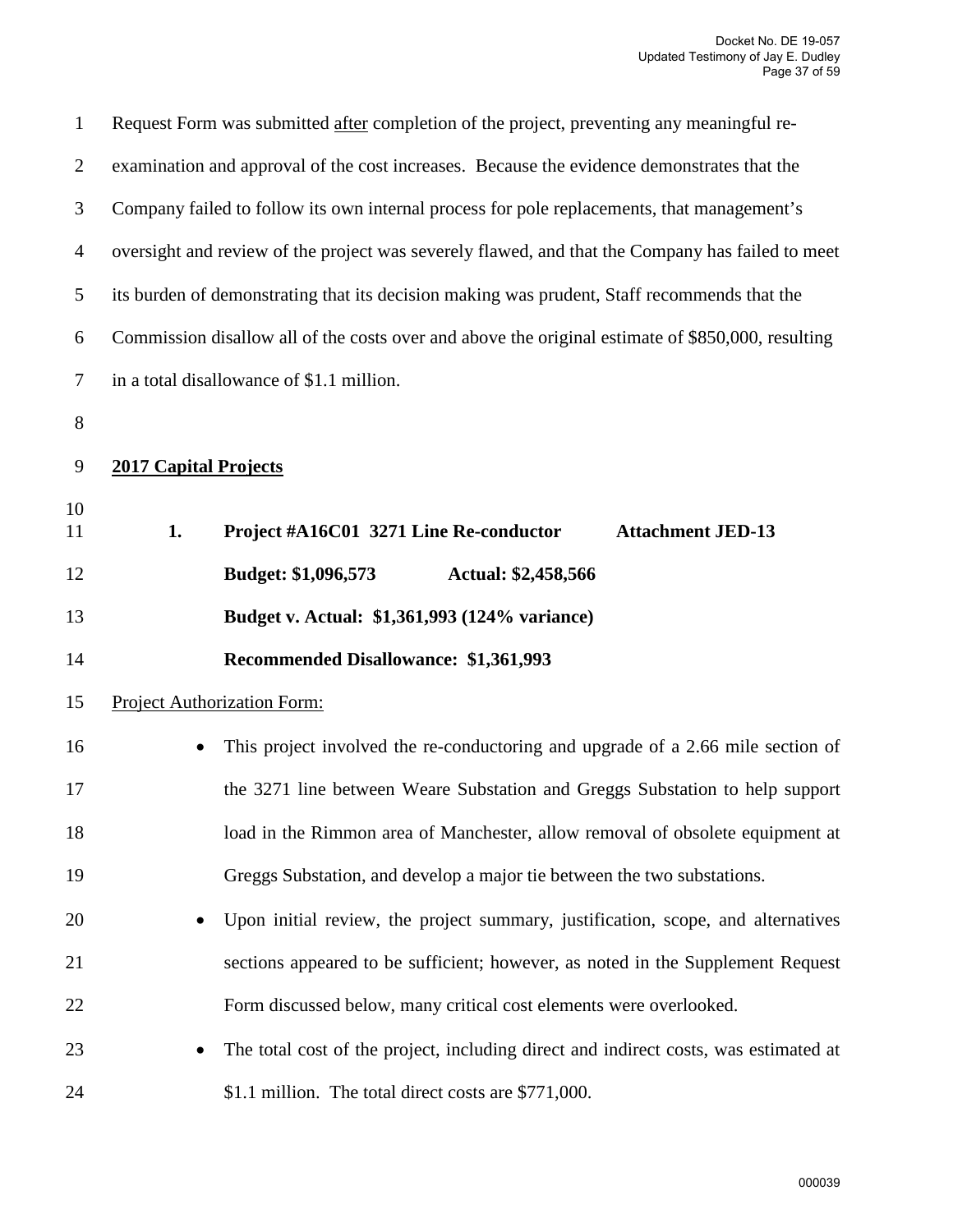Request Form was submitted <u>after</u> completion of the project, preventing any meaningful re-examination and approval of the cost increases. Because the evidence demonstrates that the Company failed to follow its own internal process for pole replacements, that management's oversight and review of the project was severely flawed, and that the Company has failed to meet its burden of demonstrating that its decision making was prudent, Staff recommends that the Commission disallow all of the costs over and above the original estimate of $850,000, resulting in a total disallowance of $1.1 million.

## 2017 Capital Projects

**1. Project #A16C01 3271 Line Re-conductor** **Attachment JED-13**

**Budget: $1,096,573** **Actual: $2,458,566**

**Budget v. Actual: $1,361,993 (124% variance)**

**Recommended Disallowance: $1,361,993**

<u>Project Authorization Form:</u>

- This project involved the re-conductoring and upgrade of a 2.66 mile section of the 3271 line between Weare Substation and Greggs Substation to help support load in the Rimmon area of Manchester, allow removal of obsolete equipment at Greggs Substation, and develop a major tie between the two substations.
- Upon initial review, the project summary, justification, scope, and alternatives sections appeared to be sufficient; however, as noted in the Supplement Request Form discussed below, many critical cost elements were overlooked.
- The total cost of the project, including direct and indirect costs, was estimated at $1.1 million. The total direct costs are $771,000.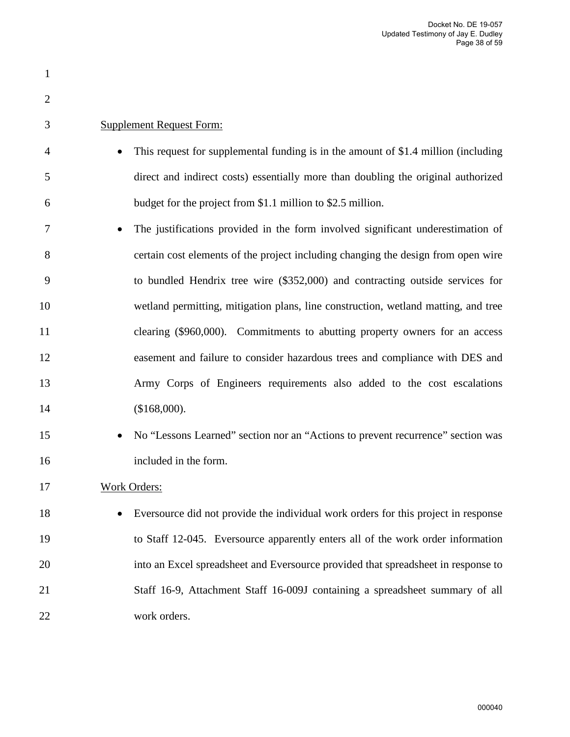Supplement Request Form:

- This request for supplemental funding is in the amount of $1.4 million (including direct and indirect costs) essentially more than doubling the original authorized budget for the project from $1.1 million to $2.5 million.
- The justifications provided in the form involved significant underestimation of certain cost elements of the project including changing the design from open wire to bundled Hendrix tree wire ($352,000) and contracting outside services for wetland permitting, mitigation plans, line construction, wetland matting, and tree clearing ($960,000). Commitments to abutting property owners for an access easement and failure to consider hazardous trees and compliance with DES and Army Corps of Engineers requirements also added to the cost escalations ($168,000).
- No "Lessons Learned" section nor an "Actions to prevent recurrence" section was included in the form.

Work Orders:

- Eversource did not provide the individual work orders for this project in response to Staff 12-045. Eversource apparently enters all of the work order information into an Excel spreadsheet and Eversource provided that spreadsheet in response to Staff 16-9, Attachment Staff 16-009J containing a spreadsheet summary of all work orders.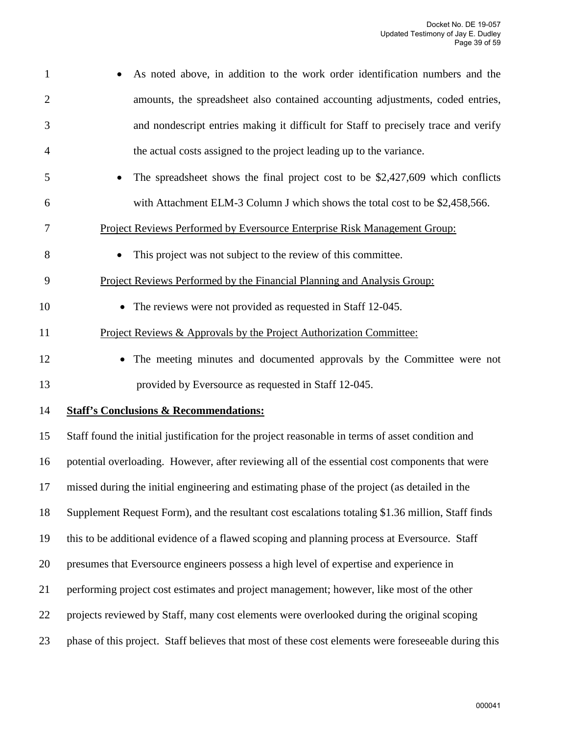- As noted above, in addition to the work order identification numbers and the amounts, the spreadsheet also contained accounting adjustments, coded entries, and nondescript entries making it difficult for Staff to precisely trace and verify the actual costs assigned to the project leading up to the variance.
- The spreadsheet shows the final project cost to be $2,427,609 which conflicts with Attachment ELM-3 Column J which shows the total cost to be $2,458,566.

Project Reviews Performed by Eversource Enterprise Risk Management Group:

- This project was not subject to the review of this committee.

Project Reviews Performed by the Financial Planning and Analysis Group:

- The reviews were not provided as requested in Staff 12-045.

Project Reviews & Approvals by the Project Authorization Committee:

- The meeting minutes and documented approvals by the Committee were not provided by Eversource as requested in Staff 12-045.

**Staff's Conclusions & Recommendations:**

Staff found the initial justification for the project reasonable in terms of asset condition and potential overloading. However, after reviewing all of the essential cost components that were missed during the initial engineering and estimating phase of the project (as detailed in the Supplement Request Form), and the resultant cost escalations totaling $1.36 million, Staff finds this to be additional evidence of a flawed scoping and planning process at Eversource. Staff presumes that Eversource engineers possess a high level of expertise and experience in performing project cost estimates and project management; however, like most of the other projects reviewed by Staff, many cost elements were overlooked during the original scoping phase of this project. Staff believes that most of these cost elements were foreseeable during this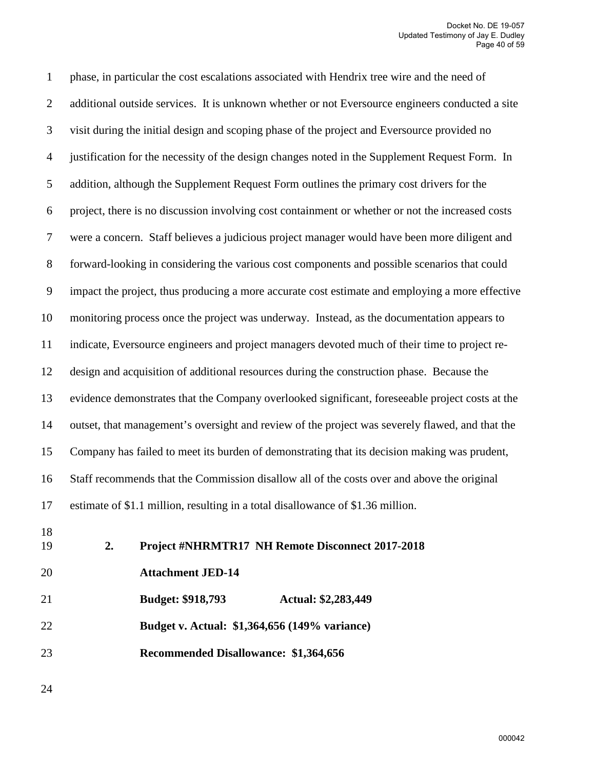phase, in particular the cost escalations associated with Hendrix tree wire and the need of additional outside services. It is unknown whether or not Eversource engineers conducted a site visit during the initial design and scoping phase of the project and Eversource provided no justification for the necessity of the design changes noted in the Supplement Request Form. In addition, although the Supplement Request Form outlines the primary cost drivers for the project, there is no discussion involving cost containment or whether or not the increased costs were a concern. Staff believes a judicious project manager would have been more diligent and forward-looking in considering the various cost components and possible scenarios that could impact the project, thus producing a more accurate cost estimate and employing a more effective monitoring process once the project was underway. Instead, as the documentation appears to indicate, Eversource engineers and project managers devoted much of their time to project re-design and acquisition of additional resources during the construction phase. Because the evidence demonstrates that the Company overlooked significant, foreseeable project costs at the outset, that management's oversight and review of the project was severely flawed, and that the Company has failed to meet its burden of demonstrating that its decision making was prudent, Staff recommends that the Commission disallow all of the costs over and above the original estimate of $1.1 million, resulting in a total disallowance of $1.36 million.

**2. Project #NHRMTR17 NH Remote Disconnect 2017-2018**

**Attachment JED-14**

**Budget: $918,793 Actual: $2,283,449**

**Budget v. Actual: $1,364,656 (149% variance)**

**Recommended Disallowance: $1,364,656**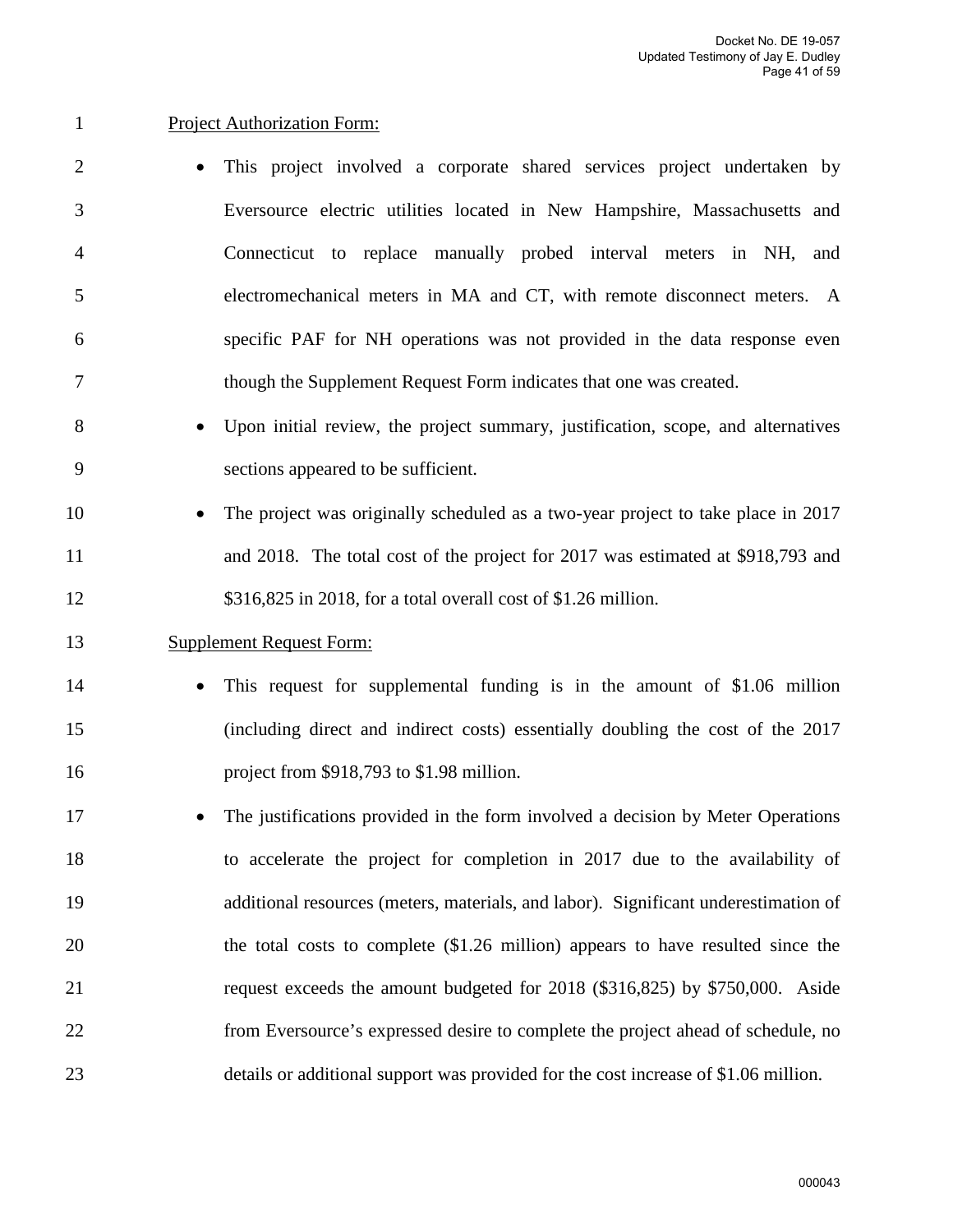Project Authorization Form:

- This project involved a corporate shared services project undertaken by Eversource electric utilities located in New Hampshire, Massachusetts and Connecticut to replace manually probed interval meters in NH, and electromechanical meters in MA and CT, with remote disconnect meters. A specific PAF for NH operations was not provided in the data response even though the Supplement Request Form indicates that one was created.
- Upon initial review, the project summary, justification, scope, and alternatives sections appeared to be sufficient.
- The project was originally scheduled as a two-year project to take place in 2017 and 2018. The total cost of the project for 2017 was estimated at $918,793 and $316,825 in 2018, for a total overall cost of $1.26 million.

Supplement Request Form:

- This request for supplemental funding is in the amount of $1.06 million (including direct and indirect costs) essentially doubling the cost of the 2017 project from $918,793 to $1.98 million.
- The justifications provided in the form involved a decision by Meter Operations to accelerate the project for completion in 2017 due to the availability of additional resources (meters, materials, and labor). Significant underestimation of the total costs to complete ($1.26 million) appears to have resulted since the request exceeds the amount budgeted for 2018 ($316,825) by $750,000. Aside from Eversource's expressed desire to complete the project ahead of schedule, no details or additional support was provided for the cost increase of $1.06 million.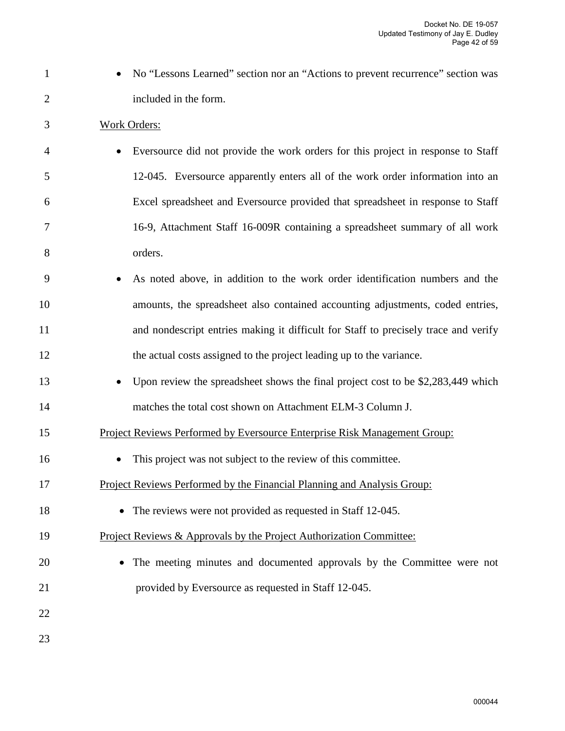- No "Lessons Learned" section nor an "Actions to prevent recurrence" section was included in the form.

Work Orders:

- Eversource did not provide the work orders for this project in response to Staff 12-045. Eversource apparently enters all of the work order information into an Excel spreadsheet and Eversource provided that spreadsheet in response to Staff 16-9, Attachment Staff 16-009R containing a spreadsheet summary of all work orders.
- As noted above, in addition to the work order identification numbers and the amounts, the spreadsheet also contained accounting adjustments, coded entries, and nondescript entries making it difficult for Staff to precisely trace and verify the actual costs assigned to the project leading up to the variance.
- Upon review the spreadsheet shows the final project cost to be $2,283,449 which matches the total cost shown on Attachment ELM-3 Column J.

Project Reviews Performed by Eversource Enterprise Risk Management Group:

- This project was not subject to the review of this committee.

Project Reviews Performed by the Financial Planning and Analysis Group:

- The reviews were not provided as requested in Staff 12-045.

Project Reviews & Approvals by the Project Authorization Committee:

- The meeting minutes and documented approvals by the Committee were not provided by Eversource as requested in Staff 12-045.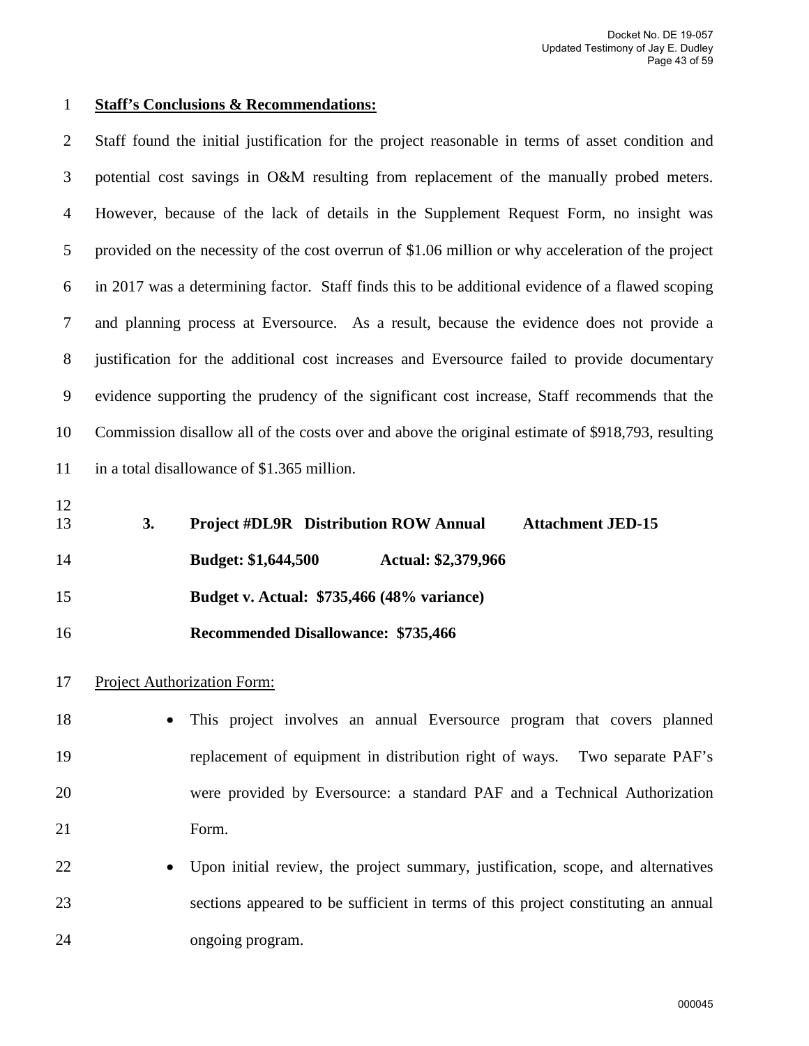**Staff's Conclusions & Recommendations:**

Staff found the initial justification for the project reasonable in terms of asset condition and potential cost savings in O&M resulting from replacement of the manually probed meters. However, because of the lack of details in the Supplement Request Form, no insight was provided on the necessity of the cost overrun of $1.06 million or why acceleration of the project in 2017 was a determining factor. Staff finds this to be additional evidence of a flawed scoping and planning process at Eversource. As a result, because the evidence does not provide a justification for the additional cost increases and Eversource failed to provide documentary evidence supporting the prudency of the significant cost increase, Staff recommends that the Commission disallow all of the costs over and above the original estimate of $918,793, resulting in a total disallowance of $1.365 million.

**3. Project #DL9R Distribution ROW Annual Attachment JED-15**

**Budget: $1,644,500 Actual: $2,379,966**

**Budget v. Actual: $735,466 (48% variance)**

**Recommended Disallowance: $735,466**

Project Authorization Form:

- This project involves an annual Eversource program that covers planned replacement of equipment in distribution right of ways. Two separate PAF's were provided by Eversource: a standard PAF and a Technical Authorization Form.
- Upon initial review, the project summary, justification, scope, and alternatives sections appeared to be sufficient in terms of this project constituting an annual ongoing program.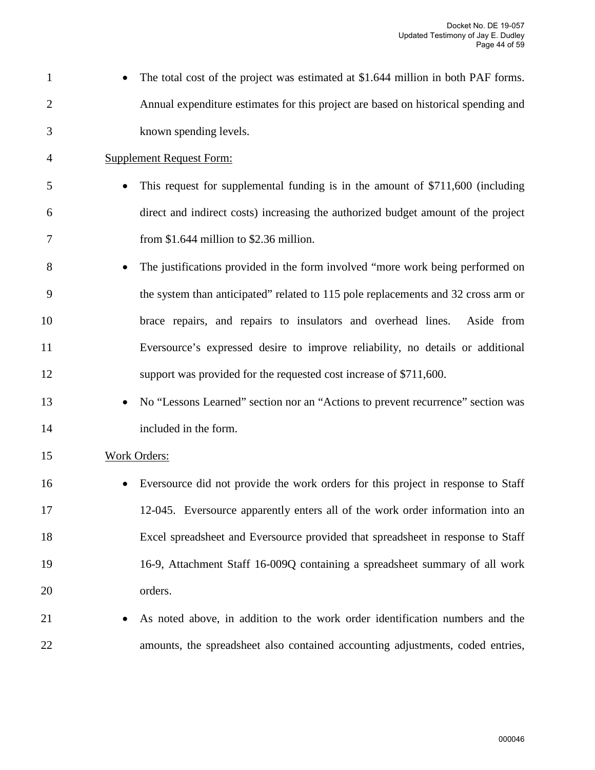- The total cost of the project was estimated at $1.644 million in both PAF forms. Annual expenditure estimates for this project are based on historical spending and known spending levels.

Supplement Request Form:

- This request for supplemental funding is in the amount of $711,600 (including direct and indirect costs) increasing the authorized budget amount of the project from $1.644 million to $2.36 million.
- The justifications provided in the form involved "more work being performed on the system than anticipated" related to 115 pole replacements and 32 cross arm or brace repairs, and repairs to insulators and overhead lines. Aside from Eversource's expressed desire to improve reliability, no details or additional support was provided for the requested cost increase of $711,600.
- No "Lessons Learned" section nor an "Actions to prevent recurrence" section was included in the form.

Work Orders:

- Eversource did not provide the work orders for this project in response to Staff 12-045. Eversource apparently enters all of the work order information into an Excel spreadsheet and Eversource provided that spreadsheet in response to Staff 16-9, Attachment Staff 16-009Q containing a spreadsheet summary of all work orders.
- As noted above, in addition to the work order identification numbers and the amounts, the spreadsheet also contained accounting adjustments, coded entries,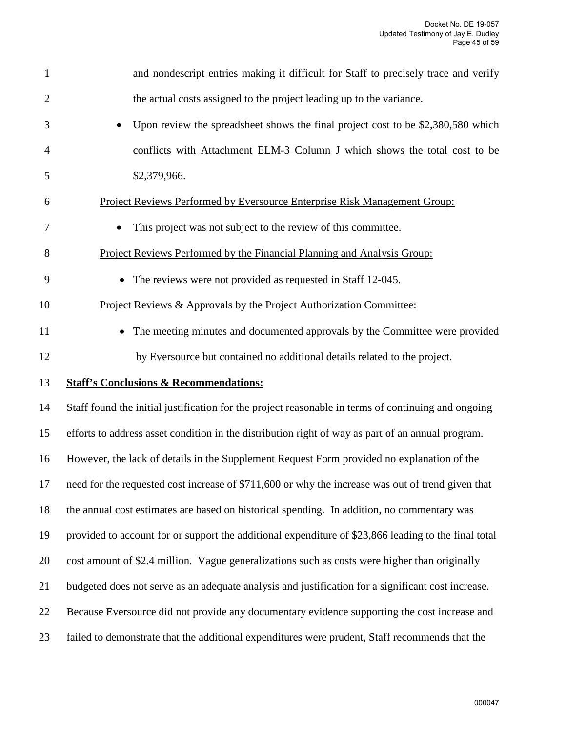and nondescript entries making it difficult for Staff to precisely trace and verify the actual costs assigned to the project leading up to the variance.

- Upon review the spreadsheet shows the final project cost to be $2,380,580 which conflicts with Attachment ELM-3 Column J which shows the total cost to be $2,379,966.

Project Reviews Performed by Eversource Enterprise Risk Management Group:

- This project was not subject to the review of this committee.

Project Reviews Performed by the Financial Planning and Analysis Group:

- The reviews were not provided as requested in Staff 12-045.

Project Reviews & Approvals by the Project Authorization Committee:

- The meeting minutes and documented approvals by the Committee were provided by Eversource but contained no additional details related to the project.

**Staff's Conclusions & Recommendations:**

Staff found the initial justification for the project reasonable in terms of continuing and ongoing efforts to address asset condition in the distribution right of way as part of an annual program. However, the lack of details in the Supplement Request Form provided no explanation of the need for the requested cost increase of $711,600 or why the increase was out of trend given that the annual cost estimates are based on historical spending. In addition, no commentary was provided to account for or support the additional expenditure of $23,866 leading to the final total cost amount of $2.4 million. Vague generalizations such as costs were higher than originally budgeted does not serve as an adequate analysis and justification for a significant cost increase. Because Eversource did not provide any documentary evidence supporting the cost increase and failed to demonstrate that the additional expenditures were prudent, Staff recommends that the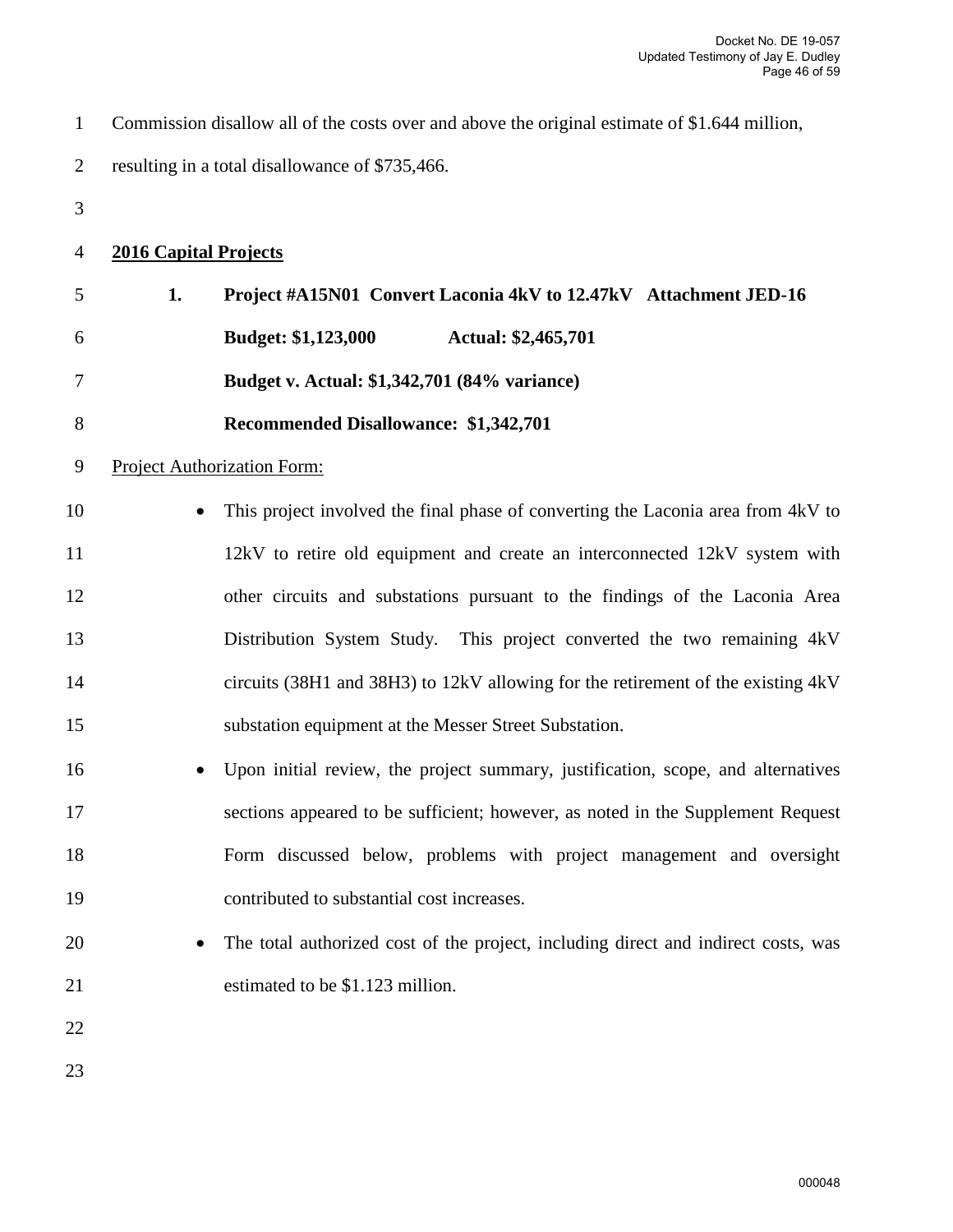Commission disallow all of the costs over and above the original estimate of $1.644 million, resulting in a total disallowance of $735,466.

**<u>2016 Capital Projects</u>**

**1. Project #A15N01 Convert Laconia 4kV to 12.47kV Attachment JED-16**

**Budget: $1,123,000 Actual: $2,465,701**

**Budget v. Actual: $1,342,701 (84% variance)**

**Recommended Disallowance: $1,342,701**

<u>Project Authorization Form:</u>

- This project involved the final phase of converting the Laconia area from 4kV to 12kV to retire old equipment and create an interconnected 12kV system with other circuits and substations pursuant to the findings of the Laconia Area Distribution System Study. This project converted the two remaining 4kV circuits (38H1 and 38H3) to 12kV allowing for the retirement of the existing 4kV substation equipment at the Messer Street Substation.
- Upon initial review, the project summary, justification, scope, and alternatives sections appeared to be sufficient; however, as noted in the Supplement Request Form discussed below, problems with project management and oversight contributed to substantial cost increases.
- The total authorized cost of the project, including direct and indirect costs, was estimated to be $1.123 million.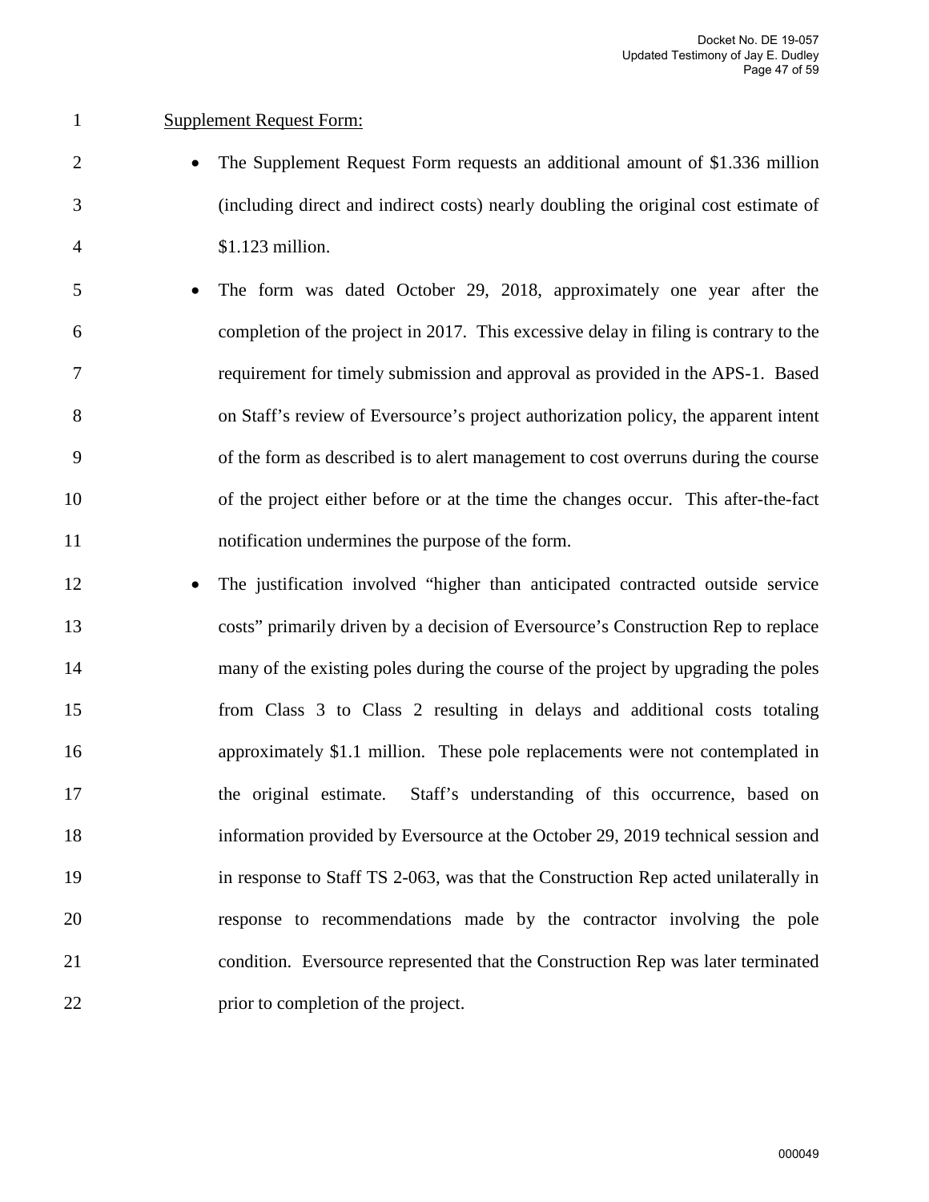<u>Supplement Request Form:</u>

- The Supplement Request Form requests an additional amount of $1.336 million (including direct and indirect costs) nearly doubling the original cost estimate of $1.123 million.
- The form was dated October 29, 2018, approximately one year after the completion of the project in 2017. This excessive delay in filing is contrary to the requirement for timely submission and approval as provided in the APS-1. Based on Staff's review of Eversource's project authorization policy, the apparent intent of the form as described is to alert management to cost overruns during the course of the project either before or at the time the changes occur. This after-the-fact notification undermines the purpose of the form.
- The justification involved "higher than anticipated contracted outside service costs" primarily driven by a decision of Eversource's Construction Rep to replace many of the existing poles during the course of the project by upgrading the poles from Class 3 to Class 2 resulting in delays and additional costs totaling approximately $1.1 million. These pole replacements were not contemplated in the original estimate. Staff's understanding of this occurrence, based on information provided by Eversource at the October 29, 2019 technical session and in response to Staff TS 2-063, was that the Construction Rep acted unilaterally in response to recommendations made by the contractor involving the pole condition. Eversource represented that the Construction Rep was later terminated prior to completion of the project.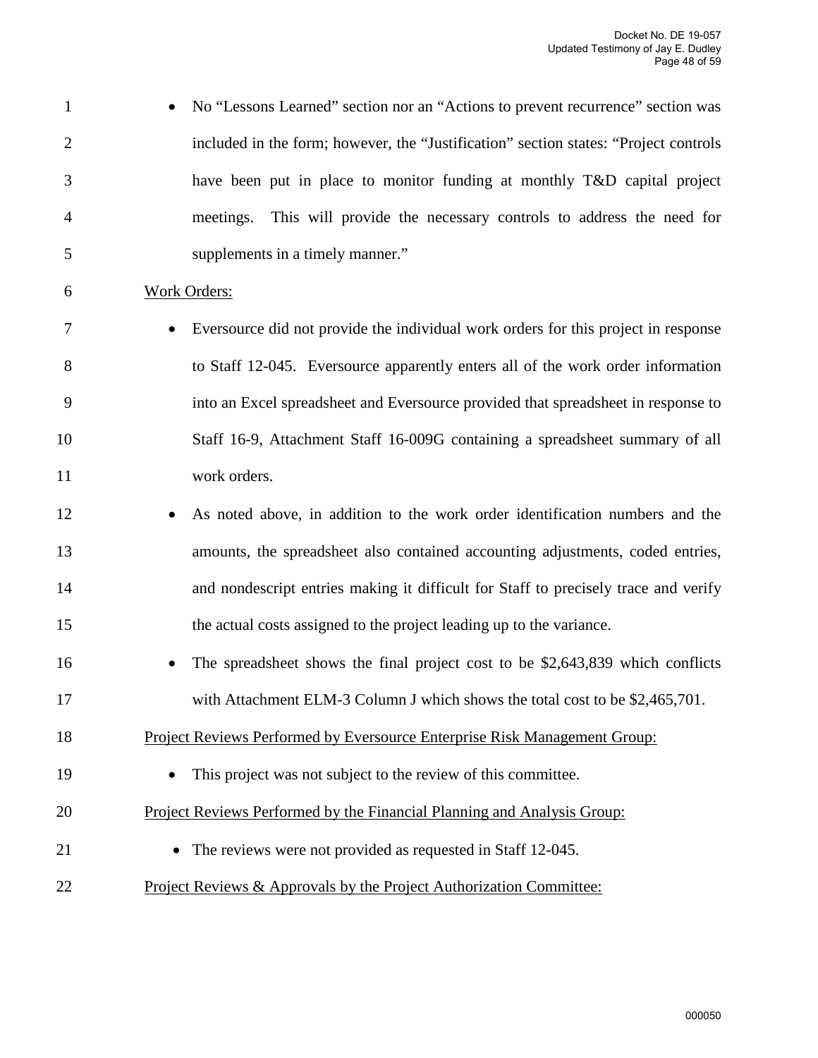- No "Lessons Learned" section nor an "Actions to prevent recurrence" section was included in the form; however, the "Justification" section states: "Project controls have been put in place to monitor funding at monthly T&D capital project meetings. This will provide the necessary controls to address the need for supplements in a timely manner."

Work Orders:

- Eversource did not provide the individual work orders for this project in response to Staff 12-045. Eversource apparently enters all of the work order information into an Excel spreadsheet and Eversource provided that spreadsheet in response to Staff 16-9, Attachment Staff 16-009G containing a spreadsheet summary of all work orders.
- As noted above, in addition to the work order identification numbers and the amounts, the spreadsheet also contained accounting adjustments, coded entries, and nondescript entries making it difficult for Staff to precisely trace and verify the actual costs assigned to the project leading up to the variance.
- The spreadsheet shows the final project cost to be $2,643,839 which conflicts with Attachment ELM-3 Column J which shows the total cost to be $2,465,701.

Project Reviews Performed by Eversource Enterprise Risk Management Group:

- This project was not subject to the review of this committee.

Project Reviews Performed by the Financial Planning and Analysis Group:

- The reviews were not provided as requested in Staff 12-045.

Project Reviews & Approvals by the Project Authorization Committee: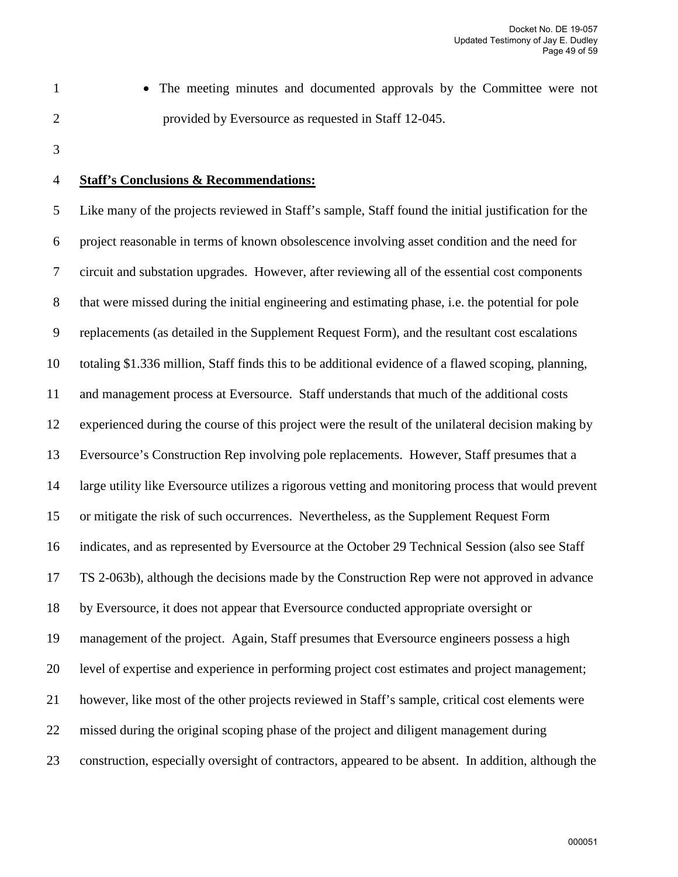- The meeting minutes and documented approvals by the Committee were not provided by Eversource as requested in Staff 12-045.

**Staff's Conclusions & Recommendations:**

Like many of the projects reviewed in Staff's sample, Staff found the initial justification for the project reasonable in terms of known obsolescence involving asset condition and the need for circuit and substation upgrades. However, after reviewing all of the essential cost components that were missed during the initial engineering and estimating phase, i.e. the potential for pole replacements (as detailed in the Supplement Request Form), and the resultant cost escalations totaling $1.336 million, Staff finds this to be additional evidence of a flawed scoping, planning, and management process at Eversource. Staff understands that much of the additional costs experienced during the course of this project were the result of the unilateral decision making by Eversource's Construction Rep involving pole replacements. However, Staff presumes that a large utility like Eversource utilizes a rigorous vetting and monitoring process that would prevent or mitigate the risk of such occurrences. Nevertheless, as the Supplement Request Form indicates, and as represented by Eversource at the October 29 Technical Session (also see Staff TS 2-063b), although the decisions made by the Construction Rep were not approved in advance by Eversource, it does not appear that Eversource conducted appropriate oversight or management of the project. Again, Staff presumes that Eversource engineers possess a high level of expertise and experience in performing project cost estimates and project management; however, like most of the other projects reviewed in Staff's sample, critical cost elements were missed during the original scoping phase of the project and diligent management during construction, especially oversight of contractors, appeared to be absent. In addition, although the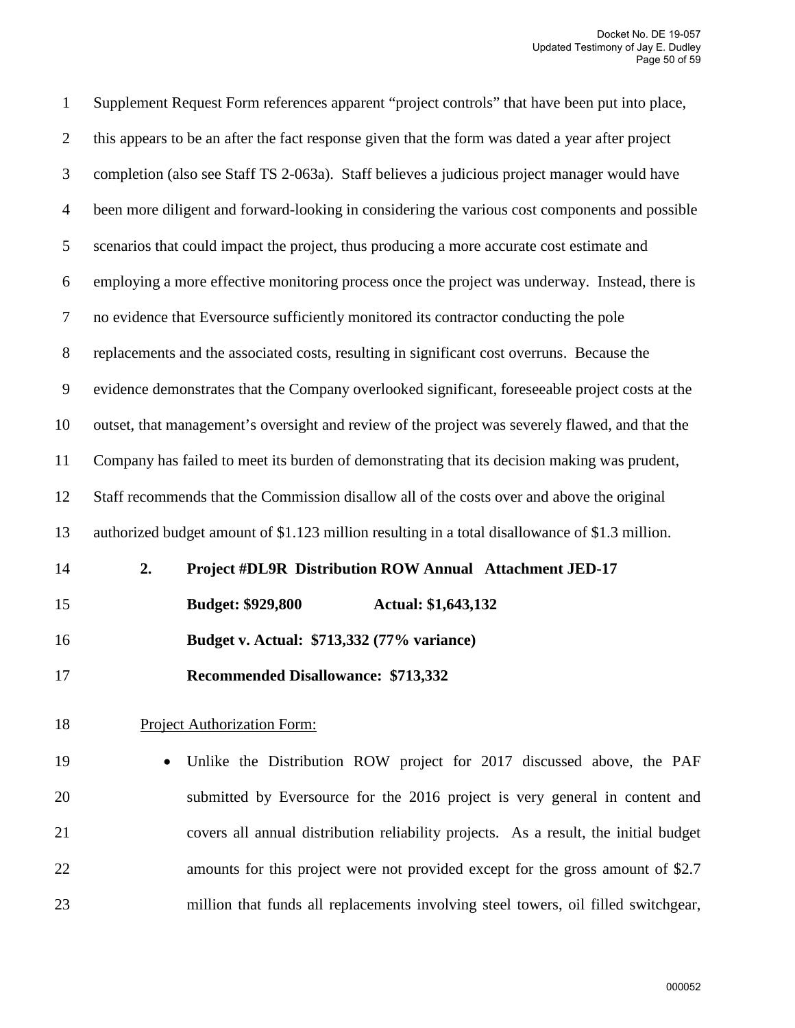Supplement Request Form references apparent "project controls" that have been put into place, this appears to be an after the fact response given that the form was dated a year after project completion (also see Staff TS 2-063a). Staff believes a judicious project manager would have been more diligent and forward-looking in considering the various cost components and possible scenarios that could impact the project, thus producing a more accurate cost estimate and employing a more effective monitoring process once the project was underway. Instead, there is no evidence that Eversource sufficiently monitored its contractor conducting the pole replacements and the associated costs, resulting in significant cost overruns. Because the evidence demonstrates that the Company overlooked significant, foreseeable project costs at the outset, that management's oversight and review of the project was severely flawed, and that the Company has failed to meet its burden of demonstrating that its decision making was prudent, Staff recommends that the Commission disallow all of the costs over and above the original authorized budget amount of $1.123 million resulting in a total disallowance of $1.3 million.

**2. Project #DL9R Distribution ROW Annual Attachment JED-17**

**Budget: $929,800 Actual: $1,643,132**

**Budget v. Actual: $713,332 (77% variance)**

**Recommended Disallowance: $713,332**

<u>Project Authorization Form:</u>

- Unlike the Distribution ROW project for 2017 discussed above, the PAF submitted by Eversource for the 2016 project is very general in content and covers all annual distribution reliability projects. As a result, the initial budget amounts for this project were not provided except for the gross amount of $2.7 million that funds all replacements involving steel towers, oil filled switchgear,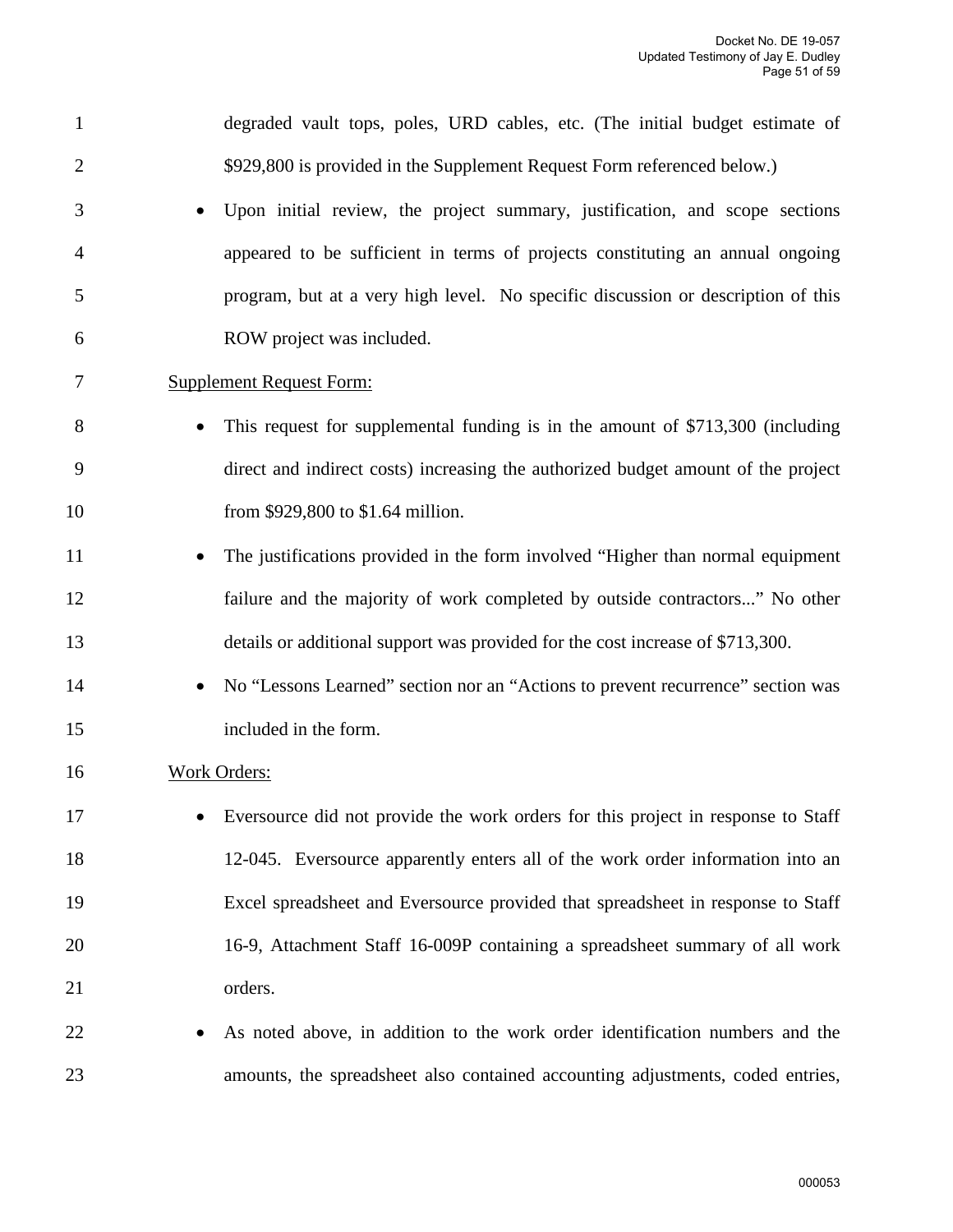degraded vault tops, poles, URD cables, etc. (The initial budget estimate of $929,800 is provided in the Supplement Request Form referenced below.)

- Upon initial review, the project summary, justification, and scope sections appeared to be sufficient in terms of projects constituting an annual ongoing program, but at a very high level. No specific discussion or description of this ROW project was included.

<u>Supplement Request Form:</u>

- This request for supplemental funding is in the amount of $713,300 (including direct and indirect costs) increasing the authorized budget amount of the project from $929,800 to $1.64 million.
- The justifications provided in the form involved "Higher than normal equipment failure and the majority of work completed by outside contractors..." No other details or additional support was provided for the cost increase of $713,300.
- No "Lessons Learned" section nor an "Actions to prevent recurrence" section was included in the form.

<u>Work Orders:</u>

- Eversource did not provide the work orders for this project in response to Staff 12-045. Eversource apparently enters all of the work order information into an Excel spreadsheet and Eversource provided that spreadsheet in response to Staff 16-9, Attachment Staff 16-009P containing a spreadsheet summary of all work orders.
- As noted above, in addition to the work order identification numbers and the amounts, the spreadsheet also contained accounting adjustments, coded entries,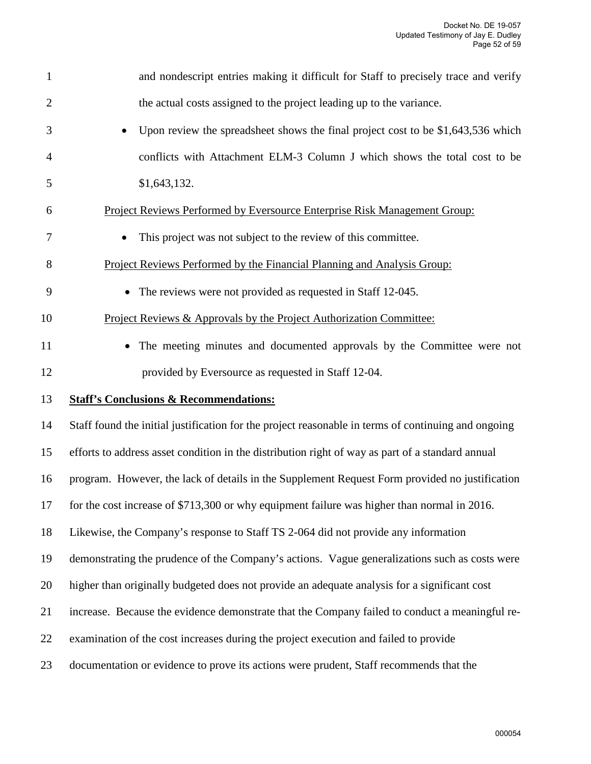and nondescript entries making it difficult for Staff to precisely trace and verify the actual costs assigned to the project leading up to the variance.

- Upon review the spreadsheet shows the final project cost to be $1,643,536 which conflicts with Attachment ELM-3 Column J which shows the total cost to be $1,643,132.

Project Reviews Performed by Eversource Enterprise Risk Management Group:

- This project was not subject to the review of this committee.

Project Reviews Performed by the Financial Planning and Analysis Group:

- The reviews were not provided as requested in Staff 12-045.

Project Reviews & Approvals by the Project Authorization Committee:

- The meeting minutes and documented approvals by the Committee were not provided by Eversource as requested in Staff 12-04.

**Staff's Conclusions & Recommendations:**

Staff found the initial justification for the project reasonable in terms of continuing and ongoing efforts to address asset condition in the distribution right of way as part of a standard annual program. However, the lack of details in the Supplement Request Form provided no justification for the cost increase of $713,300 or why equipment failure was higher than normal in 2016. Likewise, the Company's response to Staff TS 2-064 did not provide any information demonstrating the prudence of the Company's actions. Vague generalizations such as costs were higher than originally budgeted does not provide an adequate analysis for a significant cost increase. Because the evidence demonstrate that the Company failed to conduct a meaningful re-examination of the cost increases during the project execution and failed to provide documentation or evidence to prove its actions were prudent, Staff recommends that the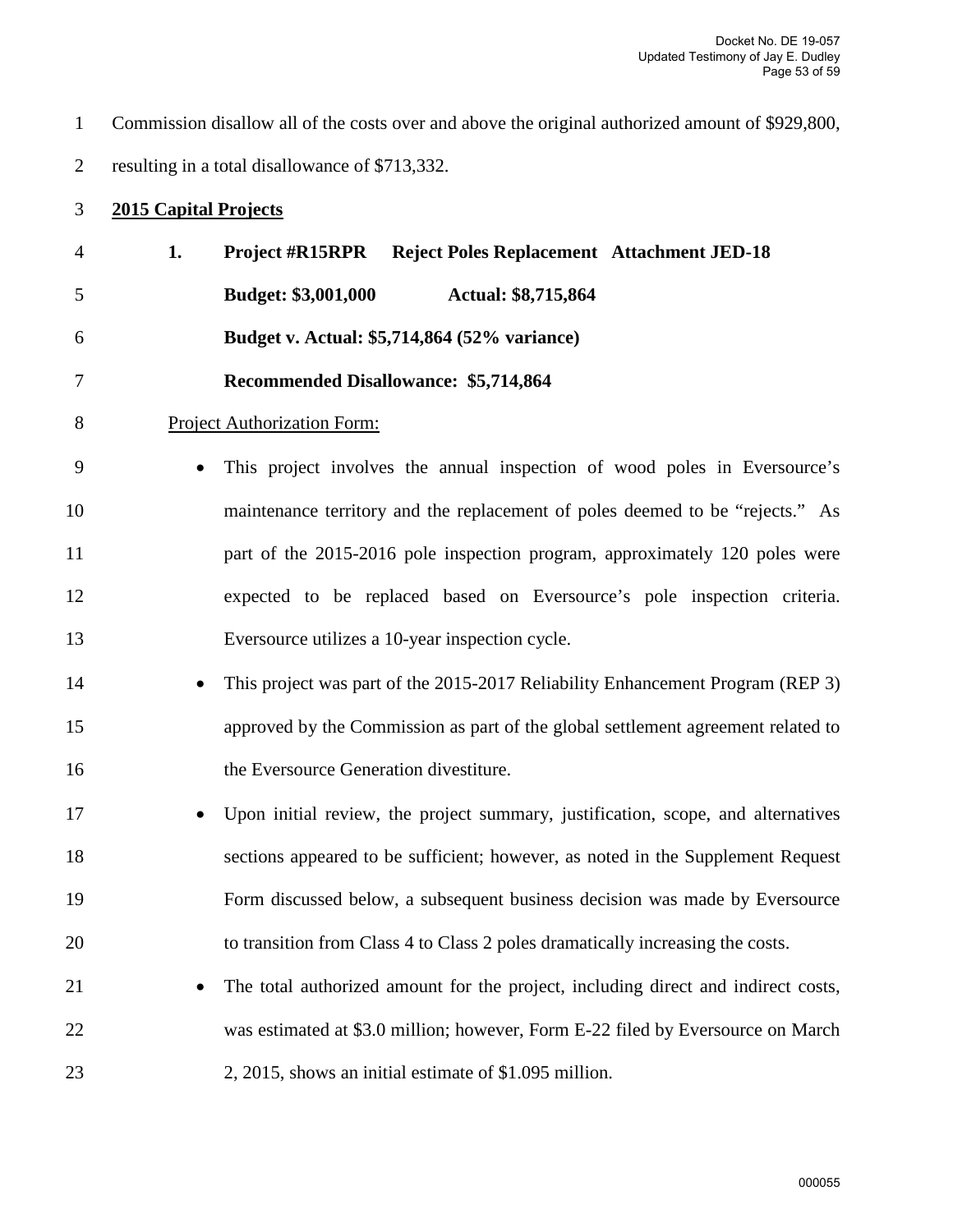Commission disallow all of the costs over and above the original authorized amount of $929,800, resulting in a total disallowance of $713,332.

**<u>2015 Capital Projects</u>**

**1. Project #R15RPR Reject Poles Replacement Attachment JED-18**

**Budget: $3,001,000 Actual: $8,715,864**

**Budget v. Actual: $5,714,864 (52% variance)**

**Recommended Disallowance: $5,714,864**

<u>Project Authorization Form:</u>

- This project involves the annual inspection of wood poles in Eversource's maintenance territory and the replacement of poles deemed to be "rejects." As part of the 2015-2016 pole inspection program, approximately 120 poles were expected to be replaced based on Eversource's pole inspection criteria. Eversource utilizes a 10-year inspection cycle.
- This project was part of the 2015-2017 Reliability Enhancement Program (REP 3) approved by the Commission as part of the global settlement agreement related to the Eversource Generation divestiture.
- Upon initial review, the project summary, justification, scope, and alternatives sections appeared to be sufficient; however, as noted in the Supplement Request Form discussed below, a subsequent business decision was made by Eversource to transition from Class 4 to Class 2 poles dramatically increasing the costs.
- The total authorized amount for the project, including direct and indirect costs, was estimated at $3.0 million; however, Form E-22 filed by Eversource on March 2, 2015, shows an initial estimate of $1.095 million.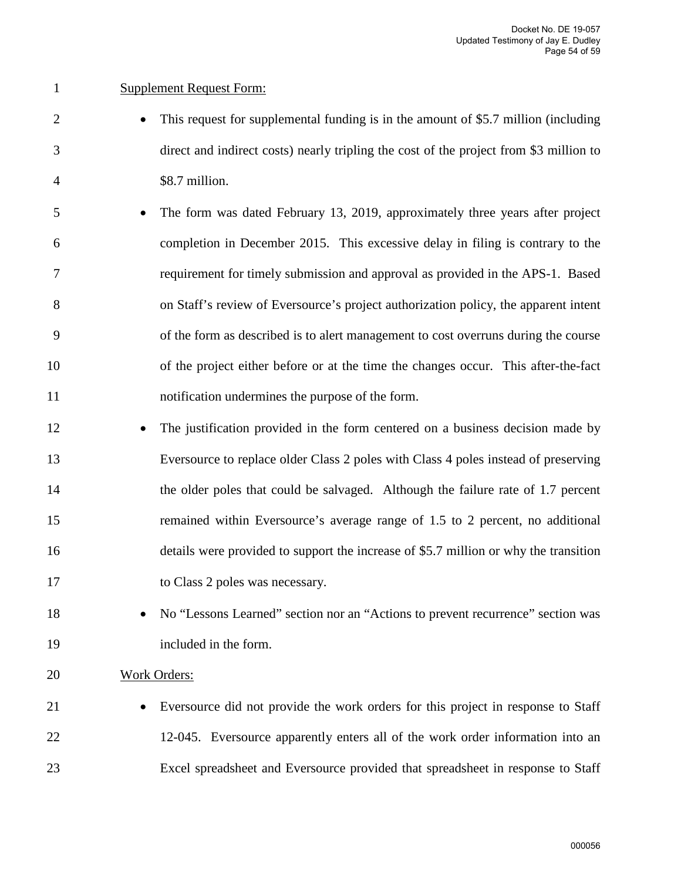Supplement Request Form:

- This request for supplemental funding is in the amount of $5.7 million (including direct and indirect costs) nearly tripling the cost of the project from $3 million to $8.7 million.
- The form was dated February 13, 2019, approximately three years after project completion in December 2015. This excessive delay in filing is contrary to the requirement for timely submission and approval as provided in the APS-1. Based on Staff's review of Eversource's project authorization policy, the apparent intent of the form as described is to alert management to cost overruns during the course of the project either before or at the time the changes occur. This after-the-fact notification undermines the purpose of the form.
- The justification provided in the form centered on a business decision made by Eversource to replace older Class 2 poles with Class 4 poles instead of preserving the older poles that could be salvaged. Although the failure rate of 1.7 percent remained within Eversource's average range of 1.5 to 2 percent, no additional details were provided to support the increase of $5.7 million or why the transition to Class 2 poles was necessary.
- No "Lessons Learned" section nor an "Actions to prevent recurrence" section was included in the form.

Work Orders:

- Eversource did not provide the work orders for this project in response to Staff 12-045. Eversource apparently enters all of the work order information into an Excel spreadsheet and Eversource provided that spreadsheet in response to Staff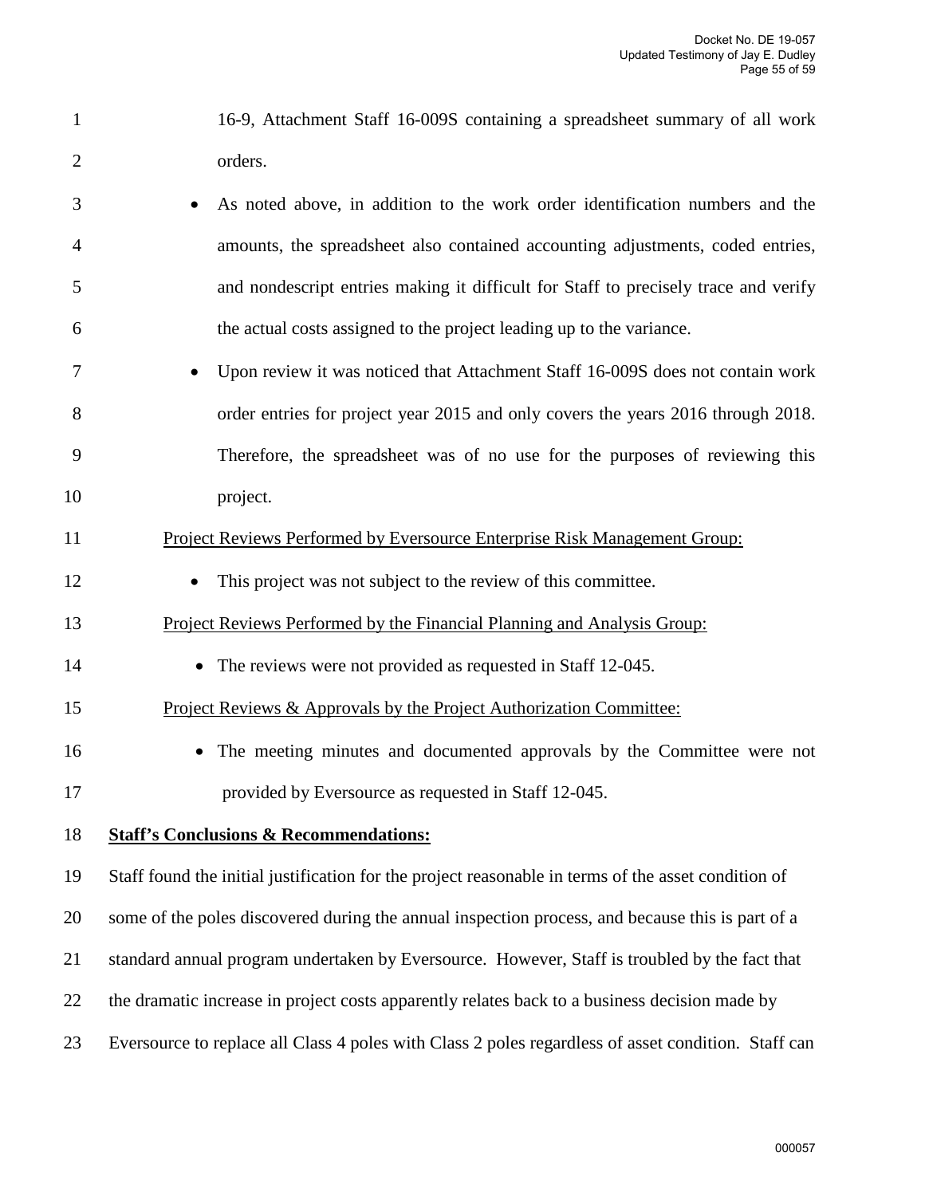16-9, Attachment Staff 16-009S containing a spreadsheet summary of all work orders.

- As noted above, in addition to the work order identification numbers and the amounts, the spreadsheet also contained accounting adjustments, coded entries, and nondescript entries making it difficult for Staff to precisely trace and verify the actual costs assigned to the project leading up to the variance.
- Upon review it was noticed that Attachment Staff 16-009S does not contain work order entries for project year 2015 and only covers the years 2016 through 2018. Therefore, the spreadsheet was of no use for the purposes of reviewing this project.

<u>Project Reviews Performed by Eversource Enterprise Risk Management Group:</u>

- This project was not subject to the review of this committee.

<u>Project Reviews Performed by the Financial Planning and Analysis Group:</u>

- The reviews were not provided as requested in Staff 12-045.

<u>Project Reviews & Approvals by the Project Authorization Committee:</u>

- The meeting minutes and documented approvals by the Committee were not provided by Eversource as requested in Staff 12-045.

**<u>Staff's Conclusions & Recommendations:</u>**

Staff found the initial justification for the project reasonable in terms of the asset condition of some of the poles discovered during the annual inspection process, and because this is part of a standard annual program undertaken by Eversource. However, Staff is troubled by the fact that the dramatic increase in project costs apparently relates back to a business decision made by Eversource to replace all Class 4 poles with Class 2 poles regardless of asset condition. Staff can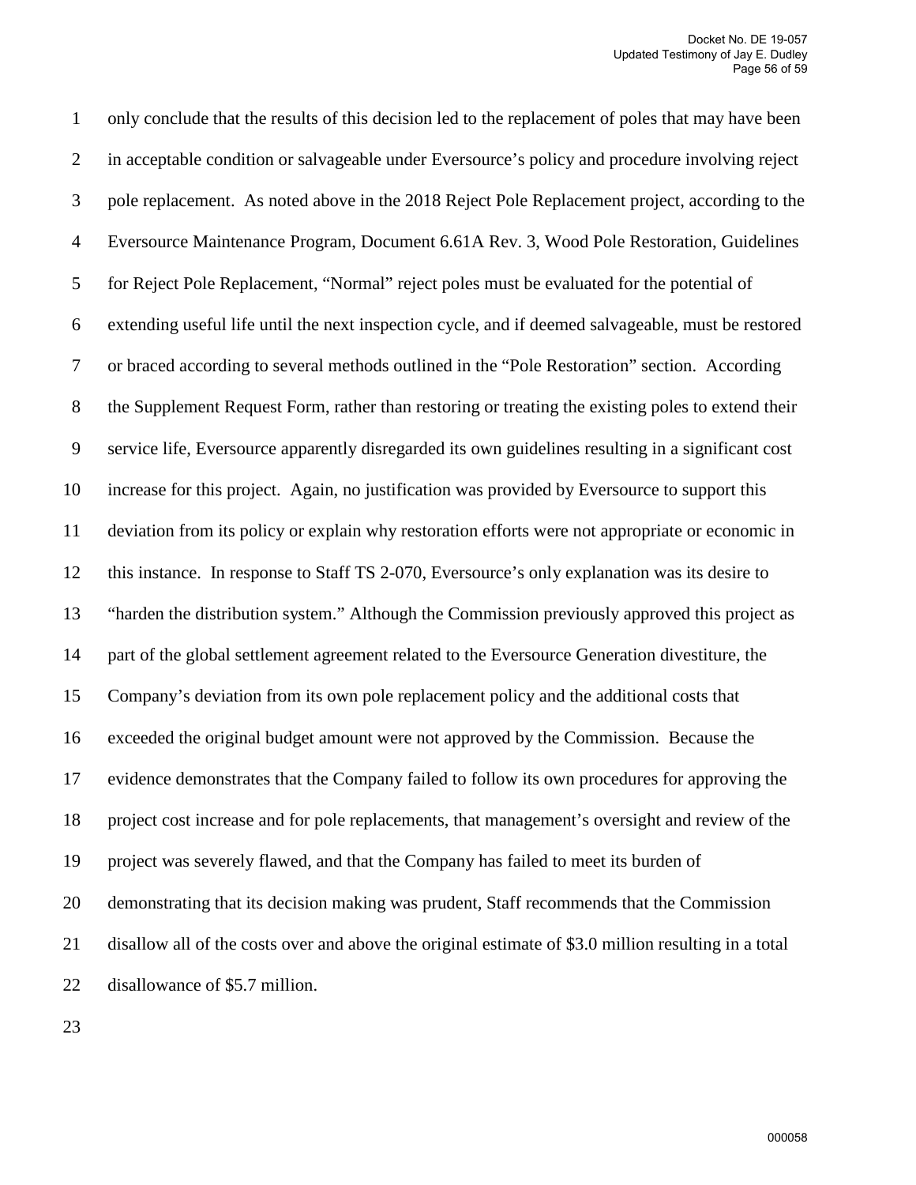only conclude that the results of this decision led to the replacement of poles that may have been in acceptable condition or salvageable under Eversource's policy and procedure involving reject pole replacement. As noted above in the 2018 Reject Pole Replacement project, according to the Eversource Maintenance Program, Document 6.61A Rev. 3, Wood Pole Restoration, Guidelines for Reject Pole Replacement, "Normal" reject poles must be evaluated for the potential of extending useful life until the next inspection cycle, and if deemed salvageable, must be restored or braced according to several methods outlined in the "Pole Restoration" section. According the Supplement Request Form, rather than restoring or treating the existing poles to extend their service life, Eversource apparently disregarded its own guidelines resulting in a significant cost increase for this project. Again, no justification was provided by Eversource to support this deviation from its policy or explain why restoration efforts were not appropriate or economic in this instance. In response to Staff TS 2-070, Eversource's only explanation was its desire to "harden the distribution system." Although the Commission previously approved this project as part of the global settlement agreement related to the Eversource Generation divestiture, the Company's deviation from its own pole replacement policy and the additional costs that exceeded the original budget amount were not approved by the Commission. Because the evidence demonstrates that the Company failed to follow its own procedures for approving the project cost increase and for pole replacements, that management's oversight and review of the project was severely flawed, and that the Company has failed to meet its burden of demonstrating that its decision making was prudent, Staff recommends that the Commission disallow all of the costs over and above the original estimate of $3.0 million resulting in a total disallowance of $5.7 million.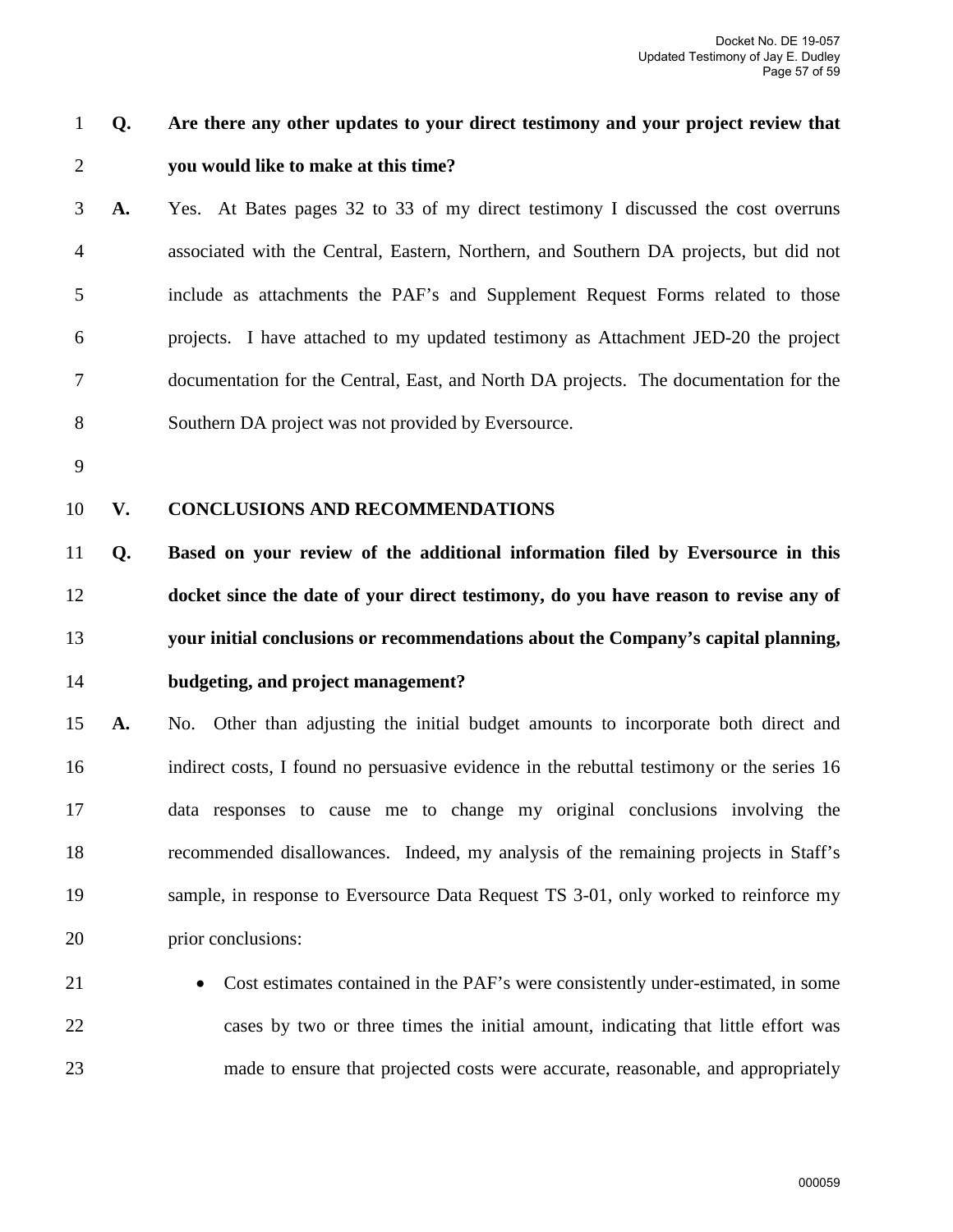**Q. Are there any other updates to your direct testimony and your project review that you would like to make at this time?**

**A.** Yes. At Bates pages 32 to 33 of my direct testimony I discussed the cost overruns associated with the Central, Eastern, Northern, and Southern DA projects, but did not include as attachments the PAF's and Supplement Request Forms related to those projects. I have attached to my updated testimony as Attachment JED-20 the project documentation for the Central, East, and North DA projects. The documentation for the Southern DA project was not provided by Eversource.

## V. CONCLUSIONS AND RECOMMENDATIONS

**Q. Based on your review of the additional information filed by Eversource in this docket since the date of your direct testimony, do you have reason to revise any of your initial conclusions or recommendations about the Company's capital planning, budgeting, and project management?**

**A.** No. Other than adjusting the initial budget amounts to incorporate both direct and indirect costs, I found no persuasive evidence in the rebuttal testimony or the series 16 data responses to cause me to change my original conclusions involving the recommended disallowances. Indeed, my analysis of the remaining projects in Staff's sample, in response to Eversource Data Request TS 3-01, only worked to reinforce my prior conclusions:

- Cost estimates contained in the PAF's were consistently under-estimated, in some cases by two or three times the initial amount, indicating that little effort was made to ensure that projected costs were accurate, reasonable, and appropriately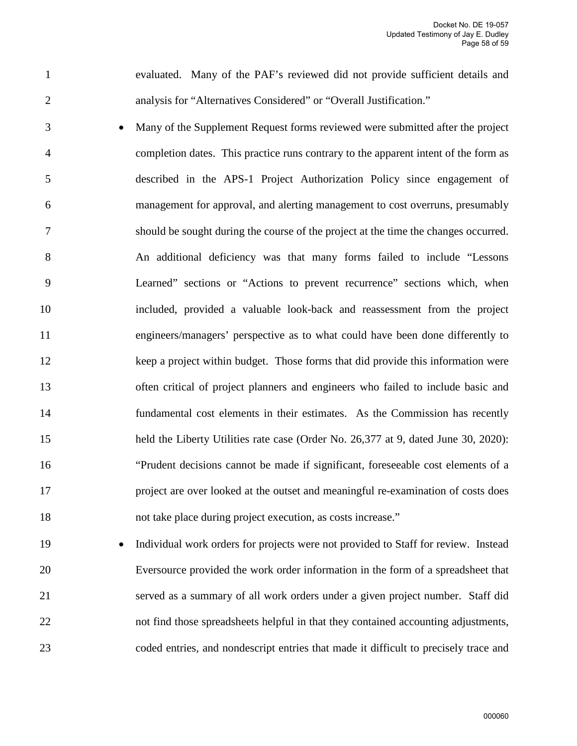evaluated. Many of the PAF's reviewed did not provide sufficient details and analysis for "Alternatives Considered" or "Overall Justification."

- Many of the Supplement Request forms reviewed were submitted after the project completion dates. This practice runs contrary to the apparent intent of the form as described in the APS-1 Project Authorization Policy since engagement of management for approval, and alerting management to cost overruns, presumably should be sought during the course of the project at the time the changes occurred. An additional deficiency was that many forms failed to include "Lessons Learned" sections or "Actions to prevent recurrence" sections which, when included, provided a valuable look-back and reassessment from the project engineers/managers' perspective as to what could have been done differently to keep a project within budget. Those forms that did provide this information were often critical of project planners and engineers who failed to include basic and fundamental cost elements in their estimates. As the Commission has recently held the Liberty Utilities rate case (Order No. 26,377 at 9, dated June 30, 2020): "Prudent decisions cannot be made if significant, foreseeable cost elements of a project are over looked at the outset and meaningful re-examination of costs does not take place during project execution, as costs increase."
- Individual work orders for projects were not provided to Staff for review. Instead Eversource provided the work order information in the form of a spreadsheet that served as a summary of all work orders under a given project number. Staff did not find those spreadsheets helpful in that they contained accounting adjustments, coded entries, and nondescript entries that made it difficult to precisely trace and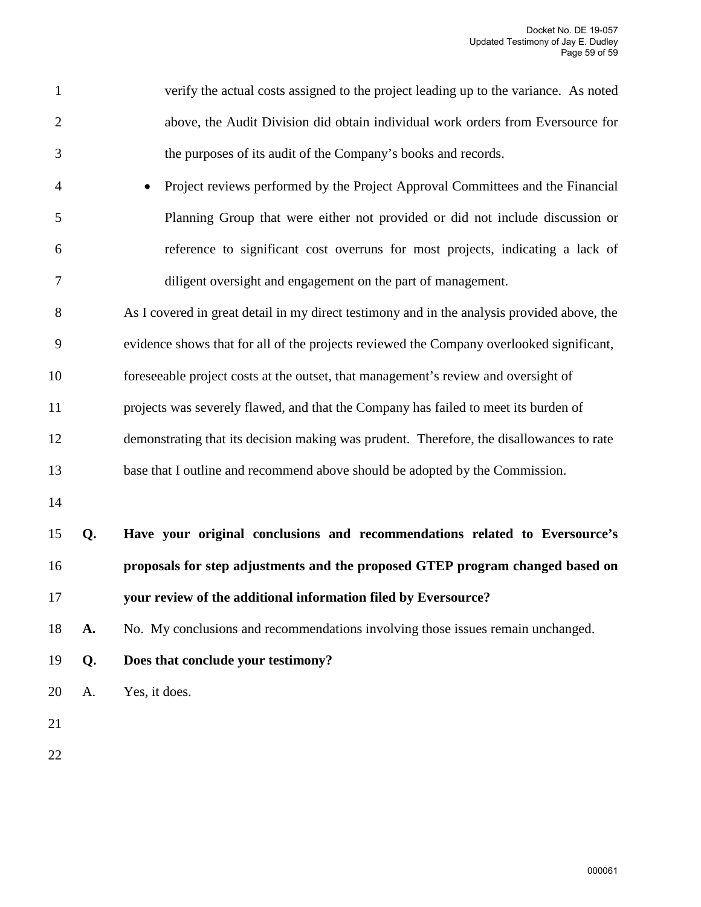verify the actual costs assigned to the project leading up to the variance. As noted above, the Audit Division did obtain individual work orders from Eversource for the purposes of its audit of the Company's books and records.

- Project reviews performed by the Project Approval Committees and the Financial Planning Group that were either not provided or did not include discussion or reference to significant cost overruns for most projects, indicating a lack of diligent oversight and engagement on the part of management.

As I covered in great detail in my direct testimony and in the analysis provided above, the evidence shows that for all of the projects reviewed the Company overlooked significant, foreseeable project costs at the outset, that management's review and oversight of projects was severely flawed, and that the Company has failed to meet its burden of demonstrating that its decision making was prudent. Therefore, the disallowances to rate base that I outline and recommend above should be adopted by the Commission.

**Q. Have your original conclusions and recommendations related to Eversource's proposals for step adjustments and the proposed GTEP program changed based on your review of the additional information filed by Eversource?**

**A.** No. My conclusions and recommendations involving those issues remain unchanged.

**Q. Does that conclude your testimony?**

A. Yes, it does.